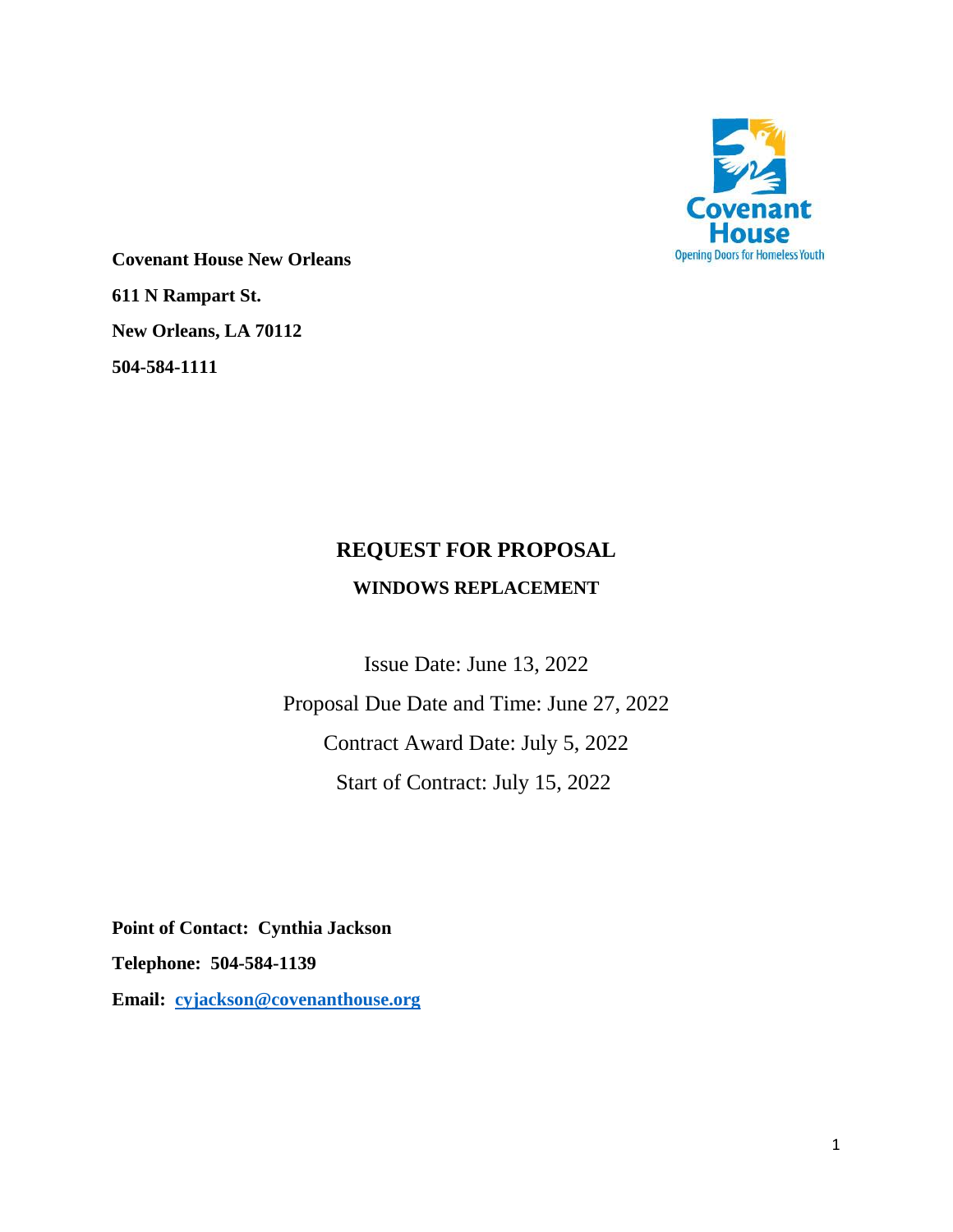**Covenant House New Orleans**

**611 N Rampart St.**

**New Orleans, LA 70112**

**504-584-1111**

# REQUEST FOR PROPOSAL

## WINDOWS REPLACEMENT

Issue Date: June 13, 2022

Proposal Due Date and Time: June 27, 2022

Contract Award Date: July 5, 2022

Start of Contract: July 15, 2022

**Point of Contact: Cynthia Jackson**

**Telephone: 504-584-1139**

**Email: cyjackson@covenanthouse.org**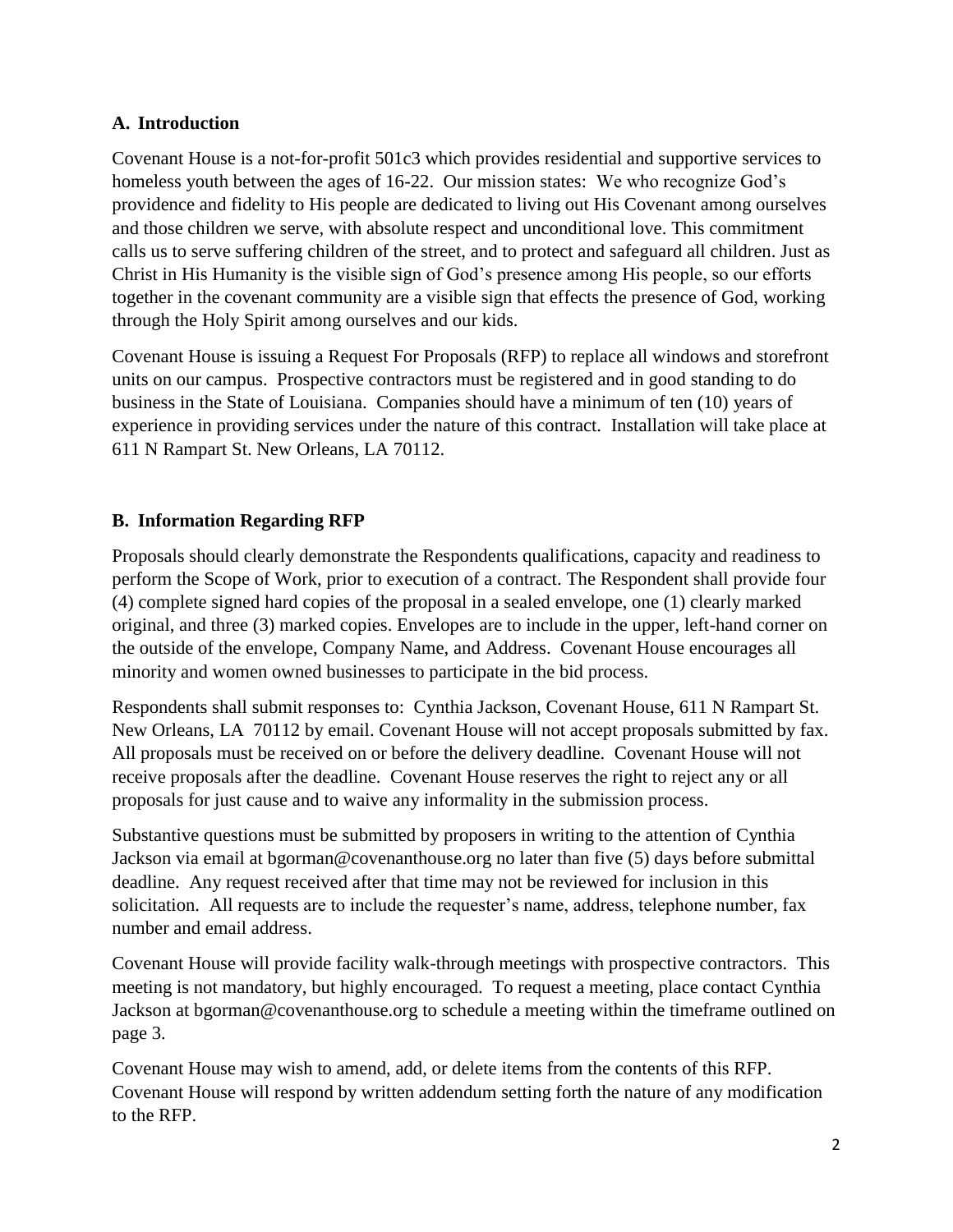## A. Introduction

Covenant House is a not-for-profit 501c3 which provides residential and supportive services to homeless youth between the ages of 16-22. Our mission states: We who recognize God's providence and fidelity to His people are dedicated to living out His Covenant among ourselves and those children we serve, with absolute respect and unconditional love. This commitment calls us to serve suffering children of the street, and to protect and safeguard all children. Just as Christ in His Humanity is the visible sign of God's presence among His people, so our efforts together in the covenant community are a visible sign that effects the presence of God, working through the Holy Spirit among ourselves and our kids.

Covenant House is issuing a Request For Proposals (RFP) to replace all windows and storefront units on our campus. Prospective contractors must be registered and in good standing to do business in the State of Louisiana. Companies should have a minimum of ten (10) years of experience in providing services under the nature of this contract. Installation will take place at 611 N Rampart St. New Orleans, LA 70112.

## B. Information Regarding RFP

Proposals should clearly demonstrate the Respondents qualifications, capacity and readiness to perform the Scope of Work, prior to execution of a contract. The Respondent shall provide four (4) complete signed hard copies of the proposal in a sealed envelope, one (1) clearly marked original, and three (3) marked copies. Envelopes are to include in the upper, left-hand corner on the outside of the envelope, Company Name, and Address. Covenant House encourages all minority and women owned businesses to participate in the bid process.

Respondents shall submit responses to: Cynthia Jackson, Covenant House, 611 N Rampart St. New Orleans, LA 70112 by email. Covenant House will not accept proposals submitted by fax. All proposals must be received on or before the delivery deadline. Covenant House will not receive proposals after the deadline. Covenant House reserves the right to reject any or all proposals for just cause and to waive any informality in the submission process.

Substantive questions must be submitted by proposers in writing to the attention of Cynthia Jackson via email at bgorman@covenanthouse.org no later than five (5) days before submittal deadline. Any request received after that time may not be reviewed for inclusion in this solicitation. All requests are to include the requester's name, address, telephone number, fax number and email address.

Covenant House will provide facility walk-through meetings with prospective contractors. This meeting is not mandatory, but highly encouraged. To request a meeting, place contact Cynthia Jackson at bgorman@covenanthouse.org to schedule a meeting within the timeframe outlined on page 3.

Covenant House may wish to amend, add, or delete items from the contents of this RFP. Covenant House will respond by written addendum setting forth the nature of any modification to the RFP.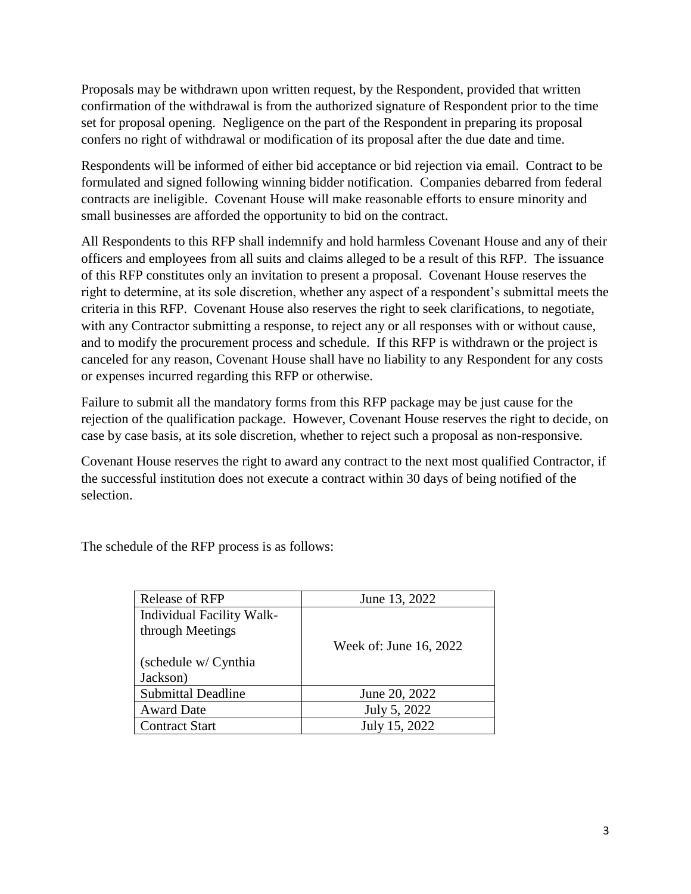Proposals may be withdrawn upon written request, by the Respondent, provided that written confirmation of the withdrawal is from the authorized signature of Respondent prior to the time set for proposal opening. Negligence on the part of the Respondent in preparing its proposal confers no right of withdrawal or modification of its proposal after the due date and time.

Respondents will be informed of either bid acceptance or bid rejection via email. Contract to be formulated and signed following winning bidder notification. Companies debarred from federal contracts are ineligible. Covenant House will make reasonable efforts to ensure minority and small businesses are afforded the opportunity to bid on the contract.

All Respondents to this RFP shall indemnify and hold harmless Covenant House and any of their officers and employees from all suits and claims alleged to be a result of this RFP. The issuance of this RFP constitutes only an invitation to present a proposal. Covenant House reserves the right to determine, at its sole discretion, whether any aspect of a respondent's submittal meets the criteria in this RFP. Covenant House also reserves the right to seek clarifications, to negotiate, with any Contractor submitting a response, to reject any or all responses with or without cause, and to modify the procurement process and schedule. If this RFP is withdrawn or the project is canceled for any reason, Covenant House shall have no liability to any Respondent for any costs or expenses incurred regarding this RFP or otherwise.

Failure to submit all the mandatory forms from this RFP package may be just cause for the rejection of the qualification package. However, Covenant House reserves the right to decide, on case by case basis, at its sole discretion, whether to reject such a proposal as non-responsive.

Covenant House reserves the right to award any contract to the next most qualified Contractor, if the successful institution does not execute a contract within 30 days of being notified of the selection.

The schedule of the RFP process is as follows:

| Release of RFP | June 13, 2022 |
|---|---|
| Individual Facility Walk-through Meetings (schedule w/ Cynthia Jackson) | Week of: June 16, 2022 |
| Submittal Deadline | June 20, 2022 |
| Award Date | July 5, 2022 |
| Contract Start | July 15, 2022 |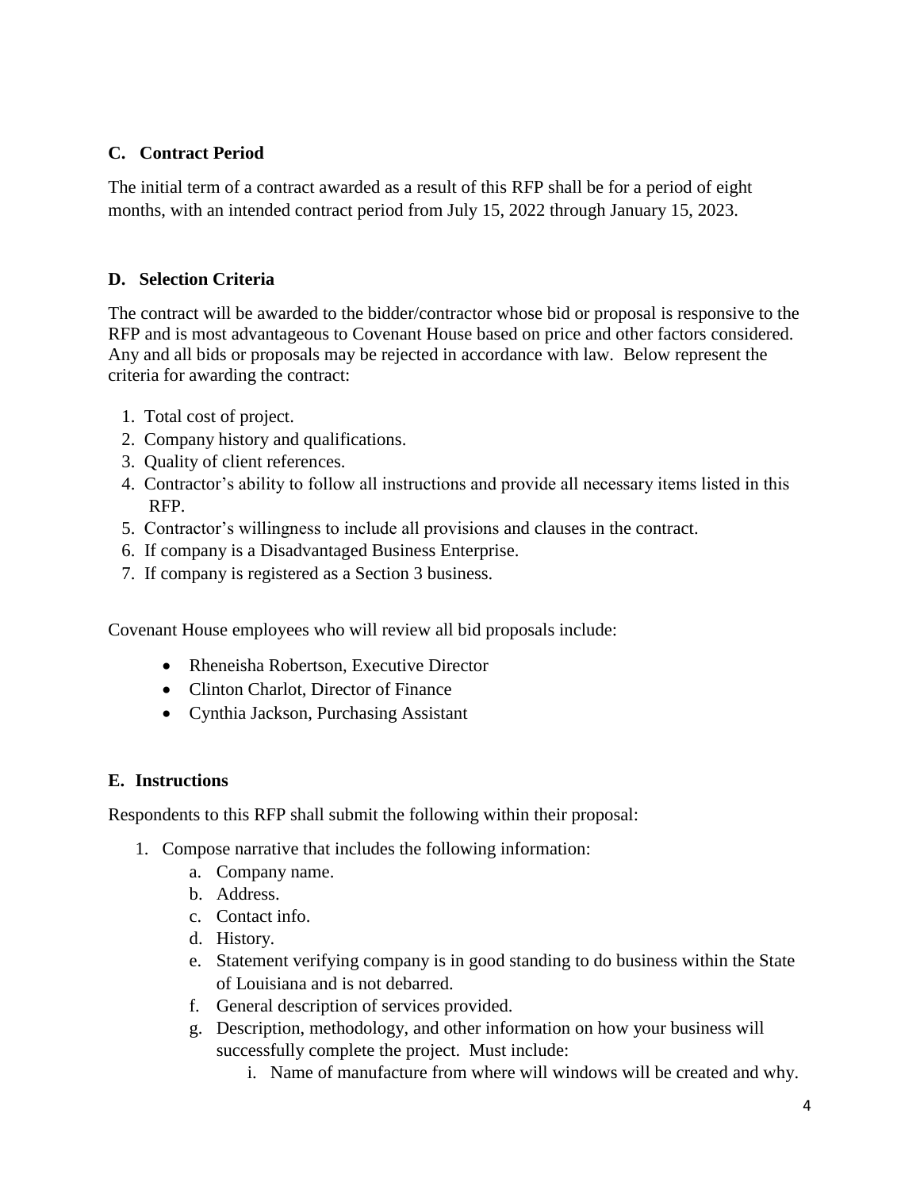### C. Contract Period

The initial term of a contract awarded as a result of this RFP shall be for a period of eight months, with an intended contract period from July 15, 2022 through January 15, 2023.

### D. Selection Criteria

The contract will be awarded to the bidder/contractor whose bid or proposal is responsive to the RFP and is most advantageous to Covenant House based on price and other factors considered. Any and all bids or proposals may be rejected in accordance with law. Below represent the criteria for awarding the contract:

1. Total cost of project.
2. Company history and qualifications.
3. Quality of client references.
4. Contractor's ability to follow all instructions and provide all necessary items listed in this RFP.
5. Contractor's willingness to include all provisions and clauses in the contract.
6. If company is a Disadvantaged Business Enterprise.
7. If company is registered as a Section 3 business.

Covenant House employees who will review all bid proposals include:

- Rheneisha Robertson, Executive Director
- Clinton Charlot, Director of Finance
- Cynthia Jackson, Purchasing Assistant

### E. Instructions

Respondents to this RFP shall submit the following within their proposal:

1. Compose narrative that includes the following information:
    a. Company name.
    b. Address.
    c. Contact info.
    d. History.
    e. Statement verifying company is in good standing to do business within the State of Louisiana and is not debarred.
    f. General description of services provided.
    g. Description, methodology, and other information on how your business will successfully complete the project. Must include:
        i. Name of manufacture from where will windows will be created and why.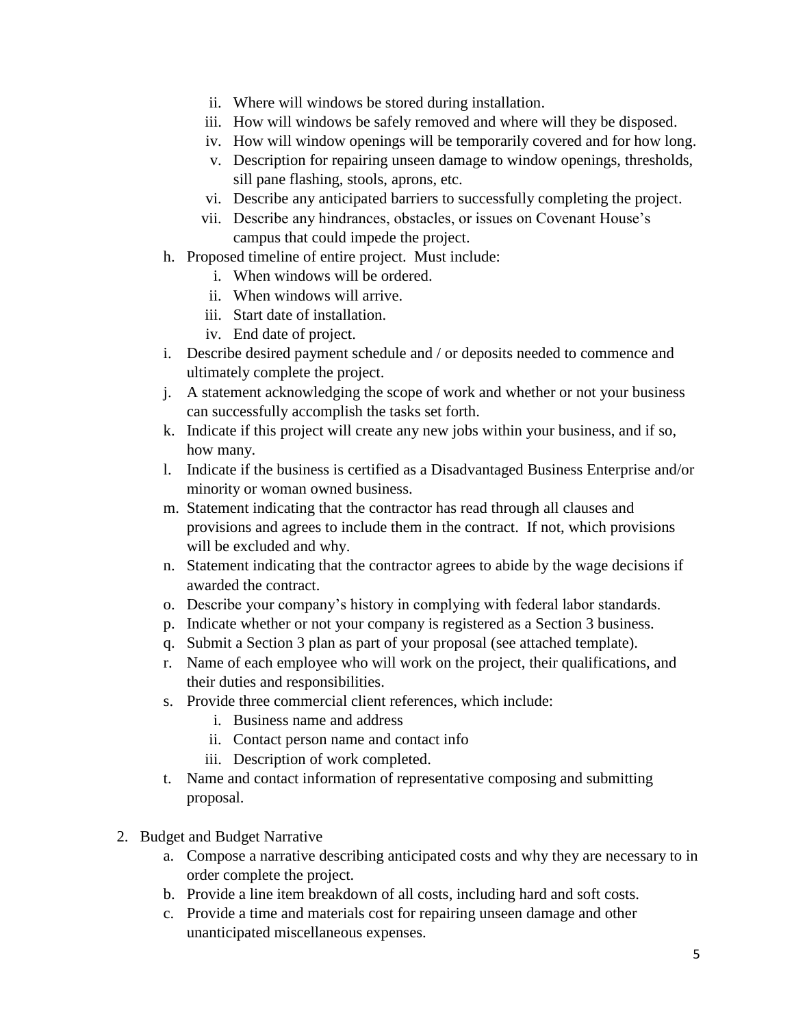ii. Where will windows be stored during installation.
   iii. How will windows be safely removed and where will they be disposed.
   iv. How will window openings will be temporarily covered and for how long.
   v. Description for repairing unseen damage to window openings, thresholds, sill pane flashing, stools, aprons, etc.
   vi. Describe any anticipated barriers to successfully completing the project.
   vii. Describe any hindrances, obstacles, or issues on Covenant House's campus that could impede the project.

h. Proposed timeline of entire project. Must include:
   i. When windows will be ordered.
   ii. When windows will arrive.
   iii. Start date of installation.
   iv. End date of project.

i. Describe desired payment schedule and / or deposits needed to commence and ultimately complete the project.

j. A statement acknowledging the scope of work and whether or not your business can successfully accomplish the tasks set forth.

k. Indicate if this project will create any new jobs within your business, and if so, how many.

l. Indicate if the business is certified as a Disadvantaged Business Enterprise and/or minority or woman owned business.

m. Statement indicating that the contractor has read through all clauses and provisions and agrees to include them in the contract. If not, which provisions will be excluded and why.

n. Statement indicating that the contractor agrees to abide by the wage decisions if awarded the contract.

o. Describe your company's history in complying with federal labor standards.

p. Indicate whether or not your company is registered as a Section 3 business.

q. Submit a Section 3 plan as part of your proposal (see attached template).

r. Name of each employee who will work on the project, their qualifications, and their duties and responsibilities.

s. Provide three commercial client references, which include:
   i. Business name and address
   ii. Contact person name and contact info
   iii. Description of work completed.

t. Name and contact information of representative composing and submitting proposal.

2. Budget and Budget Narrative
   a. Compose a narrative describing anticipated costs and why they are necessary to in order complete the project.
   b. Provide a line item breakdown of all costs, including hard and soft costs.
   c. Provide a time and materials cost for repairing unseen damage and other unanticipated miscellaneous expenses.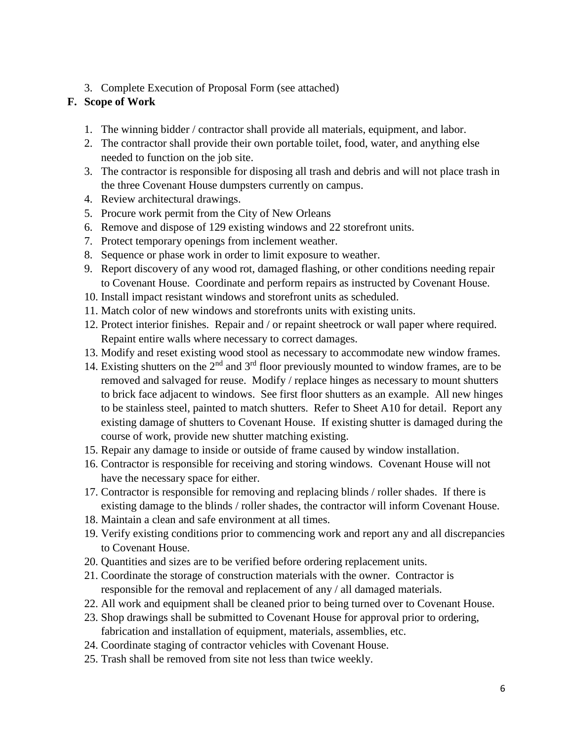3. Complete Execution of Proposal Form (see attached)

**F. Scope of Work**

1. The winning bidder / contractor shall provide all materials, equipment, and labor.
2. The contractor shall provide their own portable toilet, food, water, and anything else needed to function on the job site.
3. The contractor is responsible for disposing all trash and debris and will not place trash in the three Covenant House dumpsters currently on campus.
4. Review architectural drawings.
5. Procure work permit from the City of New Orleans
6. Remove and dispose of 129 existing windows and 22 storefront units.
7. Protect temporary openings from inclement weather.
8. Sequence or phase work in order to limit exposure to weather.
9. Report discovery of any wood rot, damaged flashing, or other conditions needing repair to Covenant House. Coordinate and perform repairs as instructed by Covenant House.
10. Install impact resistant windows and storefront units as scheduled.
11. Match color of new windows and storefronts units with existing units.
12. Protect interior finishes. Repair and / or repaint sheetrock or wall paper where required. Repaint entire walls where necessary to correct damages.
13. Modify and reset existing wood stool as necessary to accommodate new window frames.
14. Existing shutters on the 2nd and 3rd floor previously mounted to window frames, are to be removed and salvaged for reuse. Modify / replace hinges as necessary to mount shutters to brick face adjacent to windows. See first floor shutters as an example. All new hinges to be stainless steel, painted to match shutters. Refer to Sheet A10 for detail. Report any existing damage of shutters to Covenant House. If existing shutter is damaged during the course of work, provide new shutter matching existing.
15. Repair any damage to inside or outside of frame caused by window installation.
16. Contractor is responsible for receiving and storing windows. Covenant House will not have the necessary space for either.
17. Contractor is responsible for removing and replacing blinds / roller shades. If there is existing damage to the blinds / roller shades, the contractor will inform Covenant House.
18. Maintain a clean and safe environment at all times.
19. Verify existing conditions prior to commencing work and report any and all discrepancies to Covenant House.
20. Quantities and sizes are to be verified before ordering replacement units.
21. Coordinate the storage of construction materials with the owner. Contractor is responsible for the removal and replacement of any / all damaged materials.
22. All work and equipment shall be cleaned prior to being turned over to Covenant House.
23. Shop drawings shall be submitted to Covenant House for approval prior to ordering, fabrication and installation of equipment, materials, assemblies, etc.
24. Coordinate staging of contractor vehicles with Covenant House.
25. Trash shall be removed from site not less than twice weekly.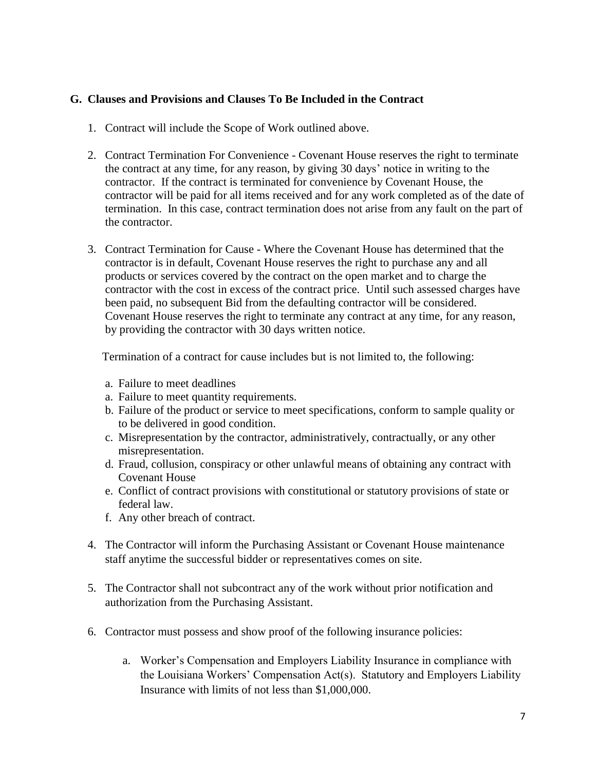### G. Clauses and Provisions and Clauses To Be Included in the Contract

1. Contract will include the Scope of Work outlined above.

2. Contract Termination For Convenience - Covenant House reserves the right to terminate the contract at any time, for any reason, by giving 30 days' notice in writing to the contractor. If the contract is terminated for convenience by Covenant House, the contractor will be paid for all items received and for any work completed as of the date of termination. In this case, contract termination does not arise from any fault on the part of the contractor.

3. Contract Termination for Cause - Where the Covenant House has determined that the contractor is in default, Covenant House reserves the right to purchase any and all products or services covered by the contract on the open market and to charge the contractor with the cost in excess of the contract price. Until such assessed charges have been paid, no subsequent Bid from the defaulting contractor will be considered. Covenant House reserves the right to terminate any contract at any time, for any reason, by providing the contractor with 30 days written notice.

   Termination of a contract for cause includes but is not limited to, the following:

   a. Failure to meet deadlines
   a. Failure to meet quantity requirements.
   b. Failure of the product or service to meet specifications, conform to sample quality or to be delivered in good condition.
   c. Misrepresentation by the contractor, administratively, contractually, or any other misrepresentation.
   d. Fraud, collusion, conspiracy or other unlawful means of obtaining any contract with Covenant House
   e. Conflict of contract provisions with constitutional or statutory provisions of state or federal law.
   f. Any other breach of contract.

4. The Contractor will inform the Purchasing Assistant or Covenant House maintenance staff anytime the successful bidder or representatives comes on site.

5. The Contractor shall not subcontract any of the work without prior notification and authorization from the Purchasing Assistant.

6. Contractor must possess and show proof of the following insurance policies:

   a. Worker's Compensation and Employers Liability Insurance in compliance with the Louisiana Workers' Compensation Act(s). Statutory and Employers Liability Insurance with limits of not less than $1,000,000.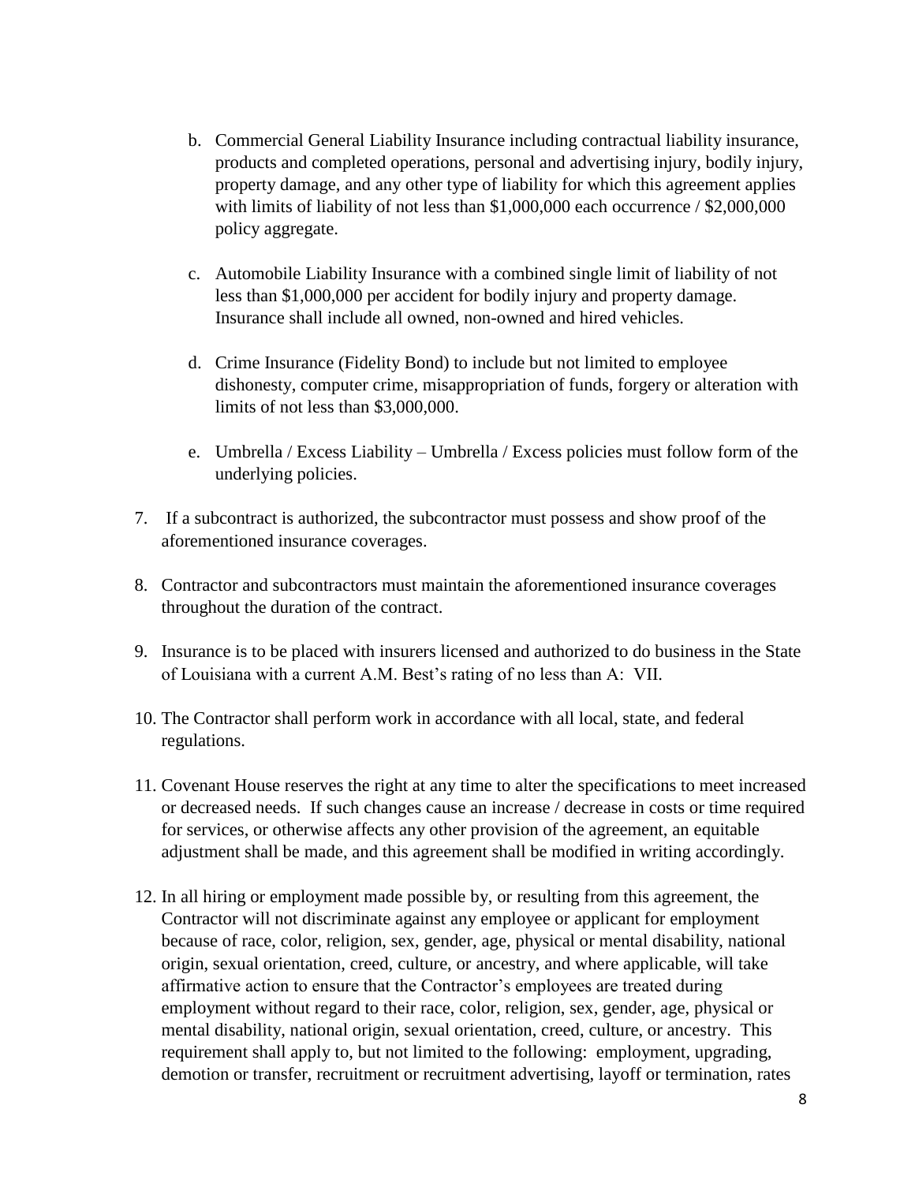b. Commercial General Liability Insurance including contractual liability insurance, products and completed operations, personal and advertising injury, bodily injury, property damage, and any other type of liability for which this agreement applies with limits of liability of not less than $1,000,000 each occurrence / $2,000,000 policy aggregate.

c. Automobile Liability Insurance with a combined single limit of liability of not less than $1,000,000 per accident for bodily injury and property damage. Insurance shall include all owned, non-owned and hired vehicles.

d. Crime Insurance (Fidelity Bond) to include but not limited to employee dishonesty, computer crime, misappropriation of funds, forgery or alteration with limits of not less than $3,000,000.

e. Umbrella / Excess Liability – Umbrella / Excess policies must follow form of the underlying policies.

7. If a subcontract is authorized, the subcontractor must possess and show proof of the aforementioned insurance coverages.

8. Contractor and subcontractors must maintain the aforementioned insurance coverages throughout the duration of the contract.

9. Insurance is to be placed with insurers licensed and authorized to do business in the State of Louisiana with a current A.M. Best's rating of no less than A: VII.

10. The Contractor shall perform work in accordance with all local, state, and federal regulations.

11. Covenant House reserves the right at any time to alter the specifications to meet increased or decreased needs. If such changes cause an increase / decrease in costs or time required for services, or otherwise affects any other provision of the agreement, an equitable adjustment shall be made, and this agreement shall be modified in writing accordingly.

12. In all hiring or employment made possible by, or resulting from this agreement, the Contractor will not discriminate against any employee or applicant for employment because of race, color, religion, sex, gender, age, physical or mental disability, national origin, sexual orientation, creed, culture, or ancestry, and where applicable, will take affirmative action to ensure that the Contractor's employees are treated during employment without regard to their race, color, religion, sex, gender, age, physical or mental disability, national origin, sexual orientation, creed, culture, or ancestry. This requirement shall apply to, but not limited to the following: employment, upgrading, demotion or transfer, recruitment or recruitment advertising, layoff or termination, rates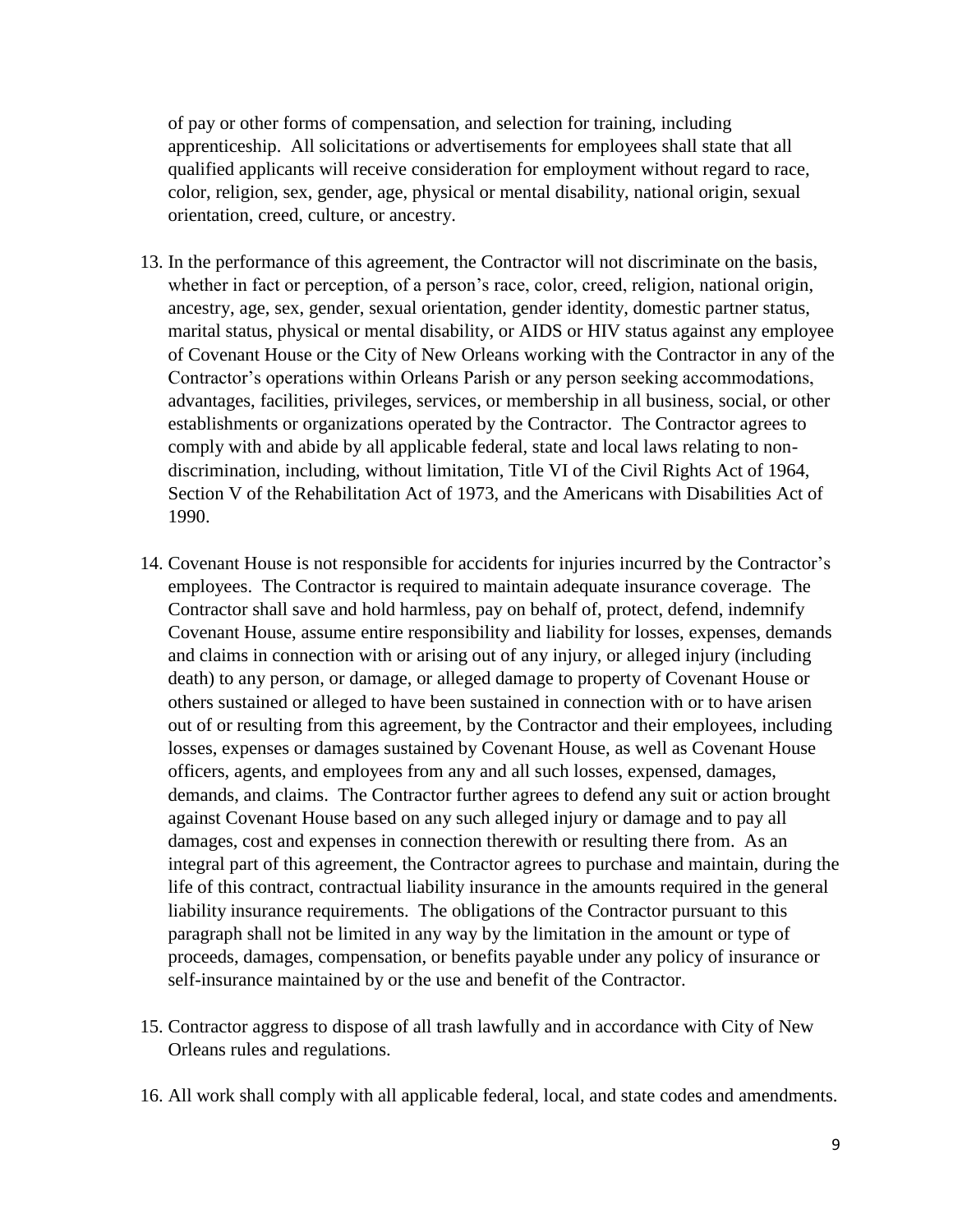of pay or other forms of compensation, and selection for training, including apprenticeship. All solicitations or advertisements for employees shall state that all qualified applicants will receive consideration for employment without regard to race, color, religion, sex, gender, age, physical or mental disability, national origin, sexual orientation, creed, culture, or ancestry.

13. In the performance of this agreement, the Contractor will not discriminate on the basis, whether in fact or perception, of a person's race, color, creed, religion, national origin, ancestry, age, sex, gender, sexual orientation, gender identity, domestic partner status, marital status, physical or mental disability, or AIDS or HIV status against any employee of Covenant House or the City of New Orleans working with the Contractor in any of the Contractor's operations within Orleans Parish or any person seeking accommodations, advantages, facilities, privileges, services, or membership in all business, social, or other establishments or organizations operated by the Contractor. The Contractor agrees to comply with and abide by all applicable federal, state and local laws relating to non-discrimination, including, without limitation, Title VI of the Civil Rights Act of 1964, Section V of the Rehabilitation Act of 1973, and the Americans with Disabilities Act of 1990.

14. Covenant House is not responsible for accidents for injuries incurred by the Contractor's employees. The Contractor is required to maintain adequate insurance coverage. The Contractor shall save and hold harmless, pay on behalf of, protect, defend, indemnify Covenant House, assume entire responsibility and liability for losses, expenses, demands and claims in connection with or arising out of any injury, or alleged injury (including death) to any person, or damage, or alleged damage to property of Covenant House or others sustained or alleged to have been sustained in connection with or to have arisen out of or resulting from this agreement, by the Contractor and their employees, including losses, expenses or damages sustained by Covenant House, as well as Covenant House officers, agents, and employees from any and all such losses, expensed, damages, demands, and claims. The Contractor further agrees to defend any suit or action brought against Covenant House based on any such alleged injury or damage and to pay all damages, cost and expenses in connection therewith or resulting there from. As an integral part of this agreement, the Contractor agrees to purchase and maintain, during the life of this contract, contractual liability insurance in the amounts required in the general liability insurance requirements. The obligations of the Contractor pursuant to this paragraph shall not be limited in any way by the limitation in the amount or type of proceeds, damages, compensation, or benefits payable under any policy of insurance or self-insurance maintained by or the use and benefit of the Contractor.

15. Contractor aggress to dispose of all trash lawfully and in accordance with City of New Orleans rules and regulations.

16. All work shall comply with all applicable federal, local, and state codes and amendments.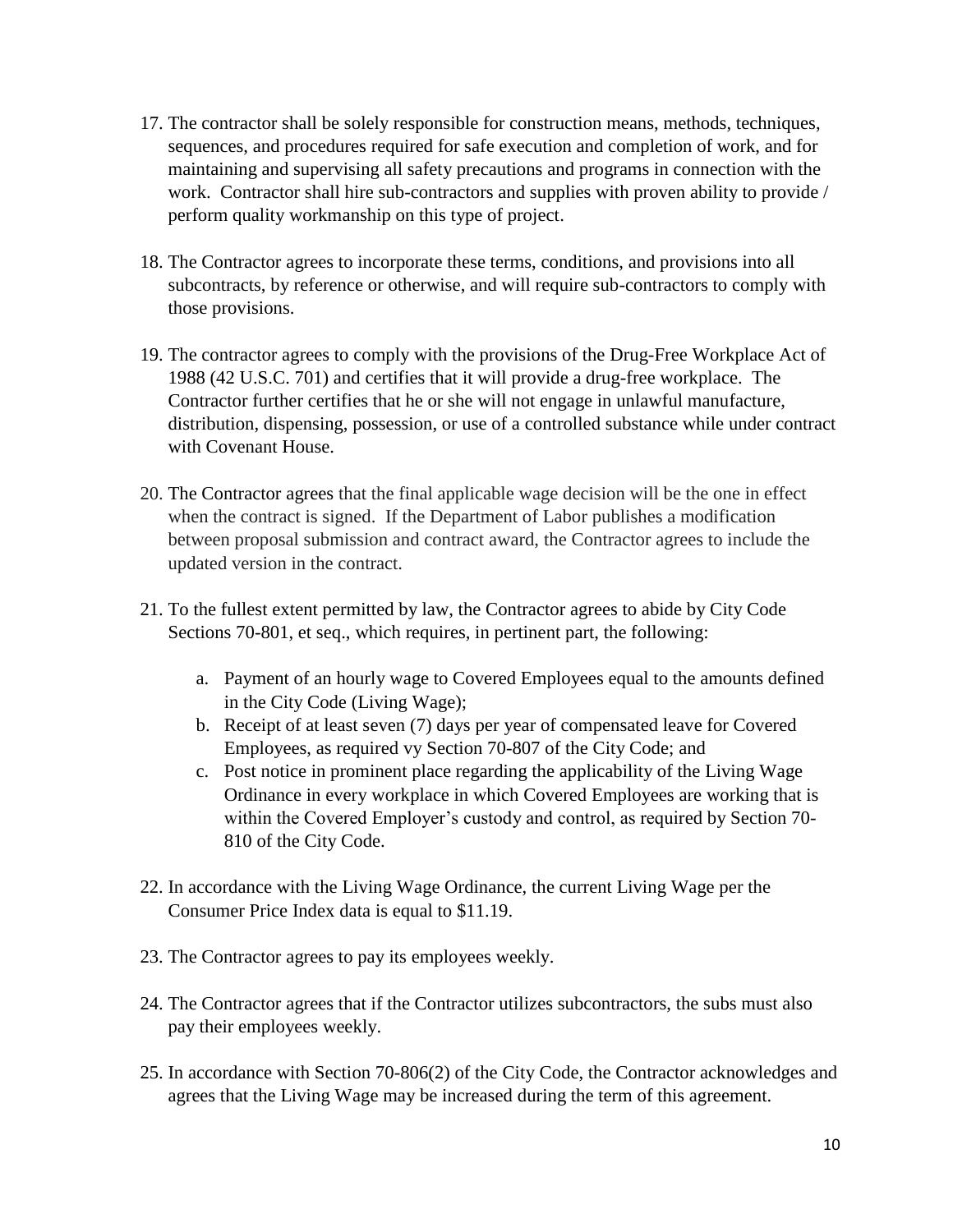17. The contractor shall be solely responsible for construction means, methods, techniques, sequences, and procedures required for safe execution and completion of work, and for maintaining and supervising all safety precautions and programs in connection with the work. Contractor shall hire sub-contractors and supplies with proven ability to provide / perform quality workmanship on this type of project.

18. The Contractor agrees to incorporate these terms, conditions, and provisions into all subcontracts, by reference or otherwise, and will require sub-contractors to comply with those provisions.

19. The contractor agrees to comply with the provisions of the Drug-Free Workplace Act of 1988 (42 U.S.C. 701) and certifies that it will provide a drug-free workplace. The Contractor further certifies that he or she will not engage in unlawful manufacture, distribution, dispensing, possession, or use of a controlled substance while under contract with Covenant House.

20. The Contractor agrees that the final applicable wage decision will be the one in effect when the contract is signed. If the Department of Labor publishes a modification between proposal submission and contract award, the Contractor agrees to include the updated version in the contract.

21. To the fullest extent permitted by law, the Contractor agrees to abide by City Code Sections 70-801, et seq., which requires, in pertinent part, the following:

    a. Payment of an hourly wage to Covered Employees equal to the amounts defined in the City Code (Living Wage);
    b. Receipt of at least seven (7) days per year of compensated leave for Covered Employees, as required vy Section 70-807 of the City Code; and
    c. Post notice in prominent place regarding the applicability of the Living Wage Ordinance in every workplace in which Covered Employees are working that is within the Covered Employer's custody and control, as required by Section 70-810 of the City Code.

22. In accordance with the Living Wage Ordinance, the current Living Wage per the Consumer Price Index data is equal to $11.19.

23. The Contractor agrees to pay its employees weekly.

24. The Contractor agrees that if the Contractor utilizes subcontractors, the subs must also pay their employees weekly.

25. In accordance with Section 70-806(2) of the City Code, the Contractor acknowledges and agrees that the Living Wage may be increased during the term of this agreement.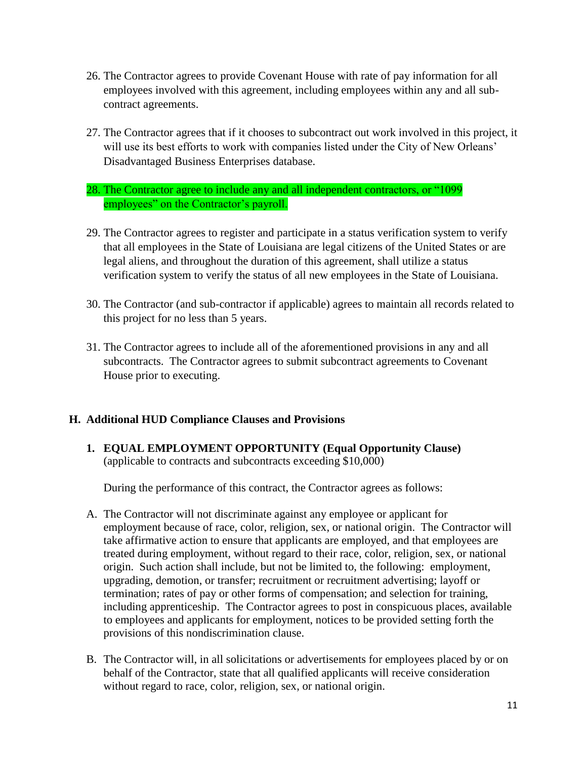26. The Contractor agrees to provide Covenant House with rate of pay information for all employees involved with this agreement, including employees within any and all sub-contract agreements.

27. The Contractor agrees that if it chooses to subcontract out work involved in this project, it will use its best efforts to work with companies listed under the City of New Orleans' Disadvantaged Business Enterprises database.

28. The Contractor agree to include any and all independent contractors, or "1099 employees" on the Contractor's payroll.

29. The Contractor agrees to register and participate in a status verification system to verify that all employees in the State of Louisiana are legal citizens of the United States or are legal aliens, and throughout the duration of this agreement, shall utilize a status verification system to verify the status of all new employees in the State of Louisiana.

30. The Contractor (and sub-contractor if applicable) agrees to maintain all records related to this project for no less than 5 years.

31. The Contractor agrees to include all of the aforementioned provisions in any and all subcontracts. The Contractor agrees to submit subcontract agreements to Covenant House prior to executing.

## H. Additional HUD Compliance Clauses and Provisions

**1. EQUAL EMPLOYMENT OPPORTUNITY (Equal Opportunity Clause)**
(applicable to contracts and subcontracts exceeding $10,000)

During the performance of this contract, the Contractor agrees as follows:

A. The Contractor will not discriminate against any employee or applicant for employment because of race, color, religion, sex, or national origin. The Contractor will take affirmative action to ensure that applicants are employed, and that employees are treated during employment, without regard to their race, color, religion, sex, or national origin. Such action shall include, but not be limited to, the following: employment, upgrading, demotion, or transfer; recruitment or recruitment advertising; layoff or termination; rates of pay or other forms of compensation; and selection for training, including apprenticeship. The Contractor agrees to post in conspicuous places, available to employees and applicants for employment, notices to be provided setting forth the provisions of this nondiscrimination clause.

B. The Contractor will, in all solicitations or advertisements for employees placed by or on behalf of the Contractor, state that all qualified applicants will receive consideration without regard to race, color, religion, sex, or national origin.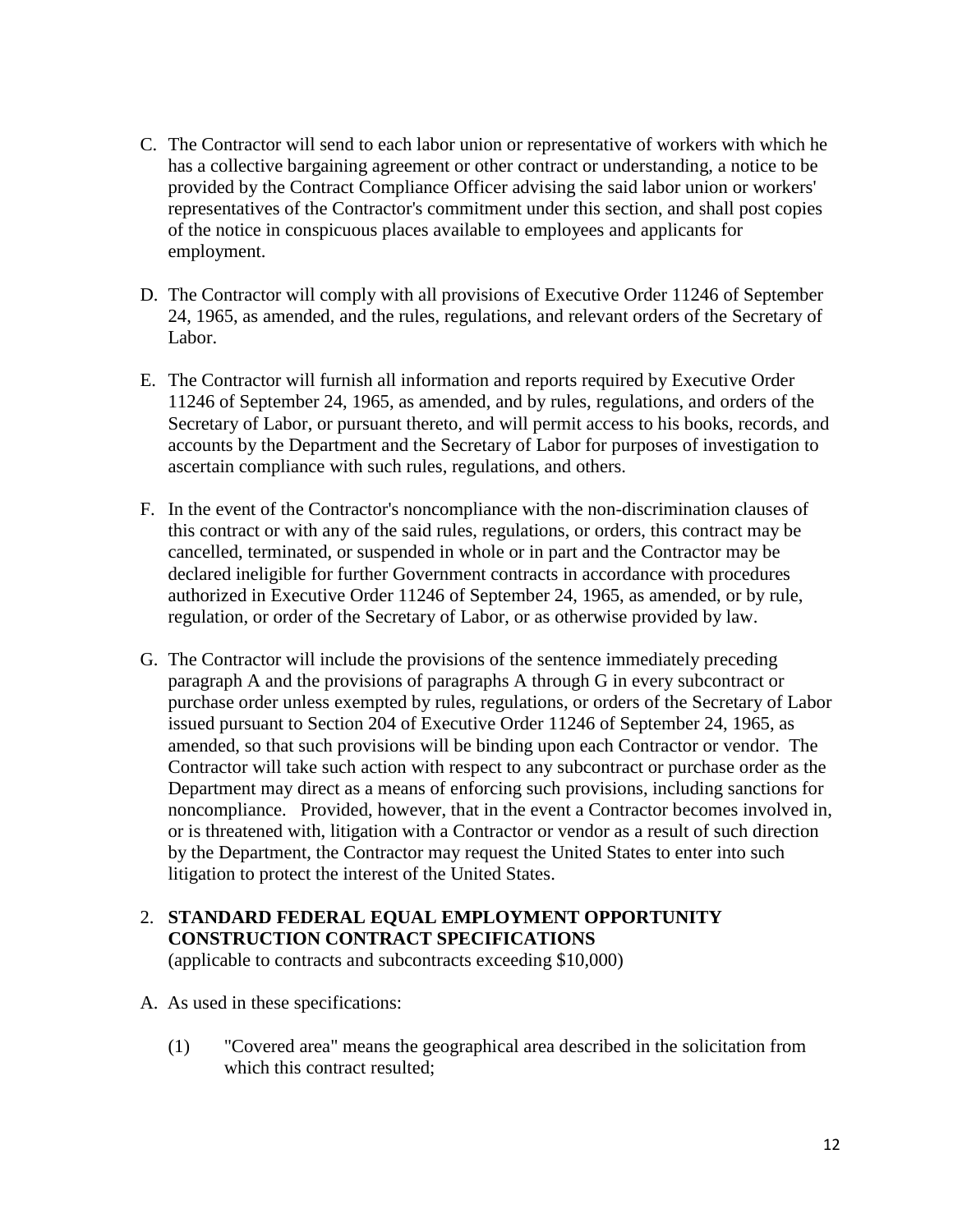C. The Contractor will send to each labor union or representative of workers with which he has a collective bargaining agreement or other contract or understanding, a notice to be provided by the Contract Compliance Officer advising the said labor union or workers' representatives of the Contractor's commitment under this section, and shall post copies of the notice in conspicuous places available to employees and applicants for employment.

D. The Contractor will comply with all provisions of Executive Order 11246 of September 24, 1965, as amended, and the rules, regulations, and relevant orders of the Secretary of Labor.

E. The Contractor will furnish all information and reports required by Executive Order 11246 of September 24, 1965, as amended, and by rules, regulations, and orders of the Secretary of Labor, or pursuant thereto, and will permit access to his books, records, and accounts by the Department and the Secretary of Labor for purposes of investigation to ascertain compliance with such rules, regulations, and others.

F. In the event of the Contractor's noncompliance with the non-discrimination clauses of this contract or with any of the said rules, regulations, or orders, this contract may be cancelled, terminated, or suspended in whole or in part and the Contractor may be declared ineligible for further Government contracts in accordance with procedures authorized in Executive Order 11246 of September 24, 1965, as amended, or by rule, regulation, or order of the Secretary of Labor, or as otherwise provided by law.

G. The Contractor will include the provisions of the sentence immediately preceding paragraph A and the provisions of paragraphs A through G in every subcontract or purchase order unless exempted by rules, regulations, or orders of the Secretary of Labor issued pursuant to Section 204 of Executive Order 11246 of September 24, 1965, as amended, so that such provisions will be binding upon each Contractor or vendor. The Contractor will take such action with respect to any subcontract or purchase order as the Department may direct as a means of enforcing such provisions, including sanctions for noncompliance. Provided, however, that in the event a Contractor becomes involved in, or is threatened with, litigation with a Contractor or vendor as a result of such direction by the Department, the Contractor may request the United States to enter into such litigation to protect the interest of the United States.

2. **STANDARD FEDERAL EQUAL EMPLOYMENT OPPORTUNITY CONSTRUCTION CONTRACT SPECIFICATIONS**
(applicable to contracts and subcontracts exceeding $10,000)

A. As used in these specifications:

(1) "Covered area" means the geographical area described in the solicitation from which this contract resulted;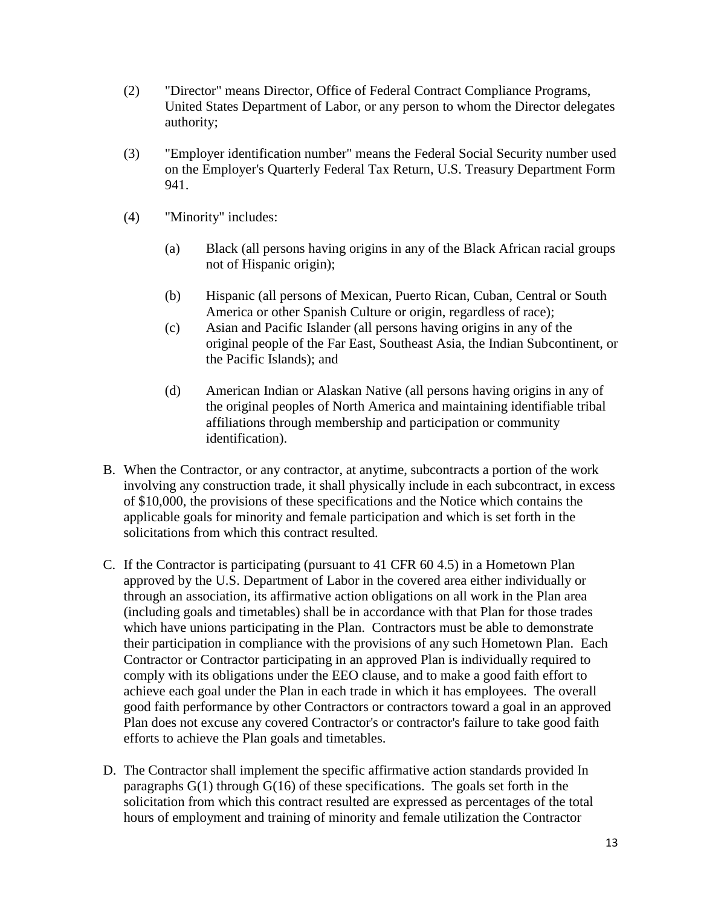(2) "Director" means Director, Office of Federal Contract Compliance Programs, United States Department of Labor, or any person to whom the Director delegates authority;

(3) "Employer identification number" means the Federal Social Security number used on the Employer's Quarterly Federal Tax Return, U.S. Treasury Department Form 941.

(4) "Minority" includes:

   (a) Black (all persons having origins in any of the Black African racial groups not of Hispanic origin);

   (b) Hispanic (all persons of Mexican, Puerto Rican, Cuban, Central or South America or other Spanish Culture or origin, regardless of race);

   (c) Asian and Pacific Islander (all persons having origins in any of the original people of the Far East, Southeast Asia, the Indian Subcontinent, or the Pacific Islands); and

   (d) American Indian or Alaskan Native (all persons having origins in any of the original peoples of North America and maintaining identifiable tribal affiliations through membership and participation or community identification).

B. When the Contractor, or any contractor, at anytime, subcontracts a portion of the work involving any construction trade, it shall physically include in each subcontract, in excess of $10,000, the provisions of these specifications and the Notice which contains the applicable goals for minority and female participation and which is set forth in the solicitations from which this contract resulted.

C. If the Contractor is participating (pursuant to 41 CFR 60 4.5) in a Hometown Plan approved by the U.S. Department of Labor in the covered area either individually or through an association, its affirmative action obligations on all work in the Plan area (including goals and timetables) shall be in accordance with that Plan for those trades which have unions participating in the Plan. Contractors must be able to demonstrate their participation in compliance with the provisions of any such Hometown Plan. Each Contractor or Contractor participating in an approved Plan is individually required to comply with its obligations under the EEO clause, and to make a good faith effort to achieve each goal under the Plan in each trade in which it has employees. The overall good faith performance by other Contractors or contractors toward a goal in an approved Plan does not excuse any covered Contractor's or contractor's failure to take good faith efforts to achieve the Plan goals and timetables.

D. The Contractor shall implement the specific affirmative action standards provided In paragraphs G(1) through G(16) of these specifications. The goals set forth in the solicitation from which this contract resulted are expressed as percentages of the total hours of employment and training of minority and female utilization the Contractor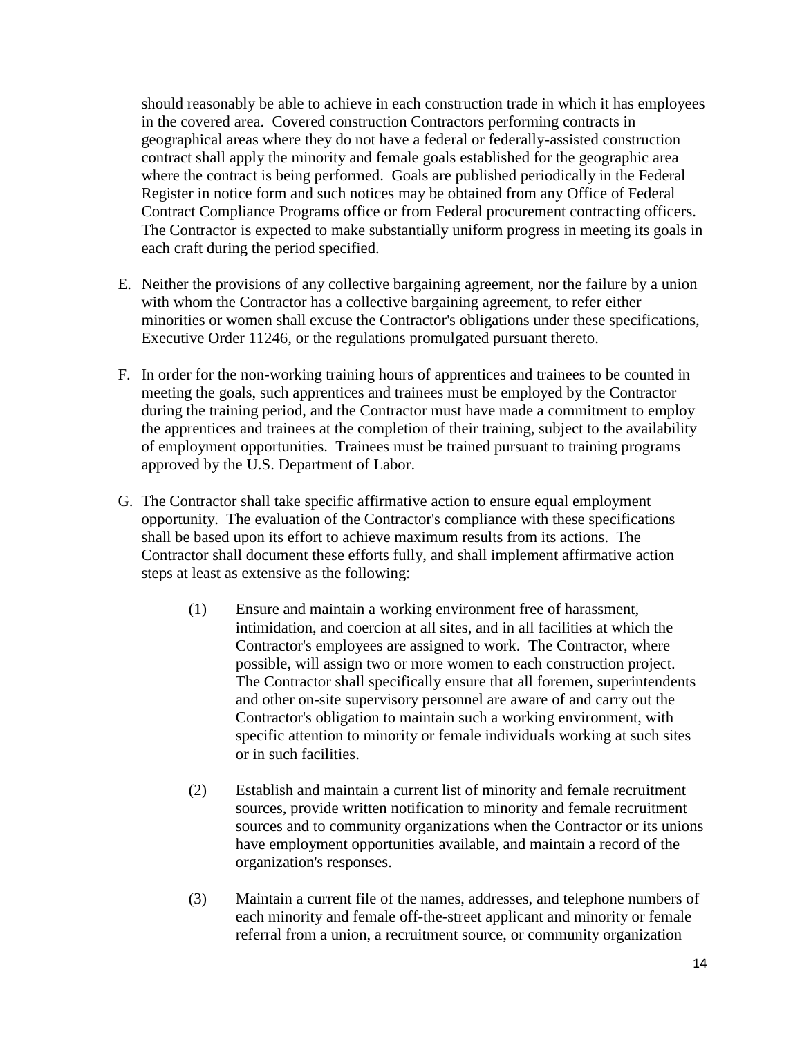should reasonably be able to achieve in each construction trade in which it has employees in the covered area. Covered construction Contractors performing contracts in geographical areas where they do not have a federal or federally-assisted construction contract shall apply the minority and female goals established for the geographic area where the contract is being performed. Goals are published periodically in the Federal Register in notice form and such notices may be obtained from any Office of Federal Contract Compliance Programs office or from Federal procurement contracting officers. The Contractor is expected to make substantially uniform progress in meeting its goals in each craft during the period specified.

E. Neither the provisions of any collective bargaining agreement, nor the failure by a union with whom the Contractor has a collective bargaining agreement, to refer either minorities or women shall excuse the Contractor's obligations under these specifications, Executive Order 11246, or the regulations promulgated pursuant thereto.

F. In order for the non-working training hours of apprentices and trainees to be counted in meeting the goals, such apprentices and trainees must be employed by the Contractor during the training period, and the Contractor must have made a commitment to employ the apprentices and trainees at the completion of their training, subject to the availability of employment opportunities. Trainees must be trained pursuant to training programs approved by the U.S. Department of Labor.

G. The Contractor shall take specific affirmative action to ensure equal employment opportunity. The evaluation of the Contractor's compliance with these specifications shall be based upon its effort to achieve maximum results from its actions. The Contractor shall document these efforts fully, and shall implement affirmative action steps at least as extensive as the following:

(1) Ensure and maintain a working environment free of harassment, intimidation, and coercion at all sites, and in all facilities at which the Contractor's employees are assigned to work. The Contractor, where possible, will assign two or more women to each construction project. The Contractor shall specifically ensure that all foremen, superintendents and other on-site supervisory personnel are aware of and carry out the Contractor's obligation to maintain such a working environment, with specific attention to minority or female individuals working at such sites or in such facilities.

(2) Establish and maintain a current list of minority and female recruitment sources, provide written notification to minority and female recruitment sources and to community organizations when the Contractor or its unions have employment opportunities available, and maintain a record of the organization's responses.

(3) Maintain a current file of the names, addresses, and telephone numbers of each minority and female off-the-street applicant and minority or female referral from a union, a recruitment source, or community organization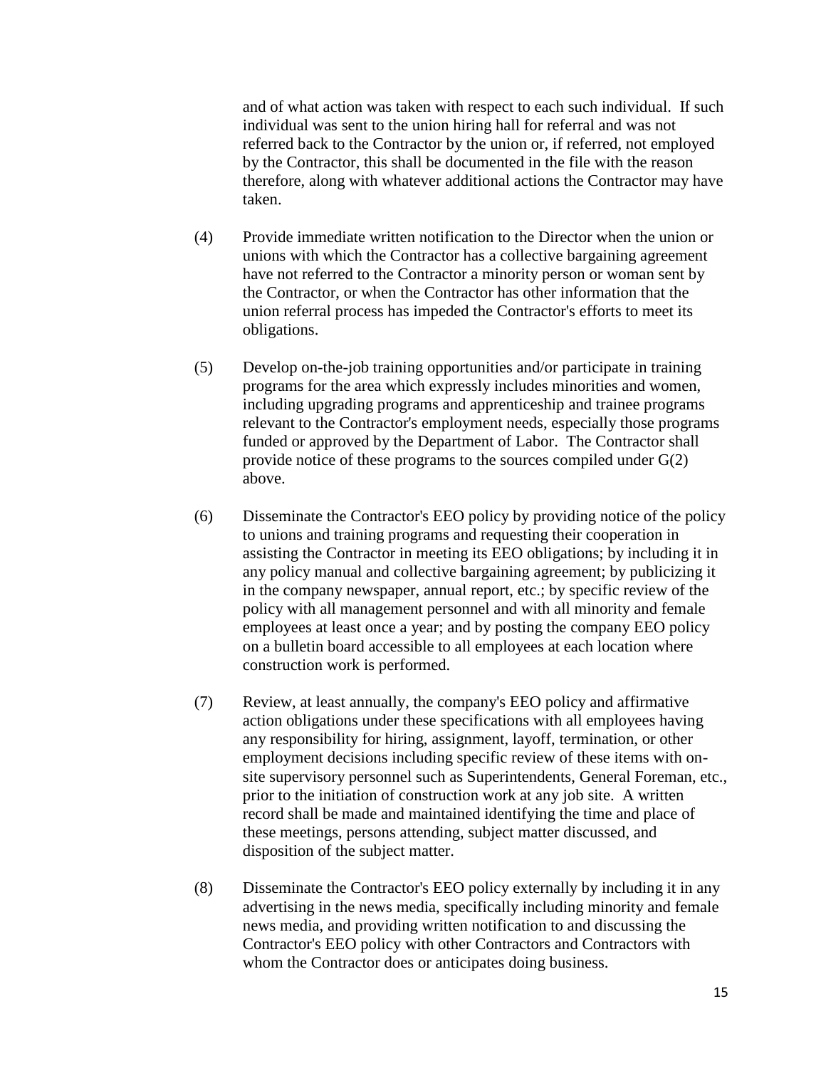and of what action was taken with respect to each such individual. If such individual was sent to the union hiring hall for referral and was not referred back to the Contractor by the union or, if referred, not employed by the Contractor, this shall be documented in the file with the reason therefore, along with whatever additional actions the Contractor may have taken.

(4) Provide immediate written notification to the Director when the union or unions with which the Contractor has a collective bargaining agreement have not referred to the Contractor a minority person or woman sent by the Contractor, or when the Contractor has other information that the union referral process has impeded the Contractor's efforts to meet its obligations.

(5) Develop on-the-job training opportunities and/or participate in training programs for the area which expressly includes minorities and women, including upgrading programs and apprenticeship and trainee programs relevant to the Contractor's employment needs, especially those programs funded or approved by the Department of Labor. The Contractor shall provide notice of these programs to the sources compiled under G(2) above.

(6) Disseminate the Contractor's EEO policy by providing notice of the policy to unions and training programs and requesting their cooperation in assisting the Contractor in meeting its EEO obligations; by including it in any policy manual and collective bargaining agreement; by publicizing it in the company newspaper, annual report, etc.; by specific review of the policy with all management personnel and with all minority and female employees at least once a year; and by posting the company EEO policy on a bulletin board accessible to all employees at each location where construction work is performed.

(7) Review, at least annually, the company's EEO policy and affirmative action obligations under these specifications with all employees having any responsibility for hiring, assignment, layoff, termination, or other employment decisions including specific review of these items with on-site supervisory personnel such as Superintendents, General Foreman, etc., prior to the initiation of construction work at any job site. A written record shall be made and maintained identifying the time and place of these meetings, persons attending, subject matter discussed, and disposition of the subject matter.

(8) Disseminate the Contractor's EEO policy externally by including it in any advertising in the news media, specifically including minority and female news media, and providing written notification to and discussing the Contractor's EEO policy with other Contractors and Contractors with whom the Contractor does or anticipates doing business.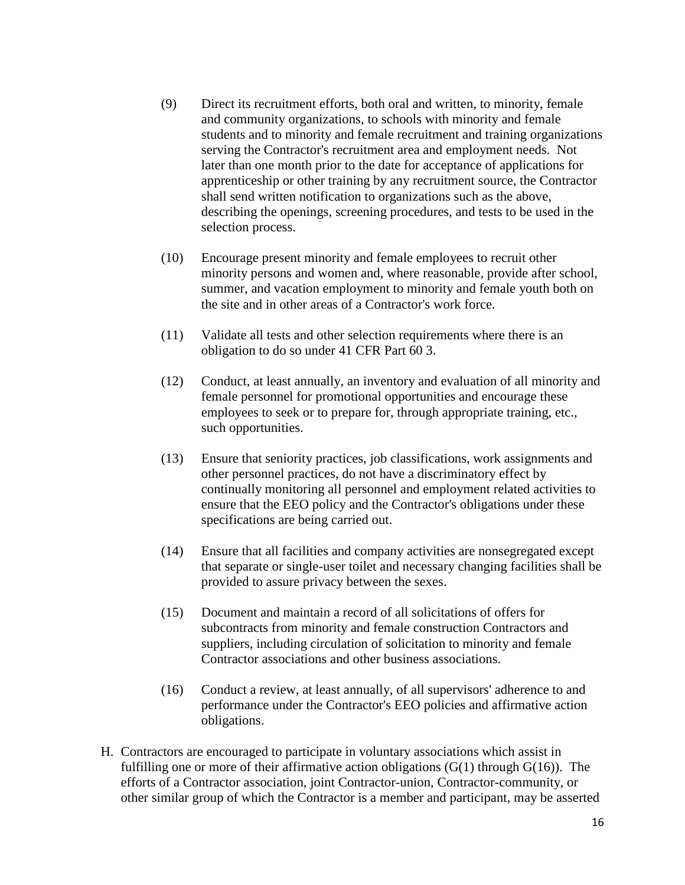(9) Direct its recruitment efforts, both oral and written, to minority, female and community organizations, to schools with minority and female students and to minority and female recruitment and training organizations serving the Contractor's recruitment area and employment needs. Not later than one month prior to the date for acceptance of applications for apprenticeship or other training by any recruitment source, the Contractor shall send written notification to organizations such as the above, describing the openings, screening procedures, and tests to be used in the selection process.

(10) Encourage present minority and female employees to recruit other minority persons and women and, where reasonable, provide after school, summer, and vacation employment to minority and female youth both on the site and in other areas of a Contractor's work force.

(11) Validate all tests and other selection requirements where there is an obligation to do so under 41 CFR Part 60 3.

(12) Conduct, at least annually, an inventory and evaluation of all minority and female personnel for promotional opportunities and encourage these employees to seek or to prepare for, through appropriate training, etc., such opportunities.

(13) Ensure that seniority practices, job classifications, work assignments and other personnel practices, do not have a discriminatory effect by continually monitoring all personnel and employment related activities to ensure that the EEO policy and the Contractor's obligations under these specifications are being carried out.

(14) Ensure that all facilities and company activities are nonsegregated except that separate or single-user toilet and necessary changing facilities shall be provided to assure privacy between the sexes.

(15) Document and maintain a record of all solicitations of offers for subcontracts from minority and female construction Contractors and suppliers, including circulation of solicitation to minority and female Contractor associations and other business associations.

(16) Conduct a review, at least annually, of all supervisors' adherence to and performance under the Contractor's EEO policies and affirmative action obligations.

H. Contractors are encouraged to participate in voluntary associations which assist in fulfilling one or more of their affirmative action obligations (G(1) through G(16)). The efforts of a Contractor association, joint Contractor-union, Contractor-community, or other similar group of which the Contractor is a member and participant, may be asserted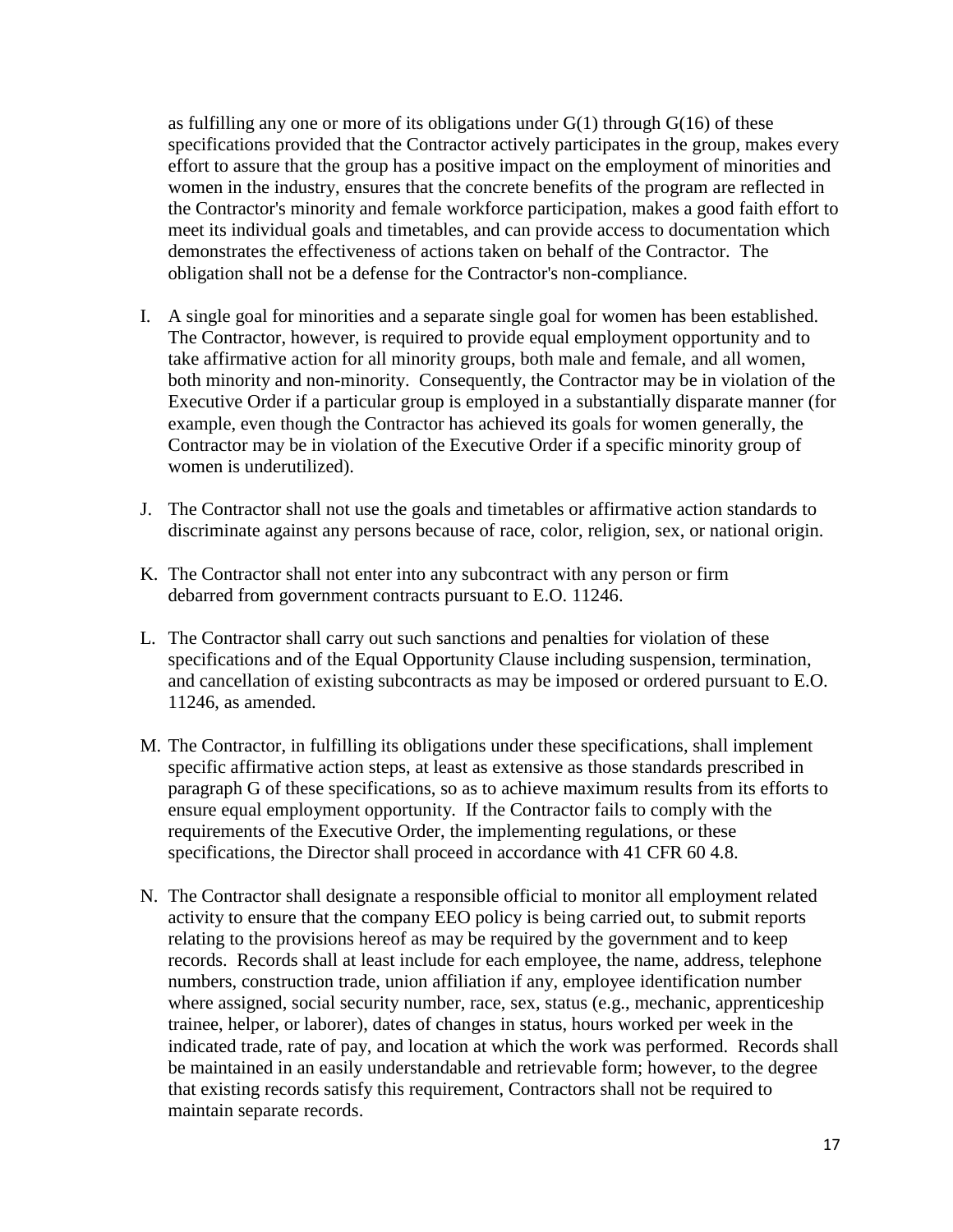as fulfilling any one or more of its obligations under G(1) through G(16) of these specifications provided that the Contractor actively participates in the group, makes every effort to assure that the group has a positive impact on the employment of minorities and women in the industry, ensures that the concrete benefits of the program are reflected in the Contractor's minority and female workforce participation, makes a good faith effort to meet its individual goals and timetables, and can provide access to documentation which demonstrates the effectiveness of actions taken on behalf of the Contractor. The obligation shall not be a defense for the Contractor's non-compliance.

I. A single goal for minorities and a separate single goal for women has been established. The Contractor, however, is required to provide equal employment opportunity and to take affirmative action for all minority groups, both male and female, and all women, both minority and non-minority. Consequently, the Contractor may be in violation of the Executive Order if a particular group is employed in a substantially disparate manner (for example, even though the Contractor has achieved its goals for women generally, the Contractor may be in violation of the Executive Order if a specific minority group of women is underutilized).

J. The Contractor shall not use the goals and timetables or affirmative action standards to discriminate against any persons because of race, color, religion, sex, or national origin.

K. The Contractor shall not enter into any subcontract with any person or firm debarred from government contracts pursuant to E.O. 11246.

L. The Contractor shall carry out such sanctions and penalties for violation of these specifications and of the Equal Opportunity Clause including suspension, termination, and cancellation of existing subcontracts as may be imposed or ordered pursuant to E.O. 11246, as amended.

M. The Contractor, in fulfilling its obligations under these specifications, shall implement specific affirmative action steps, at least as extensive as those standards prescribed in paragraph G of these specifications, so as to achieve maximum results from its efforts to ensure equal employment opportunity. If the Contractor fails to comply with the requirements of the Executive Order, the implementing regulations, or these specifications, the Director shall proceed in accordance with 41 CFR 60 4.8.

N. The Contractor shall designate a responsible official to monitor all employment related activity to ensure that the company EEO policy is being carried out, to submit reports relating to the provisions hereof as may be required by the government and to keep records. Records shall at least include for each employee, the name, address, telephone numbers, construction trade, union affiliation if any, employee identification number where assigned, social security number, race, sex, status (e.g., mechanic, apprenticeship trainee, helper, or laborer), dates of changes in status, hours worked per week in the indicated trade, rate of pay, and location at which the work was performed. Records shall be maintained in an easily understandable and retrievable form; however, to the degree that existing records satisfy this requirement, Contractors shall not be required to maintain separate records.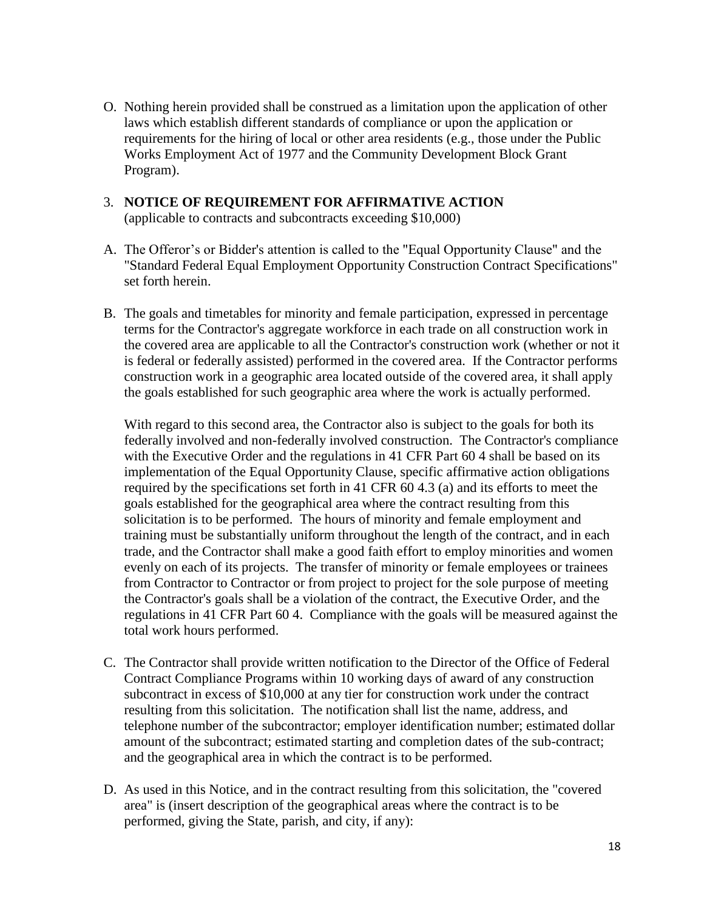O. Nothing herein provided shall be construed as a limitation upon the application of other laws which establish different standards of compliance or upon the application or requirements for the hiring of local or other area residents (e.g., those under the Public Works Employment Act of 1977 and the Community Development Block Grant Program).

3. **NOTICE OF REQUIREMENT FOR AFFIRMATIVE ACTION**
(applicable to contracts and subcontracts exceeding $10,000)

A. The Offeror's or Bidder's attention is called to the "Equal Opportunity Clause" and the "Standard Federal Equal Employment Opportunity Construction Contract Specifications" set forth herein.

B. The goals and timetables for minority and female participation, expressed in percentage terms for the Contractor's aggregate workforce in each trade on all construction work in the covered area are applicable to all the Contractor's construction work (whether or not it is federal or federally assisted) performed in the covered area. If the Contractor performs construction work in a geographic area located outside of the covered area, it shall apply the goals established for such geographic area where the work is actually performed.

With regard to this second area, the Contractor also is subject to the goals for both its federally involved and non-federally involved construction. The Contractor's compliance with the Executive Order and the regulations in 41 CFR Part 60 4 shall be based on its implementation of the Equal Opportunity Clause, specific affirmative action obligations required by the specifications set forth in 41 CFR 60 4.3 (a) and its efforts to meet the goals established for the geographical area where the contract resulting from this solicitation is to be performed. The hours of minority and female employment and training must be substantially uniform throughout the length of the contract, and in each trade, and the Contractor shall make a good faith effort to employ minorities and women evenly on each of its projects. The transfer of minority or female employees or trainees from Contractor to Contractor or from project to project for the sole purpose of meeting the Contractor's goals shall be a violation of the contract, the Executive Order, and the regulations in 41 CFR Part 60 4. Compliance with the goals will be measured against the total work hours performed.

C. The Contractor shall provide written notification to the Director of the Office of Federal Contract Compliance Programs within 10 working days of award of any construction subcontract in excess of $10,000 at any tier for construction work under the contract resulting from this solicitation. The notification shall list the name, address, and telephone number of the subcontractor; employer identification number; estimated dollar amount of the subcontract; estimated starting and completion dates of the sub-contract; and the geographical area in which the contract is to be performed.

D. As used in this Notice, and in the contract resulting from this solicitation, the "covered area" is (insert description of the geographical areas where the contract is to be performed, giving the State, parish, and city, if any):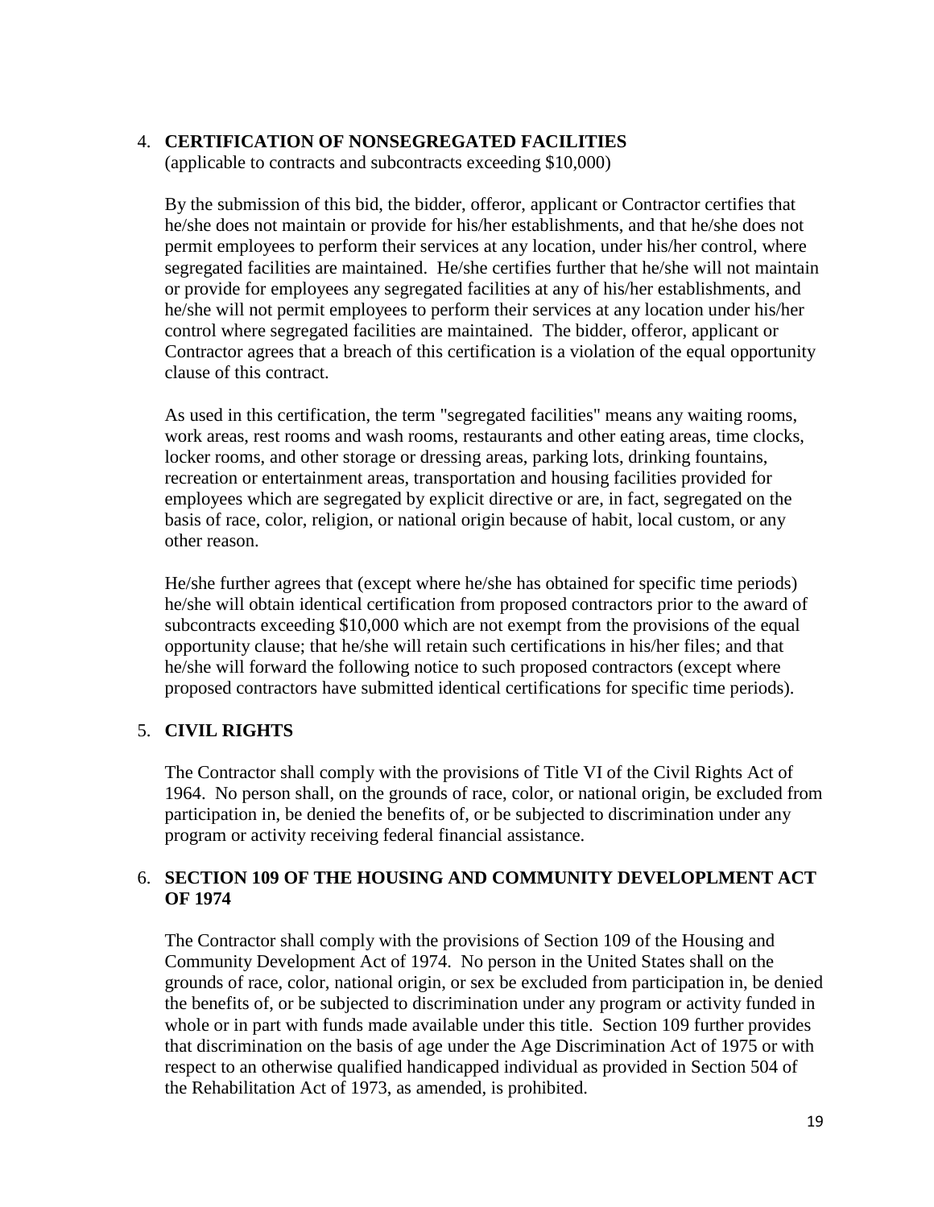4. **CERTIFICATION OF NONSEGREGATED FACILITIES**
(applicable to contracts and subcontracts exceeding $10,000)

By the submission of this bid, the bidder, offeror, applicant or Contractor certifies that he/she does not maintain or provide for his/her establishments, and that he/she does not permit employees to perform their services at any location, under his/her control, where segregated facilities are maintained. He/she certifies further that he/she will not maintain or provide for employees any segregated facilities at any of his/her establishments, and he/she will not permit employees to perform their services at any location under his/her control where segregated facilities are maintained. The bidder, offeror, applicant or Contractor agrees that a breach of this certification is a violation of the equal opportunity clause of this contract.

As used in this certification, the term "segregated facilities" means any waiting rooms, work areas, rest rooms and wash rooms, restaurants and other eating areas, time clocks, locker rooms, and other storage or dressing areas, parking lots, drinking fountains, recreation or entertainment areas, transportation and housing facilities provided for employees which are segregated by explicit directive or are, in fact, segregated on the basis of race, color, religion, or national origin because of habit, local custom, or any other reason.

He/she further agrees that (except where he/she has obtained for specific time periods) he/she will obtain identical certification from proposed contractors prior to the award of subcontracts exceeding $10,000 which are not exempt from the provisions of the equal opportunity clause; that he/she will retain such certifications in his/her files; and that he/she will forward the following notice to such proposed contractors (except where proposed contractors have submitted identical certifications for specific time periods).

5. **CIVIL RIGHTS**

The Contractor shall comply with the provisions of Title VI of the Civil Rights Act of 1964. No person shall, on the grounds of race, color, or national origin, be excluded from participation in, be denied the benefits of, or be subjected to discrimination under any program or activity receiving federal financial assistance.

6. **SECTION 109 OF THE HOUSING AND COMMUNITY DEVELOPLMENT ACT OF 1974**

The Contractor shall comply with the provisions of Section 109 of the Housing and Community Development Act of 1974. No person in the United States shall on the grounds of race, color, national origin, or sex be excluded from participation in, be denied the benefits of, or be subjected to discrimination under any program or activity funded in whole or in part with funds made available under this title. Section 109 further provides that discrimination on the basis of age under the Age Discrimination Act of 1975 or with respect to an otherwise qualified handicapped individual as provided in Section 504 of the Rehabilitation Act of 1973, as amended, is prohibited.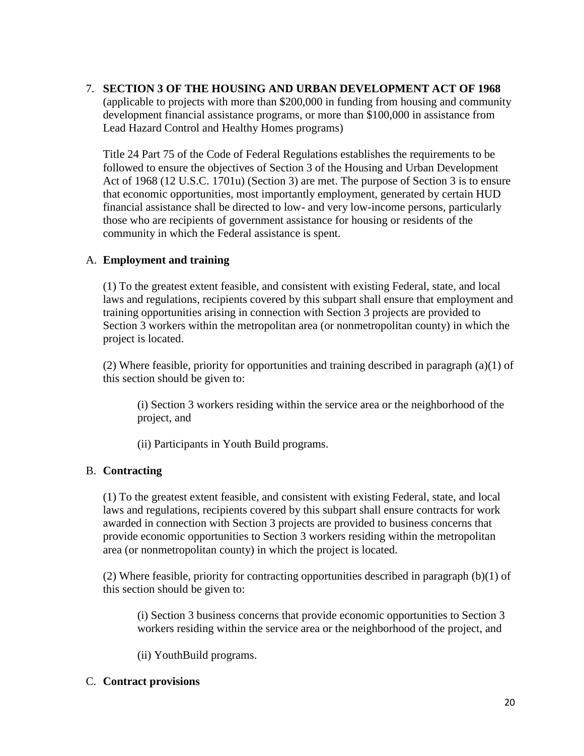## 7. SECTION 3 OF THE HOUSING AND URBAN DEVELOPMENT ACT OF 1968

(applicable to projects with more than $200,000 in funding from housing and community development financial assistance programs, or more than $100,000 in assistance from Lead Hazard Control and Healthy Homes programs)

Title 24 Part 75 of the Code of Federal Regulations establishes the requirements to be followed to ensure the objectives of Section 3 of the Housing and Urban Development Act of 1968 (12 U.S.C. 1701u) (Section 3) are met. The purpose of Section 3 is to ensure that economic opportunities, most importantly employment, generated by certain HUD financial assistance shall be directed to low- and very low-income persons, particularly those who are recipients of government assistance for housing or residents of the community in which the Federal assistance is spent.

### A. Employment and training

(1) To the greatest extent feasible, and consistent with existing Federal, state, and local laws and regulations, recipients covered by this subpart shall ensure that employment and training opportunities arising in connection with Section 3 projects are provided to Section 3 workers within the metropolitan area (or nonmetropolitan county) in which the project is located.

(2) Where feasible, priority for opportunities and training described in paragraph (a)(1) of this section should be given to:

> (i) Section 3 workers residing within the service area or the neighborhood of the project, and
>
> (ii) Participants in Youth Build programs.

### B. Contracting

(1) To the greatest extent feasible, and consistent with existing Federal, state, and local laws and regulations, recipients covered by this subpart shall ensure contracts for work awarded in connection with Section 3 projects are provided to business concerns that provide economic opportunities to Section 3 workers residing within the metropolitan area (or nonmetropolitan county) in which the project is located.

(2) Where feasible, priority for contracting opportunities described in paragraph (b)(1) of this section should be given to:

> (i) Section 3 business concerns that provide economic opportunities to Section 3 workers residing within the service area or the neighborhood of the project, and
>
> (ii) YouthBuild programs.

### C. Contract provisions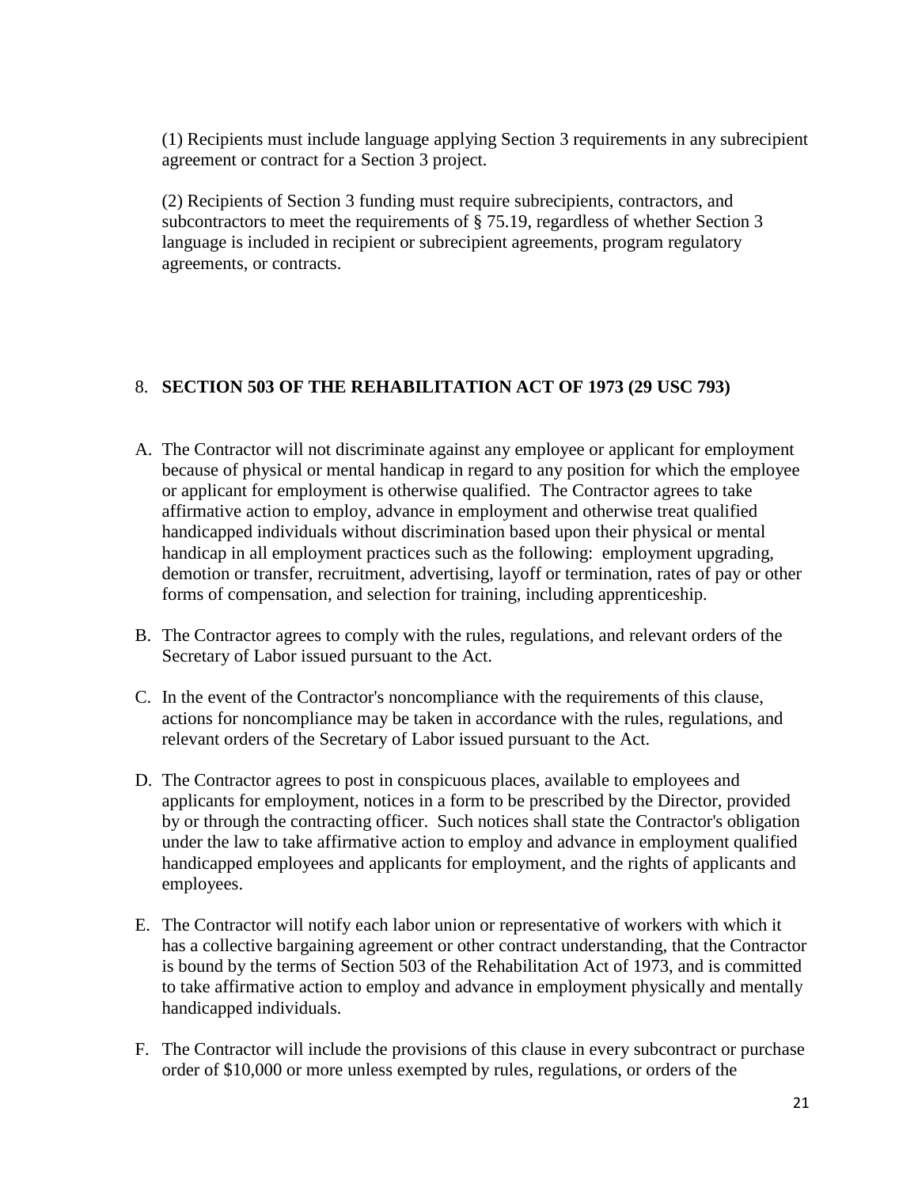(1) Recipients must include language applying Section 3 requirements in any subrecipient agreement or contract for a Section 3 project.

(2) Recipients of Section 3 funding must require subrecipients, contractors, and subcontractors to meet the requirements of § 75.19, regardless of whether Section 3 language is included in recipient or subrecipient agreements, program regulatory agreements, or contracts.

## 8. SECTION 503 OF THE REHABILITATION ACT OF 1973 (29 USC 793)

A. The Contractor will not discriminate against any employee or applicant for employment because of physical or mental handicap in regard to any position for which the employee or applicant for employment is otherwise qualified. The Contractor agrees to take affirmative action to employ, advance in employment and otherwise treat qualified handicapped individuals without discrimination based upon their physical or mental handicap in all employment practices such as the following: employment upgrading, demotion or transfer, recruitment, advertising, layoff or termination, rates of pay or other forms of compensation, and selection for training, including apprenticeship.

B. The Contractor agrees to comply with the rules, regulations, and relevant orders of the Secretary of Labor issued pursuant to the Act.

C. In the event of the Contractor's noncompliance with the requirements of this clause, actions for noncompliance may be taken in accordance with the rules, regulations, and relevant orders of the Secretary of Labor issued pursuant to the Act.

D. The Contractor agrees to post in conspicuous places, available to employees and applicants for employment, notices in a form to be prescribed by the Director, provided by or through the contracting officer. Such notices shall state the Contractor's obligation under the law to take affirmative action to employ and advance in employment qualified handicapped employees and applicants for employment, and the rights of applicants and employees.

E. The Contractor will notify each labor union or representative of workers with which it has a collective bargaining agreement or other contract understanding, that the Contractor is bound by the terms of Section 503 of the Rehabilitation Act of 1973, and is committed to take affirmative action to employ and advance in employment physically and mentally handicapped individuals.

F. The Contractor will include the provisions of this clause in every subcontract or purchase order of $10,000 or more unless exempted by rules, regulations, or orders of the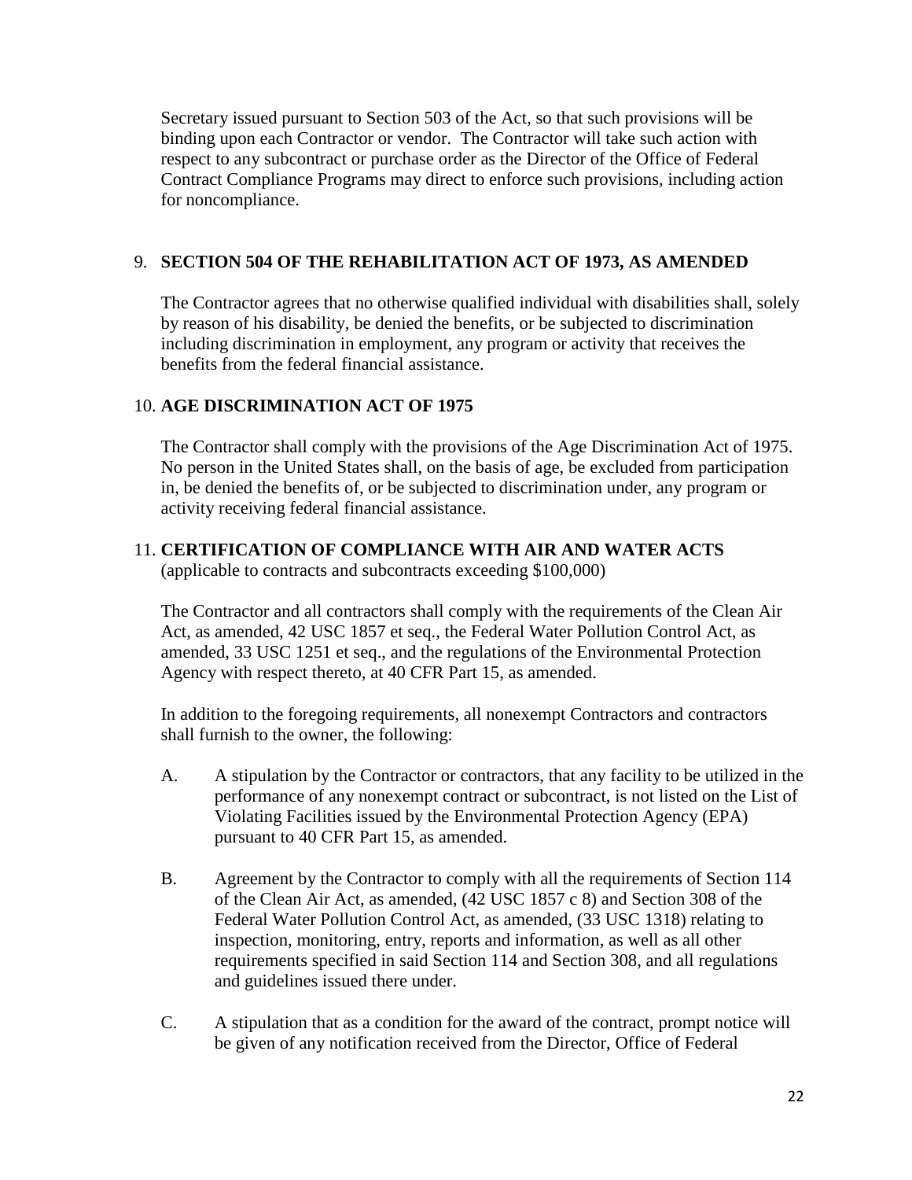Secretary issued pursuant to Section 503 of the Act, so that such provisions will be binding upon each Contractor or vendor. The Contractor will take such action with respect to any subcontract or purchase order as the Director of the Office of Federal Contract Compliance Programs may direct to enforce such provisions, including action for noncompliance.

9. **SECTION 504 OF THE REHABILITATION ACT OF 1973, AS AMENDED**

   The Contractor agrees that no otherwise qualified individual with disabilities shall, solely by reason of his disability, be denied the benefits, or be subjected to discrimination including discrimination in employment, any program or activity that receives the benefits from the federal financial assistance.

10. **AGE DISCRIMINATION ACT OF 1975**

    The Contractor shall comply with the provisions of the Age Discrimination Act of 1975. No person in the United States shall, on the basis of age, be excluded from participation in, be denied the benefits of, or be subjected to discrimination under, any program or activity receiving federal financial assistance.

11. **CERTIFICATION OF COMPLIANCE WITH AIR AND WATER ACTS**
    (applicable to contracts and subcontracts exceeding $100,000)

    The Contractor and all contractors shall comply with the requirements of the Clean Air Act, as amended, 42 USC 1857 et seq., the Federal Water Pollution Control Act, as amended, 33 USC 1251 et seq., and the regulations of the Environmental Protection Agency with respect thereto, at 40 CFR Part 15, as amended.

    In addition to the foregoing requirements, all nonexempt Contractors and contractors shall furnish to the owner, the following:

    A. A stipulation by the Contractor or contractors, that any facility to be utilized in the performance of any nonexempt contract or subcontract, is not listed on the List of Violating Facilities issued by the Environmental Protection Agency (EPA) pursuant to 40 CFR Part 15, as amended.

    B. Agreement by the Contractor to comply with all the requirements of Section 114 of the Clean Air Act, as amended, (42 USC 1857 c 8) and Section 308 of the Federal Water Pollution Control Act, as amended, (33 USC 1318) relating to inspection, monitoring, entry, reports and information, as well as all other requirements specified in said Section 114 and Section 308, and all regulations and guidelines issued there under.

    C. A stipulation that as a condition for the award of the contract, prompt notice will be given of any notification received from the Director, Office of Federal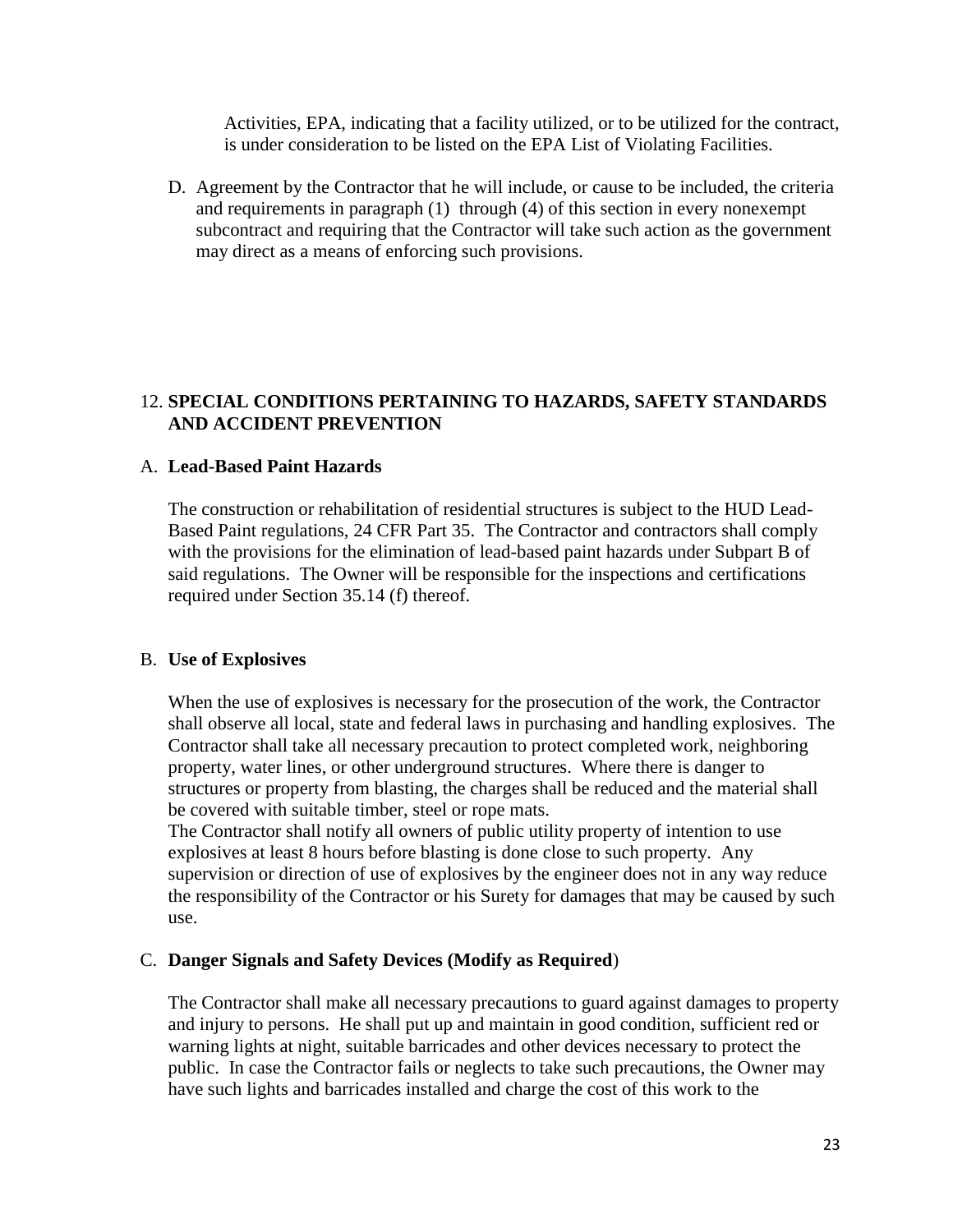Activities, EPA, indicating that a facility utilized, or to be utilized for the contract, is under consideration to be listed on the EPA List of Violating Facilities.

D. Agreement by the Contractor that he will include, or cause to be included, the criteria and requirements in paragraph (1) through (4) of this section in every nonexempt subcontract and requiring that the Contractor will take such action as the government may direct as a means of enforcing such provisions.

## 12. SPECIAL CONDITIONS PERTAINING TO HAZARDS, SAFETY STANDARDS AND ACCIDENT PREVENTION

### A. Lead-Based Paint Hazards

The construction or rehabilitation of residential structures is subject to the HUD Lead-Based Paint regulations, 24 CFR Part 35. The Contractor and contractors shall comply with the provisions for the elimination of lead-based paint hazards under Subpart B of said regulations. The Owner will be responsible for the inspections and certifications required under Section 35.14 (f) thereof.

### B. Use of Explosives

When the use of explosives is necessary for the prosecution of the work, the Contractor shall observe all local, state and federal laws in purchasing and handling explosives. The Contractor shall take all necessary precaution to protect completed work, neighboring property, water lines, or other underground structures. Where there is danger to structures or property from blasting, the charges shall be reduced and the material shall be covered with suitable timber, steel or rope mats.

The Contractor shall notify all owners of public utility property of intention to use explosives at least 8 hours before blasting is done close to such property. Any supervision or direction of use of explosives by the engineer does not in any way reduce the responsibility of the Contractor or his Surety for damages that may be caused by such use.

### C. Danger Signals and Safety Devices (Modify as Required)

The Contractor shall make all necessary precautions to guard against damages to property and injury to persons. He shall put up and maintain in good condition, sufficient red or warning lights at night, suitable barricades and other devices necessary to protect the public. In case the Contractor fails or neglects to take such precautions, the Owner may have such lights and barricades installed and charge the cost of this work to the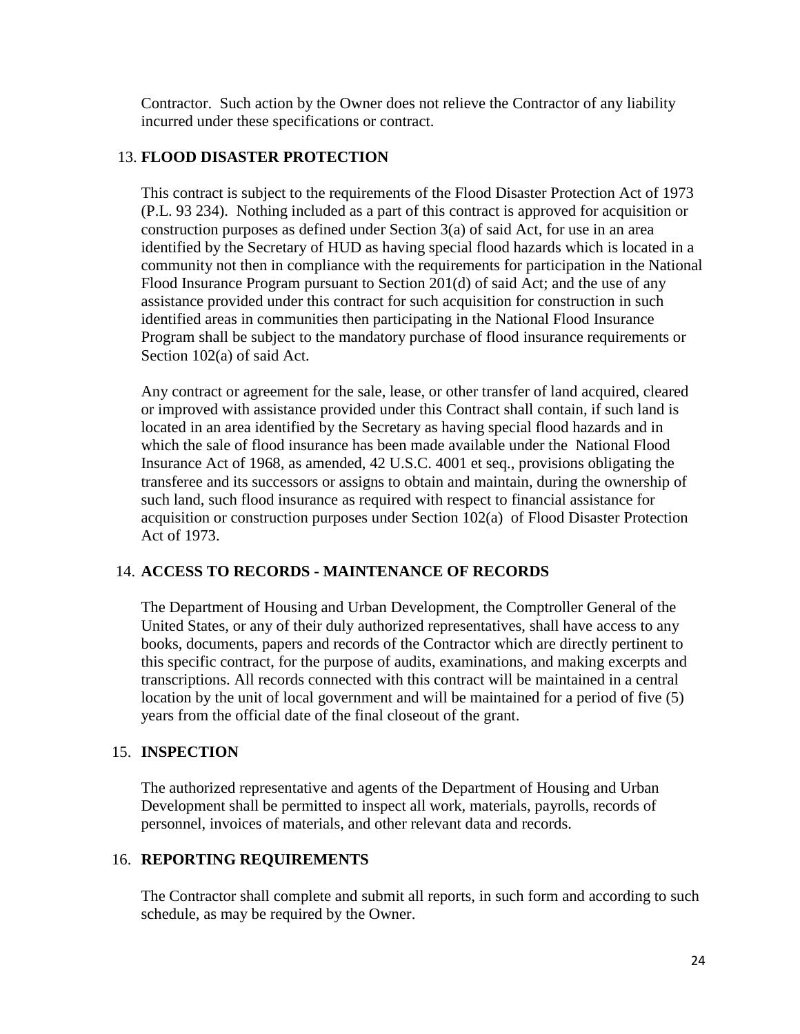Contractor. Such action by the Owner does not relieve the Contractor of any liability incurred under these specifications or contract.

13. **FLOOD DISASTER PROTECTION**

This contract is subject to the requirements of the Flood Disaster Protection Act of 1973 (P.L. 93 234). Nothing included as a part of this contract is approved for acquisition or construction purposes as defined under Section 3(a) of said Act, for use in an area identified by the Secretary of HUD as having special flood hazards which is located in a community not then in compliance with the requirements for participation in the National Flood Insurance Program pursuant to Section 201(d) of said Act; and the use of any assistance provided under this contract for such acquisition for construction in such identified areas in communities then participating in the National Flood Insurance Program shall be subject to the mandatory purchase of flood insurance requirements or Section 102(a) of said Act.

Any contract or agreement for the sale, lease, or other transfer of land acquired, cleared or improved with assistance provided under this Contract shall contain, if such land is located in an area identified by the Secretary as having special flood hazards and in which the sale of flood insurance has been made available under the National Flood Insurance Act of 1968, as amended, 42 U.S.C. 4001 et seq., provisions obligating the transferee and its successors or assigns to obtain and maintain, during the ownership of such land, such flood insurance as required with respect to financial assistance for acquisition or construction purposes under Section 102(a) of Flood Disaster Protection Act of 1973.

14. **ACCESS TO RECORDS - MAINTENANCE OF RECORDS**

The Department of Housing and Urban Development, the Comptroller General of the United States, or any of their duly authorized representatives, shall have access to any books, documents, papers and records of the Contractor which are directly pertinent to this specific contract, for the purpose of audits, examinations, and making excerpts and transcriptions. All records connected with this contract will be maintained in a central location by the unit of local government and will be maintained for a period of five (5) years from the official date of the final closeout of the grant.

15. **INSPECTION**

The authorized representative and agents of the Department of Housing and Urban Development shall be permitted to inspect all work, materials, payrolls, records of personnel, invoices of materials, and other relevant data and records.

16. **REPORTING REQUIREMENTS**

The Contractor shall complete and submit all reports, in such form and according to such schedule, as may be required by the Owner.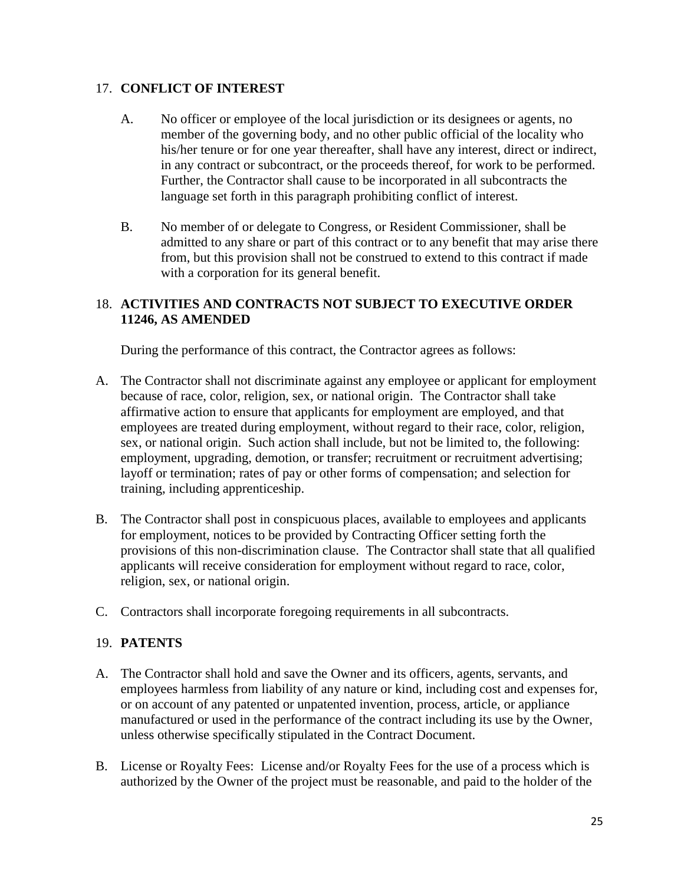## 17. **CONFLICT OF INTEREST**

A. No officer or employee of the local jurisdiction or its designees or agents, no member of the governing body, and no other public official of the locality who his/her tenure or for one year thereafter, shall have any interest, direct or indirect, in any contract or subcontract, or the proceeds thereof, for work to be performed. Further, the Contractor shall cause to be incorporated in all subcontracts the language set forth in this paragraph prohibiting conflict of interest.

B. No member of or delegate to Congress, or Resident Commissioner, shall be admitted to any share or part of this contract or to any benefit that may arise there from, but this provision shall not be construed to extend to this contract if made with a corporation for its general benefit.

## 18. **ACTIVITIES AND CONTRACTS NOT SUBJECT TO EXECUTIVE ORDER 11246, AS AMENDED**

During the performance of this contract, the Contractor agrees as follows:

A. The Contractor shall not discriminate against any employee or applicant for employment because of race, color, religion, sex, or national origin. The Contractor shall take affirmative action to ensure that applicants for employment are employed, and that employees are treated during employment, without regard to their race, color, religion, sex, or national origin. Such action shall include, but not be limited to, the following: employment, upgrading, demotion, or transfer; recruitment or recruitment advertising; layoff or termination; rates of pay or other forms of compensation; and selection for training, including apprenticeship.

B. The Contractor shall post in conspicuous places, available to employees and applicants for employment, notices to be provided by Contracting Officer setting forth the provisions of this non-discrimination clause. The Contractor shall state that all qualified applicants will receive consideration for employment without regard to race, color, religion, sex, or national origin.

C. Contractors shall incorporate foregoing requirements in all subcontracts.

## 19. **PATENTS**

A. The Contractor shall hold and save the Owner and its officers, agents, servants, and employees harmless from liability of any nature or kind, including cost and expenses for, or on account of any patented or unpatented invention, process, article, or appliance manufactured or used in the performance of the contract including its use by the Owner, unless otherwise specifically stipulated in the Contract Document.

B. License or Royalty Fees: License and/or Royalty Fees for the use of a process which is authorized by the Owner of the project must be reasonable, and paid to the holder of the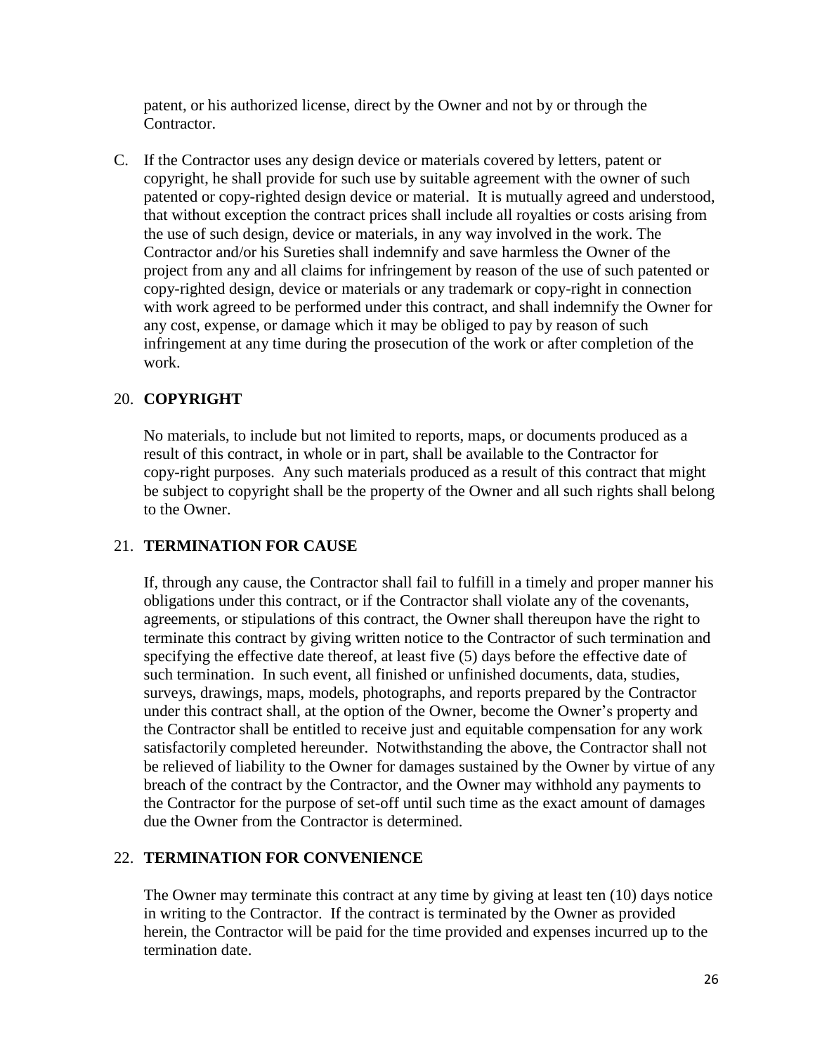patent, or his authorized license, direct by the Owner and not by or through the Contractor.

C. If the Contractor uses any design device or materials covered by letters, patent or copyright, he shall provide for such use by suitable agreement with the owner of such patented or copy-righted design device or material. It is mutually agreed and understood, that without exception the contract prices shall include all royalties or costs arising from the use of such design, device or materials, in any way involved in the work. The Contractor and/or his Sureties shall indemnify and save harmless the Owner of the project from any and all claims for infringement by reason of the use of such patented or copy-righted design, device or materials or any trademark or copy-right in connection with work agreed to be performed under this contract, and shall indemnify the Owner for any cost, expense, or damage which it may be obliged to pay by reason of such infringement at any time during the prosecution of the work or after completion of the work.

## 20. COPYRIGHT

No materials, to include but not limited to reports, maps, or documents produced as a result of this contract, in whole or in part, shall be available to the Contractor for copy-right purposes. Any such materials produced as a result of this contract that might be subject to copyright shall be the property of the Owner and all such rights shall belong to the Owner.

## 21. TERMINATION FOR CAUSE

If, through any cause, the Contractor shall fail to fulfill in a timely and proper manner his obligations under this contract, or if the Contractor shall violate any of the covenants, agreements, or stipulations of this contract, the Owner shall thereupon have the right to terminate this contract by giving written notice to the Contractor of such termination and specifying the effective date thereof, at least five (5) days before the effective date of such termination. In such event, all finished or unfinished documents, data, studies, surveys, drawings, maps, models, photographs, and reports prepared by the Contractor under this contract shall, at the option of the Owner, become the Owner's property and the Contractor shall be entitled to receive just and equitable compensation for any work satisfactorily completed hereunder. Notwithstanding the above, the Contractor shall not be relieved of liability to the Owner for damages sustained by the Owner by virtue of any breach of the contract by the Contractor, and the Owner may withhold any payments to the Contractor for the purpose of set-off until such time as the exact amount of damages due the Owner from the Contractor is determined.

## 22. TERMINATION FOR CONVENIENCE

The Owner may terminate this contract at any time by giving at least ten (10) days notice in writing to the Contractor. If the contract is terminated by the Owner as provided herein, the Contractor will be paid for the time provided and expenses incurred up to the termination date.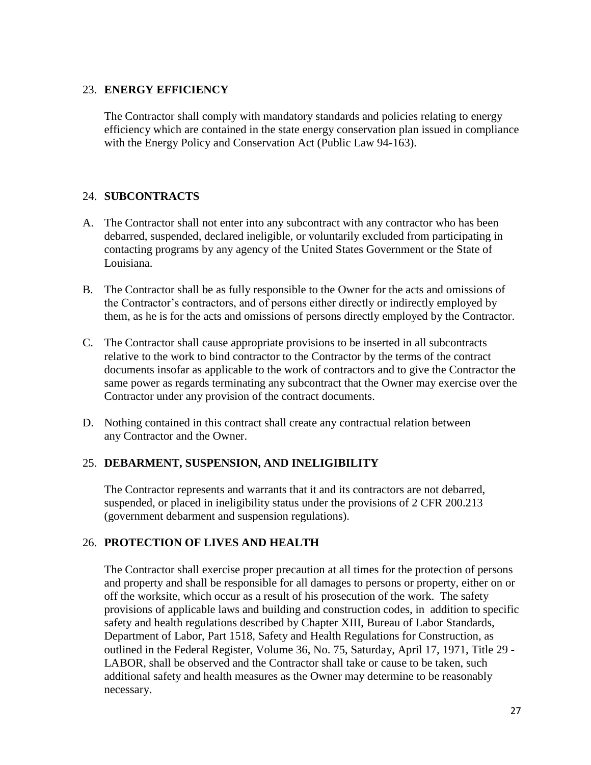## 23. ENERGY EFFICIENCY

The Contractor shall comply with mandatory standards and policies relating to energy efficiency which are contained in the state energy conservation plan issued in compliance with the Energy Policy and Conservation Act (Public Law 94-163).

## 24. SUBCONTRACTS

A. The Contractor shall not enter into any subcontract with any contractor who has been debarred, suspended, declared ineligible, or voluntarily excluded from participating in contacting programs by any agency of the United States Government or the State of Louisiana.

B. The Contractor shall be as fully responsible to the Owner for the acts and omissions of the Contractor's contractors, and of persons either directly or indirectly employed by them, as he is for the acts and omissions of persons directly employed by the Contractor.

C. The Contractor shall cause appropriate provisions to be inserted in all subcontracts relative to the work to bind contractor to the Contractor by the terms of the contract documents insofar as applicable to the work of contractors and to give the Contractor the same power as regards terminating any subcontract that the Owner may exercise over the Contractor under any provision of the contract documents.

D. Nothing contained in this contract shall create any contractual relation between any Contractor and the Owner.

## 25. DEBARMENT, SUSPENSION, AND INELIGIBILITY

The Contractor represents and warrants that it and its contractors are not debarred, suspended, or placed in ineligibility status under the provisions of 2 CFR 200.213 (government debarment and suspension regulations).

## 26. PROTECTION OF LIVES AND HEALTH

The Contractor shall exercise proper precaution at all times for the protection of persons and property and shall be responsible for all damages to persons or property, either on or off the worksite, which occur as a result of his prosecution of the work. The safety provisions of applicable laws and building and construction codes, in addition to specific safety and health regulations described by Chapter XIII, Bureau of Labor Standards, Department of Labor, Part 1518, Safety and Health Regulations for Construction, as outlined in the Federal Register, Volume 36, No. 75, Saturday, April 17, 1971, Title 29 - LABOR, shall be observed and the Contractor shall take or cause to be taken, such additional safety and health measures as the Owner may determine to be reasonably necessary.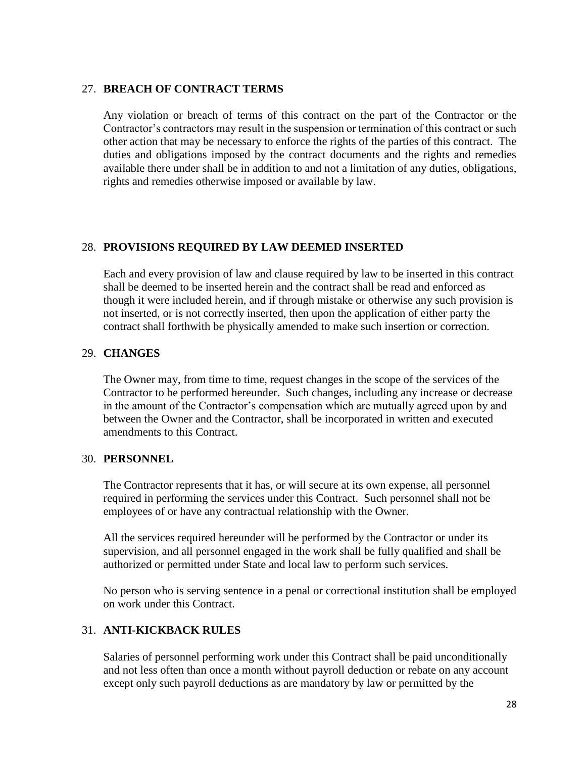## 27. BREACH OF CONTRACT TERMS

Any violation or breach of terms of this contract on the part of the Contractor or the Contractor's contractors may result in the suspension or termination of this contract or such other action that may be necessary to enforce the rights of the parties of this contract. The duties and obligations imposed by the contract documents and the rights and remedies available there under shall be in addition to and not a limitation of any duties, obligations, rights and remedies otherwise imposed or available by law.

## 28. PROVISIONS REQUIRED BY LAW DEEMED INSERTED

Each and every provision of law and clause required by law to be inserted in this contract shall be deemed to be inserted herein and the contract shall be read and enforced as though it were included herein, and if through mistake or otherwise any such provision is not inserted, or is not correctly inserted, then upon the application of either party the contract shall forthwith be physically amended to make such insertion or correction.

## 29. CHANGES

The Owner may, from time to time, request changes in the scope of the services of the Contractor to be performed hereunder. Such changes, including any increase or decrease in the amount of the Contractor's compensation which are mutually agreed upon by and between the Owner and the Contractor, shall be incorporated in written and executed amendments to this Contract.

## 30. PERSONNEL

The Contractor represents that it has, or will secure at its own expense, all personnel required in performing the services under this Contract. Such personnel shall not be employees of or have any contractual relationship with the Owner.

All the services required hereunder will be performed by the Contractor or under its supervision, and all personnel engaged in the work shall be fully qualified and shall be authorized or permitted under State and local law to perform such services.

No person who is serving sentence in a penal or correctional institution shall be employed on work under this Contract.

## 31. ANTI-KICKBACK RULES

Salaries of personnel performing work under this Contract shall be paid unconditionally and not less often than once a month without payroll deduction or rebate on any account except only such payroll deductions as are mandatory by law or permitted by the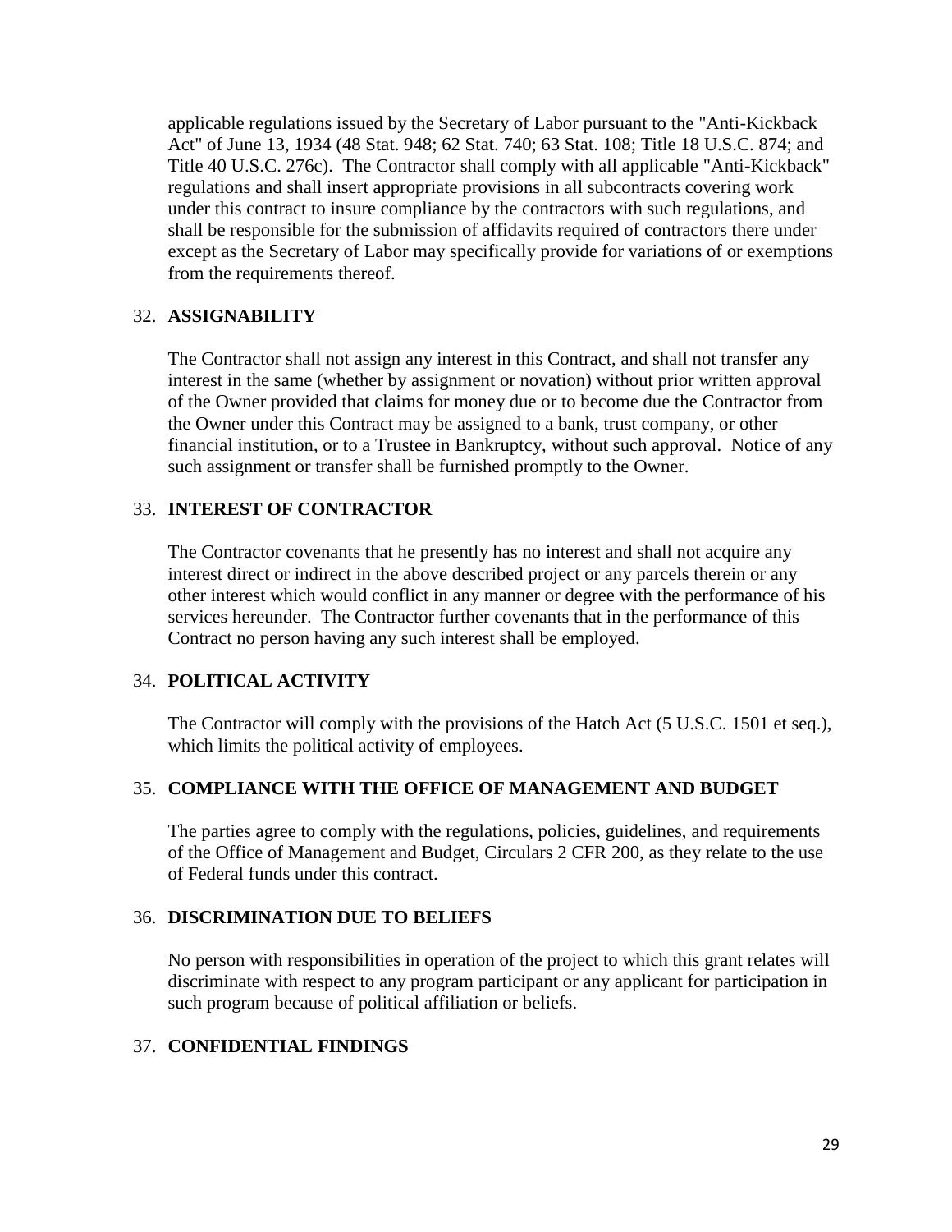applicable regulations issued by the Secretary of Labor pursuant to the "Anti-Kickback Act" of June 13, 1934 (48 Stat. 948; 62 Stat. 740; 63 Stat. 108; Title 18 U.S.C. 874; and Title 40 U.S.C. 276c). The Contractor shall comply with all applicable "Anti-Kickback" regulations and shall insert appropriate provisions in all subcontracts covering work under this contract to insure compliance by the contractors with such regulations, and shall be responsible for the submission of affidavits required of contractors there under except as the Secretary of Labor may specifically provide for variations of or exemptions from the requirements thereof.

32. **ASSIGNABILITY**

The Contractor shall not assign any interest in this Contract, and shall not transfer any interest in the same (whether by assignment or novation) without prior written approval of the Owner provided that claims for money due or to become due the Contractor from the Owner under this Contract may be assigned to a bank, trust company, or other financial institution, or to a Trustee in Bankruptcy, without such approval. Notice of any such assignment or transfer shall be furnished promptly to the Owner.

33. **INTEREST OF CONTRACTOR**

The Contractor covenants that he presently has no interest and shall not acquire any interest direct or indirect in the above described project or any parcels therein or any other interest which would conflict in any manner or degree with the performance of his services hereunder. The Contractor further covenants that in the performance of this Contract no person having any such interest shall be employed.

34. **POLITICAL ACTIVITY**

The Contractor will comply with the provisions of the Hatch Act (5 U.S.C. 1501 et seq.), which limits the political activity of employees.

35. **COMPLIANCE WITH THE OFFICE OF MANAGEMENT AND BUDGET**

The parties agree to comply with the regulations, policies, guidelines, and requirements of the Office of Management and Budget, Circulars 2 CFR 200, as they relate to the use of Federal funds under this contract.

36. **DISCRIMINATION DUE TO BELIEFS**

No person with responsibilities in operation of the project to which this grant relates will discriminate with respect to any program participant or any applicant for participation in such program because of political affiliation or beliefs.

37. **CONFIDENTIAL FINDINGS**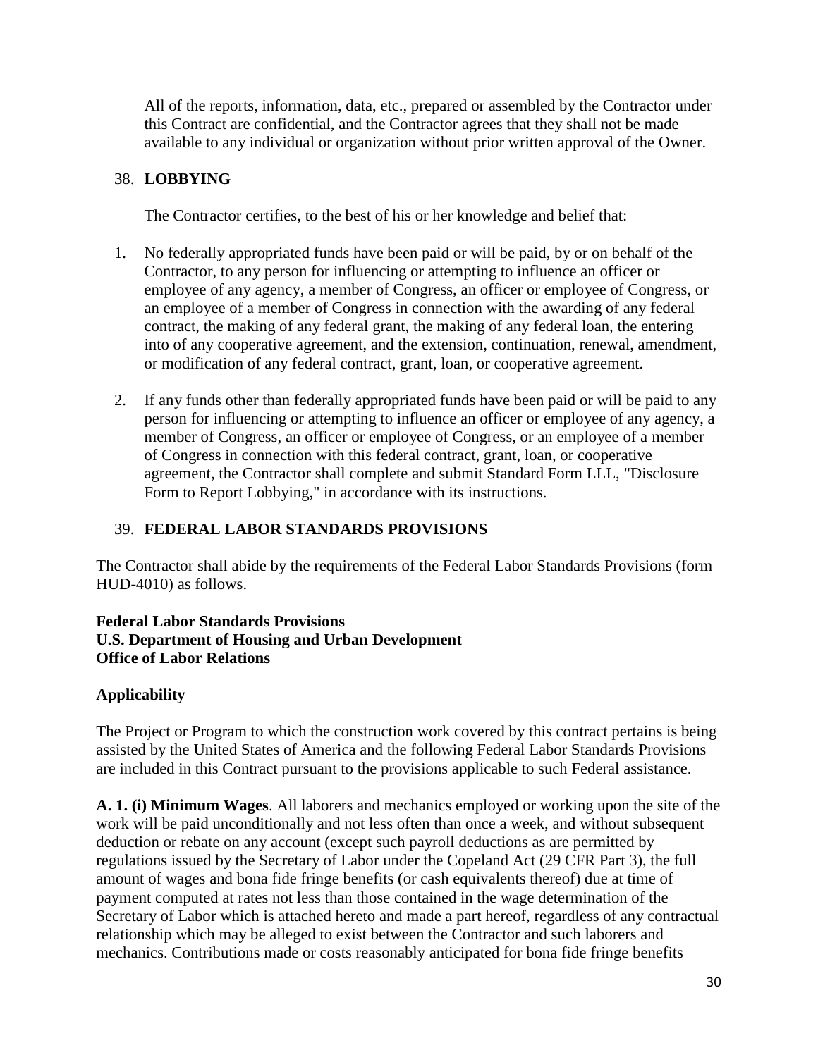All of the reports, information, data, etc., prepared or assembled by the Contractor under this Contract are confidential, and the Contractor agrees that they shall not be made available to any individual or organization without prior written approval of the Owner.

### 38. **LOBBYING**

The Contractor certifies, to the best of his or her knowledge and belief that:

1. No federally appropriated funds have been paid or will be paid, by or on behalf of the Contractor, to any person for influencing or attempting to influence an officer or employee of any agency, a member of Congress, an officer or employee of Congress, or an employee of a member of Congress in connection with the awarding of any federal contract, the making of any federal grant, the making of any federal loan, the entering into of any cooperative agreement, and the extension, continuation, renewal, amendment, or modification of any federal contract, grant, loan, or cooperative agreement.

2. If any funds other than federally appropriated funds have been paid or will be paid to any person for influencing or attempting to influence an officer or employee of any agency, a member of Congress, an officer or employee of Congress, or an employee of a member of Congress in connection with this federal contract, grant, loan, or cooperative agreement, the Contractor shall complete and submit Standard Form LLL, "Disclosure Form to Report Lobbying," in accordance with its instructions.

### 39. **FEDERAL LABOR STANDARDS PROVISIONS**

The Contractor shall abide by the requirements of the Federal Labor Standards Provisions (form HUD-4010) as follows.

**Federal Labor Standards Provisions**
**U.S. Department of Housing and Urban Development**
**Office of Labor Relations**

**Applicability**

The Project or Program to which the construction work covered by this contract pertains is being assisted by the United States of America and the following Federal Labor Standards Provisions are included in this Contract pursuant to the provisions applicable to such Federal assistance.

**A. 1. (i) Minimum Wages**. All laborers and mechanics employed or working upon the site of the work will be paid unconditionally and not less often than once a week, and without subsequent deduction or rebate on any account (except such payroll deductions as are permitted by regulations issued by the Secretary of Labor under the Copeland Act (29 CFR Part 3), the full amount of wages and bona fide fringe benefits (or cash equivalents thereof) due at time of payment computed at rates not less than those contained in the wage determination of the Secretary of Labor which is attached hereto and made a part hereof, regardless of any contractual relationship which may be alleged to exist between the Contractor and such laborers and mechanics. Contributions made or costs reasonably anticipated for bona fide fringe benefits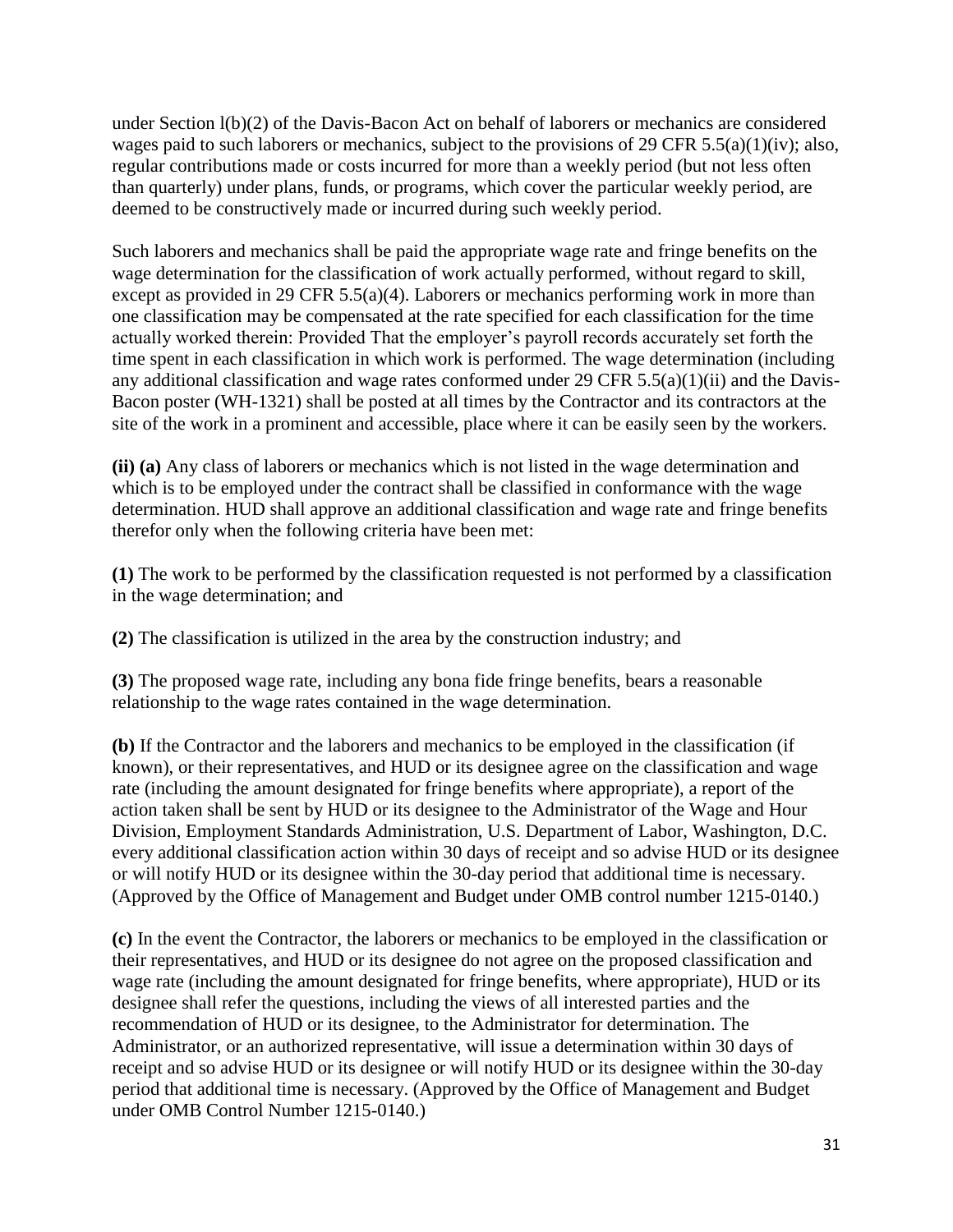under Section l(b)(2) of the Davis-Bacon Act on behalf of laborers or mechanics are considered wages paid to such laborers or mechanics, subject to the provisions of 29 CFR 5.5(a)(1)(iv); also, regular contributions made or costs incurred for more than a weekly period (but not less often than quarterly) under plans, funds, or programs, which cover the particular weekly period, are deemed to be constructively made or incurred during such weekly period.

Such laborers and mechanics shall be paid the appropriate wage rate and fringe benefits on the wage determination for the classification of work actually performed, without regard to skill, except as provided in 29 CFR 5.5(a)(4). Laborers or mechanics performing work in more than one classification may be compensated at the rate specified for each classification for the time actually worked therein: Provided That the employer's payroll records accurately set forth the time spent in each classification in which work is performed. The wage determination (including any additional classification and wage rates conformed under 29 CFR 5.5(a)(1)(ii) and the Davis-Bacon poster (WH-1321) shall be posted at all times by the Contractor and its contractors at the site of the work in a prominent and accessible, place where it can be easily seen by the workers.

**(ii) (a)** Any class of laborers or mechanics which is not listed in the wage determination and which is to be employed under the contract shall be classified in conformance with the wage determination. HUD shall approve an additional classification and wage rate and fringe benefits therefor only when the following criteria have been met:

**(1)** The work to be performed by the classification requested is not performed by a classification in the wage determination; and

**(2)** The classification is utilized in the area by the construction industry; and

**(3)** The proposed wage rate, including any bona fide fringe benefits, bears a reasonable relationship to the wage rates contained in the wage determination.

**(b)** If the Contractor and the laborers and mechanics to be employed in the classification (if known), or their representatives, and HUD or its designee agree on the classification and wage rate (including the amount designated for fringe benefits where appropriate), a report of the action taken shall be sent by HUD or its designee to the Administrator of the Wage and Hour Division, Employment Standards Administration, U.S. Department of Labor, Washington, D.C. every additional classification action within 30 days of receipt and so advise HUD or its designee or will notify HUD or its designee within the 30-day period that additional time is necessary. (Approved by the Office of Management and Budget under OMB control number 1215-0140.)

**(c)** In the event the Contractor, the laborers or mechanics to be employed in the classification or their representatives, and HUD or its designee do not agree on the proposed classification and wage rate (including the amount designated for fringe benefits, where appropriate), HUD or its designee shall refer the questions, including the views of all interested parties and the recommendation of HUD or its designee, to the Administrator for determination. The Administrator, or an authorized representative, will issue a determination within 30 days of receipt and so advise HUD or its designee or will notify HUD or its designee within the 30-day period that additional time is necessary. (Approved by the Office of Management and Budget under OMB Control Number 1215-0140.)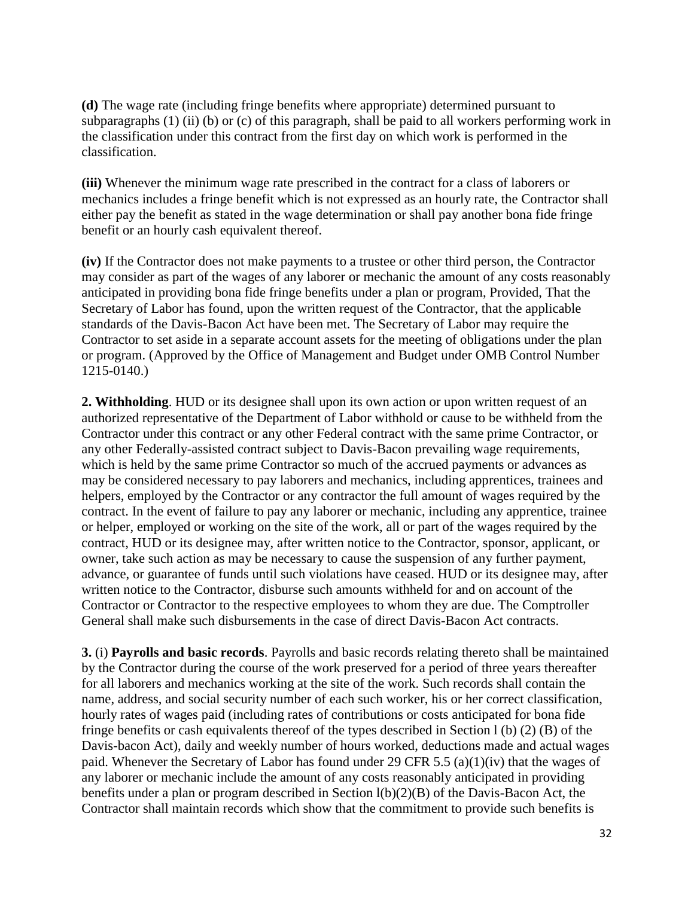**(d)** The wage rate (including fringe benefits where appropriate) determined pursuant to subparagraphs (1) (ii) (b) or (c) of this paragraph, shall be paid to all workers performing work in the classification under this contract from the first day on which work is performed in the classification.

**(iii)** Whenever the minimum wage rate prescribed in the contract for a class of laborers or mechanics includes a fringe benefit which is not expressed as an hourly rate, the Contractor shall either pay the benefit as stated in the wage determination or shall pay another bona fide fringe benefit or an hourly cash equivalent thereof.

**(iv)** If the Contractor does not make payments to a trustee or other third person, the Contractor may consider as part of the wages of any laborer or mechanic the amount of any costs reasonably anticipated in providing bona fide fringe benefits under a plan or program, Provided, That the Secretary of Labor has found, upon the written request of the Contractor, that the applicable standards of the Davis-Bacon Act have been met. The Secretary of Labor may require the Contractor to set aside in a separate account assets for the meeting of obligations under the plan or program. (Approved by the Office of Management and Budget under OMB Control Number 1215-0140.)

**2. Withholding**. HUD or its designee shall upon its own action or upon written request of an authorized representative of the Department of Labor withhold or cause to be withheld from the Contractor under this contract or any other Federal contract with the same prime Contractor, or any other Federally-assisted contract subject to Davis-Bacon prevailing wage requirements, which is held by the same prime Contractor so much of the accrued payments or advances as may be considered necessary to pay laborers and mechanics, including apprentices, trainees and helpers, employed by the Contractor or any contractor the full amount of wages required by the contract. In the event of failure to pay any laborer or mechanic, including any apprentice, trainee or helper, employed or working on the site of the work, all or part of the wages required by the contract, HUD or its designee may, after written notice to the Contractor, sponsor, applicant, or owner, take such action as may be necessary to cause the suspension of any further payment, advance, or guarantee of funds until such violations have ceased. HUD or its designee may, after written notice to the Contractor, disburse such amounts withheld for and on account of the Contractor or Contractor to the respective employees to whom they are due. The Comptroller General shall make such disbursements in the case of direct Davis-Bacon Act contracts.

**3.** (i) **Payrolls and basic records**. Payrolls and basic records relating thereto shall be maintained by the Contractor during the course of the work preserved for a period of three years thereafter for all laborers and mechanics working at the site of the work. Such records shall contain the name, address, and social security number of each such worker, his or her correct classification, hourly rates of wages paid (including rates of contributions or costs anticipated for bona fide fringe benefits or cash equivalents thereof of the types described in Section l (b) (2) (B) of the Davis-bacon Act), daily and weekly number of hours worked, deductions made and actual wages paid. Whenever the Secretary of Labor has found under 29 CFR 5.5 (a)(1)(iv) that the wages of any laborer or mechanic include the amount of any costs reasonably anticipated in providing benefits under a plan or program described in Section l(b)(2)(B) of the Davis-Bacon Act, the Contractor shall maintain records which show that the commitment to provide such benefits is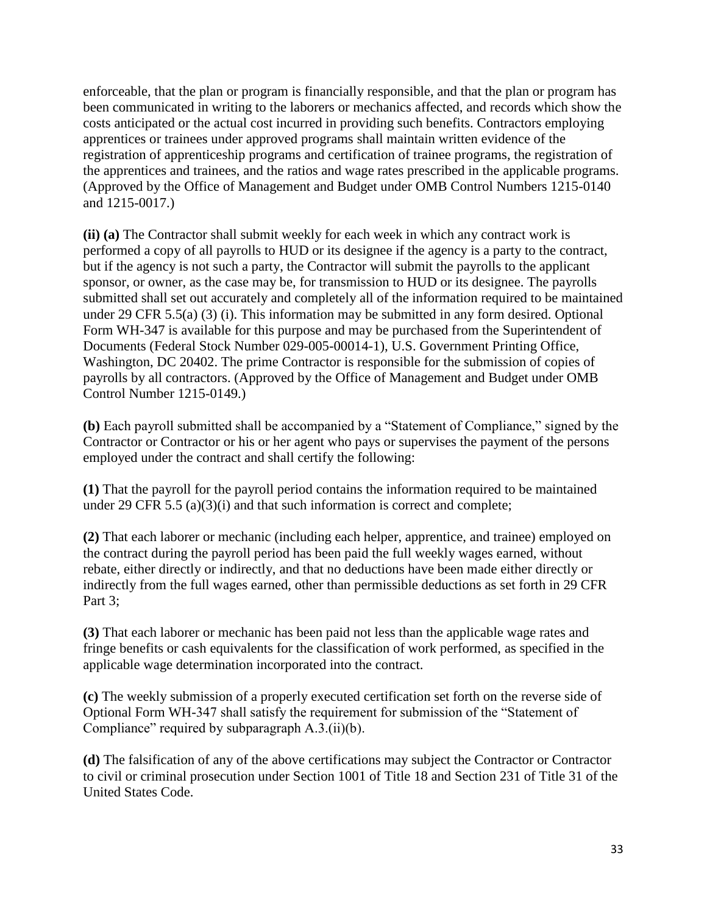enforceable, that the plan or program is financially responsible, and that the plan or program has been communicated in writing to the laborers or mechanics affected, and records which show the costs anticipated or the actual cost incurred in providing such benefits. Contractors employing apprentices or trainees under approved programs shall maintain written evidence of the registration of apprenticeship programs and certification of trainee programs, the registration of the apprentices and trainees, and the ratios and wage rates prescribed in the applicable programs. (Approved by the Office of Management and Budget under OMB Control Numbers 1215-0140 and 1215-0017.)

**(ii) (a)** The Contractor shall submit weekly for each week in which any contract work is performed a copy of all payrolls to HUD or its designee if the agency is a party to the contract, but if the agency is not such a party, the Contractor will submit the payrolls to the applicant sponsor, or owner, as the case may be, for transmission to HUD or its designee. The payrolls submitted shall set out accurately and completely all of the information required to be maintained under 29 CFR 5.5(a) (3) (i). This information may be submitted in any form desired. Optional Form WH-347 is available for this purpose and may be purchased from the Superintendent of Documents (Federal Stock Number 029-005-00014-1), U.S. Government Printing Office, Washington, DC 20402. The prime Contractor is responsible for the submission of copies of payrolls by all contractors. (Approved by the Office of Management and Budget under OMB Control Number 1215-0149.)

**(b)** Each payroll submitted shall be accompanied by a "Statement of Compliance," signed by the Contractor or Contractor or his or her agent who pays or supervises the payment of the persons employed under the contract and shall certify the following:

**(1)** That the payroll for the payroll period contains the information required to be maintained under 29 CFR 5.5 (a)(3)(i) and that such information is correct and complete;

**(2)** That each laborer or mechanic (including each helper, apprentice, and trainee) employed on the contract during the payroll period has been paid the full weekly wages earned, without rebate, either directly or indirectly, and that no deductions have been made either directly or indirectly from the full wages earned, other than permissible deductions as set forth in 29 CFR Part 3;

**(3)** That each laborer or mechanic has been paid not less than the applicable wage rates and fringe benefits or cash equivalents for the classification of work performed, as specified in the applicable wage determination incorporated into the contract.

**(c)** The weekly submission of a properly executed certification set forth on the reverse side of Optional Form WH-347 shall satisfy the requirement for submission of the "Statement of Compliance" required by subparagraph A.3.(ii)(b).

**(d)** The falsification of any of the above certifications may subject the Contractor or Contractor to civil or criminal prosecution under Section 1001 of Title 18 and Section 231 of Title 31 of the United States Code.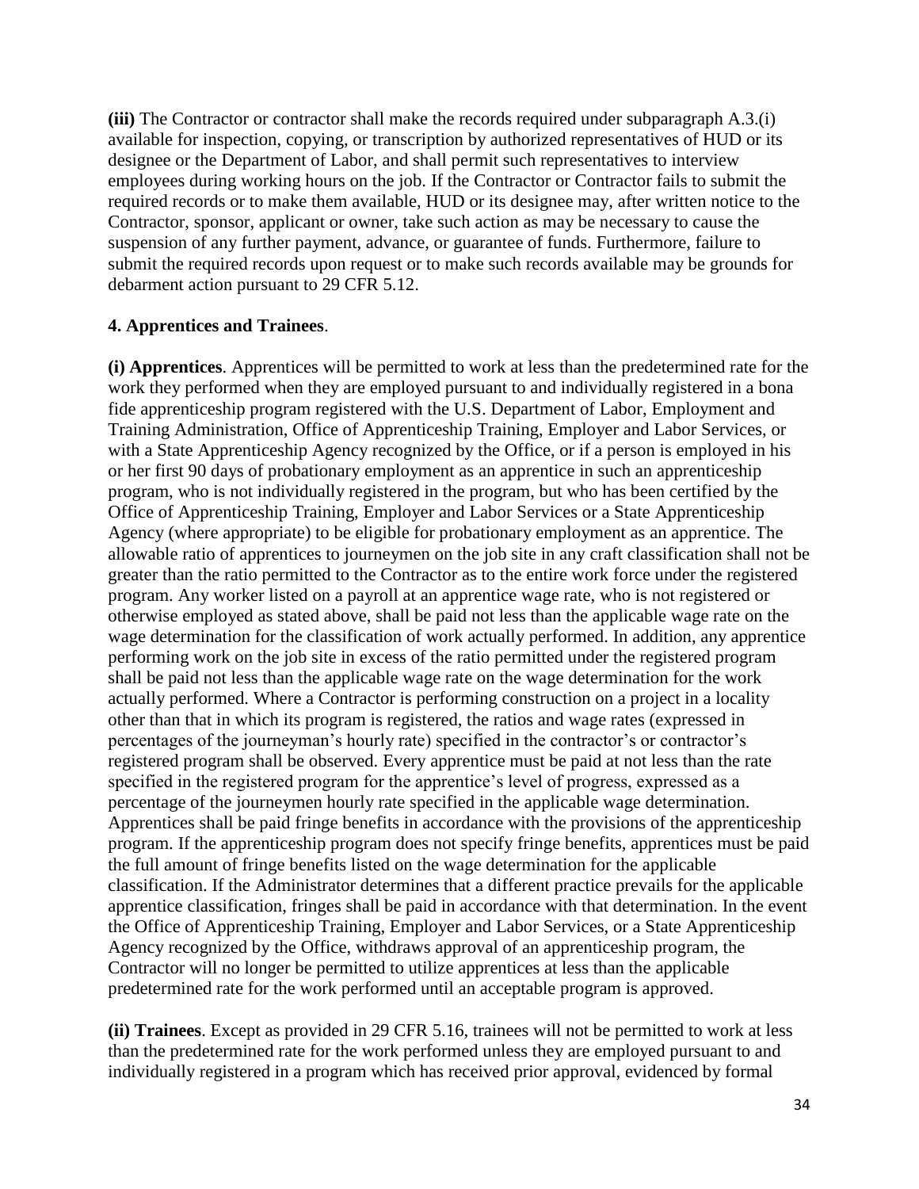**(iii)** The Contractor or contractor shall make the records required under subparagraph A.3.(i) available for inspection, copying, or transcription by authorized representatives of HUD or its designee or the Department of Labor, and shall permit such representatives to interview employees during working hours on the job. If the Contractor or Contractor fails to submit the required records or to make them available, HUD or its designee may, after written notice to the Contractor, sponsor, applicant or owner, take such action as may be necessary to cause the suspension of any further payment, advance, or guarantee of funds. Furthermore, failure to submit the required records upon request or to make such records available may be grounds for debarment action pursuant to 29 CFR 5.12.

**4. Apprentices and Trainees**.

**(i) Apprentices**. Apprentices will be permitted to work at less than the predetermined rate for the work they performed when they are employed pursuant to and individually registered in a bona fide apprenticeship program registered with the U.S. Department of Labor, Employment and Training Administration, Office of Apprenticeship Training, Employer and Labor Services, or with a State Apprenticeship Agency recognized by the Office, or if a person is employed in his or her first 90 days of probationary employment as an apprentice in such an apprenticeship program, who is not individually registered in the program, but who has been certified by the Office of Apprenticeship Training, Employer and Labor Services or a State Apprenticeship Agency (where appropriate) to be eligible for probationary employment as an apprentice. The allowable ratio of apprentices to journeymen on the job site in any craft classification shall not be greater than the ratio permitted to the Contractor as to the entire work force under the registered program. Any worker listed on a payroll at an apprentice wage rate, who is not registered or otherwise employed as stated above, shall be paid not less than the applicable wage rate on the wage determination for the classification of work actually performed. In addition, any apprentice performing work on the job site in excess of the ratio permitted under the registered program shall be paid not less than the applicable wage rate on the wage determination for the work actually performed. Where a Contractor is performing construction on a project in a locality other than that in which its program is registered, the ratios and wage rates (expressed in percentages of the journeyman's hourly rate) specified in the contractor's or contractor's registered program shall be observed. Every apprentice must be paid at not less than the rate specified in the registered program for the apprentice's level of progress, expressed as a percentage of the journeymen hourly rate specified in the applicable wage determination. Apprentices shall be paid fringe benefits in accordance with the provisions of the apprenticeship program. If the apprenticeship program does not specify fringe benefits, apprentices must be paid the full amount of fringe benefits listed on the wage determination for the applicable classification. If the Administrator determines that a different practice prevails for the applicable apprentice classification, fringes shall be paid in accordance with that determination. In the event the Office of Apprenticeship Training, Employer and Labor Services, or a State Apprenticeship Agency recognized by the Office, withdraws approval of an apprenticeship program, the Contractor will no longer be permitted to utilize apprentices at less than the applicable predetermined rate for the work performed until an acceptable program is approved.

**(ii) Trainees**. Except as provided in 29 CFR 5.16, trainees will not be permitted to work at less than the predetermined rate for the work performed unless they are employed pursuant to and individually registered in a program which has received prior approval, evidenced by formal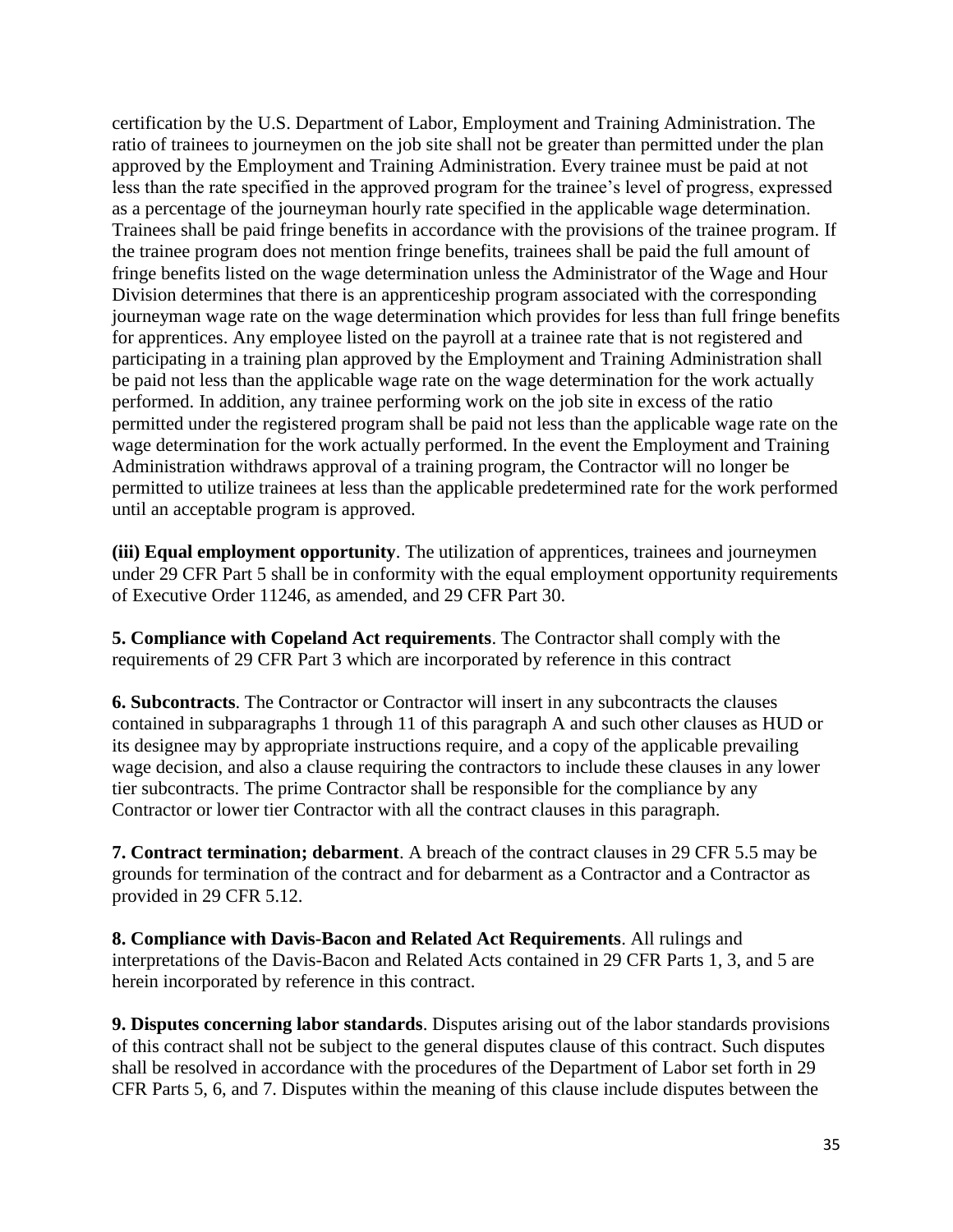certification by the U.S. Department of Labor, Employment and Training Administration. The ratio of trainees to journeymen on the job site shall not be greater than permitted under the plan approved by the Employment and Training Administration. Every trainee must be paid at not less than the rate specified in the approved program for the trainee's level of progress, expressed as a percentage of the journeyman hourly rate specified in the applicable wage determination. Trainees shall be paid fringe benefits in accordance with the provisions of the trainee program. If the trainee program does not mention fringe benefits, trainees shall be paid the full amount of fringe benefits listed on the wage determination unless the Administrator of the Wage and Hour Division determines that there is an apprenticeship program associated with the corresponding journeyman wage rate on the wage determination which provides for less than full fringe benefits for apprentices. Any employee listed on the payroll at a trainee rate that is not registered and participating in a training plan approved by the Employment and Training Administration shall be paid not less than the applicable wage rate on the wage determination for the work actually performed. In addition, any trainee performing work on the job site in excess of the ratio permitted under the registered program shall be paid not less than the applicable wage rate on the wage determination for the work actually performed. In the event the Employment and Training Administration withdraws approval of a training program, the Contractor will no longer be permitted to utilize trainees at less than the applicable predetermined rate for the work performed until an acceptable program is approved.

**(iii) Equal employment opportunity**. The utilization of apprentices, trainees and journeymen under 29 CFR Part 5 shall be in conformity with the equal employment opportunity requirements of Executive Order 11246, as amended, and 29 CFR Part 30.

**5. Compliance with Copeland Act requirements**. The Contractor shall comply with the requirements of 29 CFR Part 3 which are incorporated by reference in this contract

**6. Subcontracts**. The Contractor or Contractor will insert in any subcontracts the clauses contained in subparagraphs 1 through 11 of this paragraph A and such other clauses as HUD or its designee may by appropriate instructions require, and a copy of the applicable prevailing wage decision, and also a clause requiring the contractors to include these clauses in any lower tier subcontracts. The prime Contractor shall be responsible for the compliance by any Contractor or lower tier Contractor with all the contract clauses in this paragraph.

**7. Contract termination; debarment**. A breach of the contract clauses in 29 CFR 5.5 may be grounds for termination of the contract and for debarment as a Contractor and a Contractor as provided in 29 CFR 5.12.

**8. Compliance with Davis-Bacon and Related Act Requirements**. All rulings and interpretations of the Davis-Bacon and Related Acts contained in 29 CFR Parts 1, 3, and 5 are herein incorporated by reference in this contract.

**9. Disputes concerning labor standards**. Disputes arising out of the labor standards provisions of this contract shall not be subject to the general disputes clause of this contract. Such disputes shall be resolved in accordance with the procedures of the Department of Labor set forth in 29 CFR Parts 5, 6, and 7. Disputes within the meaning of this clause include disputes between the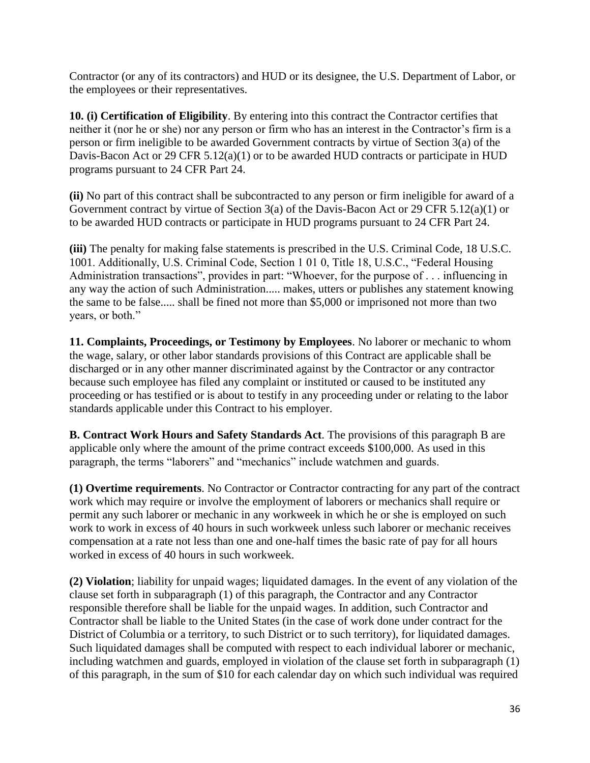Contractor (or any of its contractors) and HUD or its designee, the U.S. Department of Labor, or the employees or their representatives.

**10. (i) Certification of Eligibility**. By entering into this contract the Contractor certifies that neither it (nor he or she) nor any person or firm who has an interest in the Contractor's firm is a person or firm ineligible to be awarded Government contracts by virtue of Section 3(a) of the Davis-Bacon Act or 29 CFR 5.12(a)(1) or to be awarded HUD contracts or participate in HUD programs pursuant to 24 CFR Part 24.

**(ii)** No part of this contract shall be subcontracted to any person or firm ineligible for award of a Government contract by virtue of Section 3(a) of the Davis-Bacon Act or 29 CFR 5.12(a)(1) or to be awarded HUD contracts or participate in HUD programs pursuant to 24 CFR Part 24.

**(iii)** The penalty for making false statements is prescribed in the U.S. Criminal Code, 18 U.S.C. 1001. Additionally, U.S. Criminal Code, Section 1 01 0, Title 18, U.S.C., "Federal Housing Administration transactions", provides in part: "Whoever, for the purpose of . . . influencing in any way the action of such Administration..... makes, utters or publishes any statement knowing the same to be false..... shall be fined not more than $5,000 or imprisoned not more than two years, or both."

**11. Complaints, Proceedings, or Testimony by Employees**. No laborer or mechanic to whom the wage, salary, or other labor standards provisions of this Contract are applicable shall be discharged or in any other manner discriminated against by the Contractor or any contractor because such employee has filed any complaint or instituted or caused to be instituted any proceeding or has testified or is about to testify in any proceeding under or relating to the labor standards applicable under this Contract to his employer.

**B. Contract Work Hours and Safety Standards Act**. The provisions of this paragraph B are applicable only where the amount of the prime contract exceeds $100,000. As used in this paragraph, the terms "laborers" and "mechanics" include watchmen and guards.

**(1) Overtime requirements**. No Contractor or Contractor contracting for any part of the contract work which may require or involve the employment of laborers or mechanics shall require or permit any such laborer or mechanic in any workweek in which he or she is employed on such work to work in excess of 40 hours in such workweek unless such laborer or mechanic receives compensation at a rate not less than one and one-half times the basic rate of pay for all hours worked in excess of 40 hours in such workweek.

**(2) Violation**; liability for unpaid wages; liquidated damages. In the event of any violation of the clause set forth in subparagraph (1) of this paragraph, the Contractor and any Contractor responsible therefore shall be liable for the unpaid wages. In addition, such Contractor and Contractor shall be liable to the United States (in the case of work done under contract for the District of Columbia or a territory, to such District or to such territory), for liquidated damages. Such liquidated damages shall be computed with respect to each individual laborer or mechanic, including watchmen and guards, employed in violation of the clause set forth in subparagraph (1) of this paragraph, in the sum of $10 for each calendar day on which such individual was required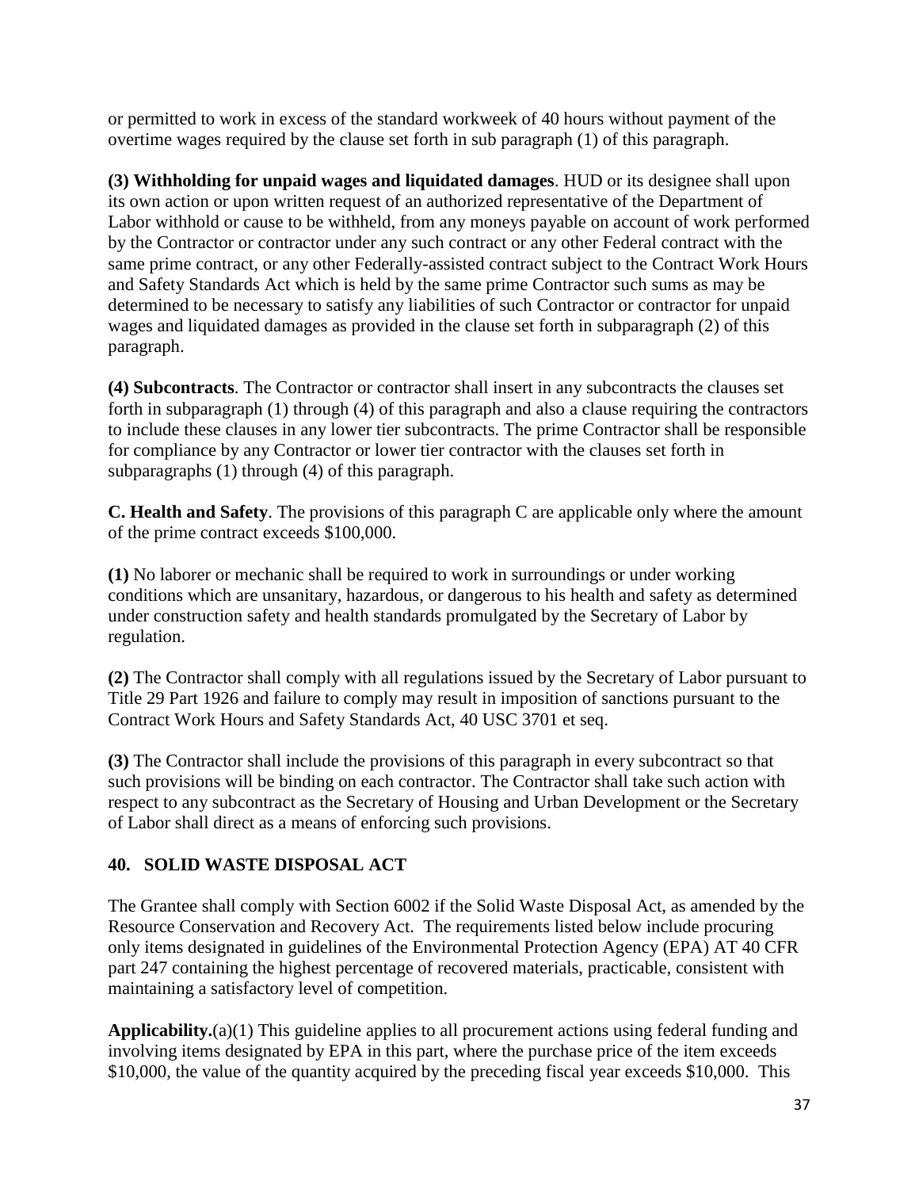or permitted to work in excess of the standard workweek of 40 hours without payment of the overtime wages required by the clause set forth in sub paragraph (1) of this paragraph.

**(3) Withholding for unpaid wages and liquidated damages**. HUD or its designee shall upon its own action or upon written request of an authorized representative of the Department of Labor withhold or cause to be withheld, from any moneys payable on account of work performed by the Contractor or contractor under any such contract or any other Federal contract with the same prime contract, or any other Federally-assisted contract subject to the Contract Work Hours and Safety Standards Act which is held by the same prime Contractor such sums as may be determined to be necessary to satisfy any liabilities of such Contractor or contractor for unpaid wages and liquidated damages as provided in the clause set forth in subparagraph (2) of this paragraph.

**(4) Subcontracts**. The Contractor or contractor shall insert in any subcontracts the clauses set forth in subparagraph (1) through (4) of this paragraph and also a clause requiring the contractors to include these clauses in any lower tier subcontracts. The prime Contractor shall be responsible for compliance by any Contractor or lower tier contractor with the clauses set forth in subparagraphs (1) through (4) of this paragraph.

**C. Health and Safety**. The provisions of this paragraph C are applicable only where the amount of the prime contract exceeds $100,000.

**(1)** No laborer or mechanic shall be required to work in surroundings or under working conditions which are unsanitary, hazardous, or dangerous to his health and safety as determined under construction safety and health standards promulgated by the Secretary of Labor by regulation.

**(2)** The Contractor shall comply with all regulations issued by the Secretary of Labor pursuant to Title 29 Part 1926 and failure to comply may result in imposition of sanctions pursuant to the Contract Work Hours and Safety Standards Act, 40 USC 3701 et seq.

**(3)** The Contractor shall include the provisions of this paragraph in every subcontract so that such provisions will be binding on each contractor. The Contractor shall take such action with respect to any subcontract as the Secretary of Housing and Urban Development or the Secretary of Labor shall direct as a means of enforcing such provisions.

## 40. SOLID WASTE DISPOSAL ACT

The Grantee shall comply with Section 6002 if the Solid Waste Disposal Act, as amended by the Resource Conservation and Recovery Act. The requirements listed below include procuring only items designated in guidelines of the Environmental Protection Agency (EPA) AT 40 CFR part 247 containing the highest percentage of recovered materials, practicable, consistent with maintaining a satisfactory level of competition.

**Applicability.**(a)(1) This guideline applies to all procurement actions using federal funding and involving items designated by EPA in this part, where the purchase price of the item exceeds $10,000, the value of the quantity acquired by the preceding fiscal year exceeds $10,000. This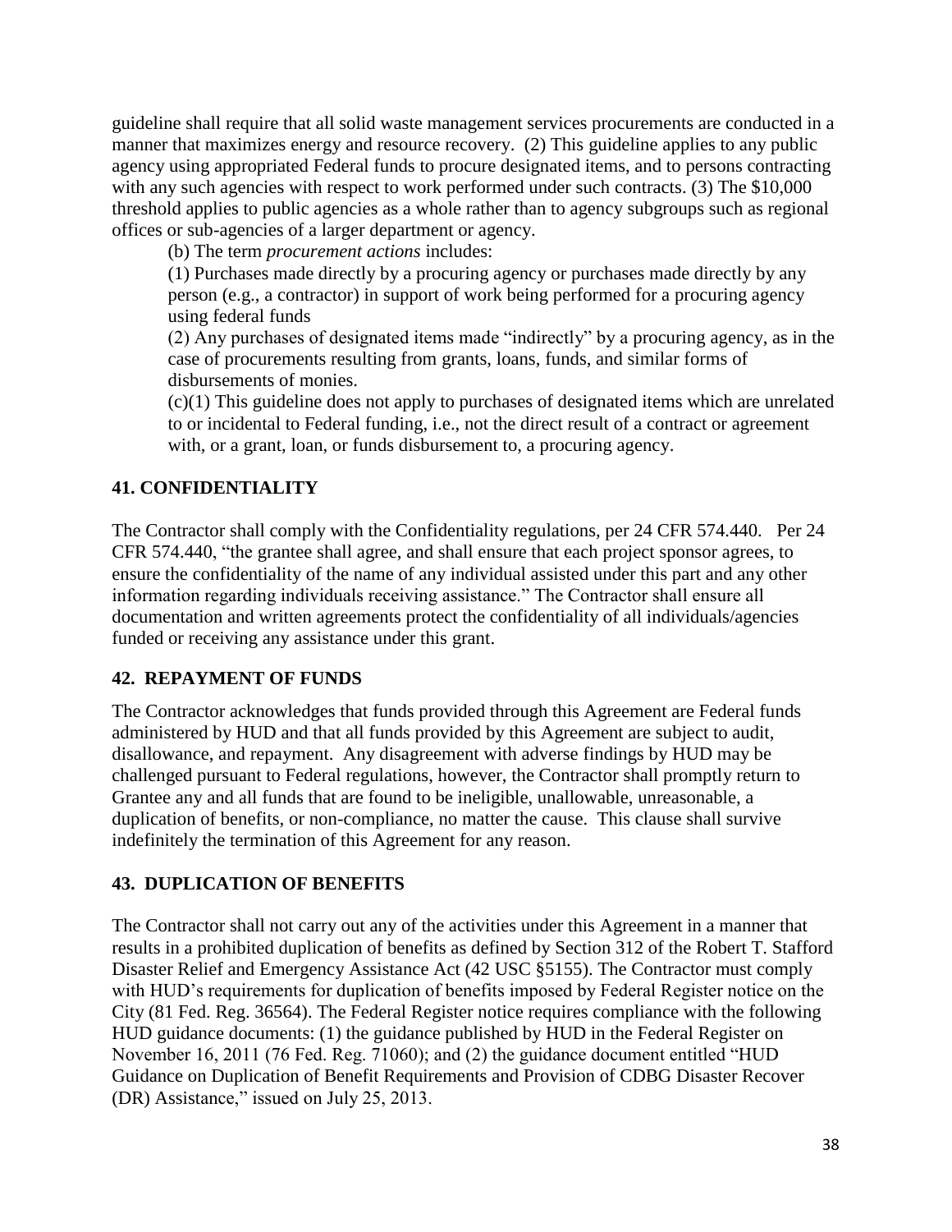guideline shall require that all solid waste management services procurements are conducted in a manner that maximizes energy and resource recovery. (2) This guideline applies to any public agency using appropriated Federal funds to procure designated items, and to persons contracting with any such agencies with respect to work performed under such contracts. (3) The $10,000 threshold applies to public agencies as a whole rather than to agency subgroups such as regional offices or sub-agencies of a larger department or agency.

(b) The term *procurement actions* includes:

(1) Purchases made directly by a procuring agency or purchases made directly by any person (e.g., a contractor) in support of work being performed for a procuring agency using federal funds

(2) Any purchases of designated items made "indirectly" by a procuring agency, as in the case of procurements resulting from grants, loans, funds, and similar forms of disbursements of monies.

(c)(1) This guideline does not apply to purchases of designated items which are unrelated to or incidental to Federal funding, i.e., not the direct result of a contract or agreement with, or a grant, loan, or funds disbursement to, a procuring agency.

## 41. CONFIDENTIALITY

The Contractor shall comply with the Confidentiality regulations, per 24 CFR 574.440. Per 24 CFR 574.440, "the grantee shall agree, and shall ensure that each project sponsor agrees, to ensure the confidentiality of the name of any individual assisted under this part and any other information regarding individuals receiving assistance." The Contractor shall ensure all documentation and written agreements protect the confidentiality of all individuals/agencies funded or receiving any assistance under this grant.

## 42. REPAYMENT OF FUNDS

The Contractor acknowledges that funds provided through this Agreement are Federal funds administered by HUD and that all funds provided by this Agreement are subject to audit, disallowance, and repayment. Any disagreement with adverse findings by HUD may be challenged pursuant to Federal regulations, however, the Contractor shall promptly return to Grantee any and all funds that are found to be ineligible, unallowable, unreasonable, a duplication of benefits, or non-compliance, no matter the cause. This clause shall survive indefinitely the termination of this Agreement for any reason.

## 43. DUPLICATION OF BENEFITS

The Contractor shall not carry out any of the activities under this Agreement in a manner that results in a prohibited duplication of benefits as defined by Section 312 of the Robert T. Stafford Disaster Relief and Emergency Assistance Act (42 USC §5155). The Contractor must comply with HUD's requirements for duplication of benefits imposed by Federal Register notice on the City (81 Fed. Reg. 36564). The Federal Register notice requires compliance with the following HUD guidance documents: (1) the guidance published by HUD in the Federal Register on November 16, 2011 (76 Fed. Reg. 71060); and (2) the guidance document entitled "HUD Guidance on Duplication of Benefit Requirements and Provision of CDBG Disaster Recover (DR) Assistance," issued on July 25, 2013.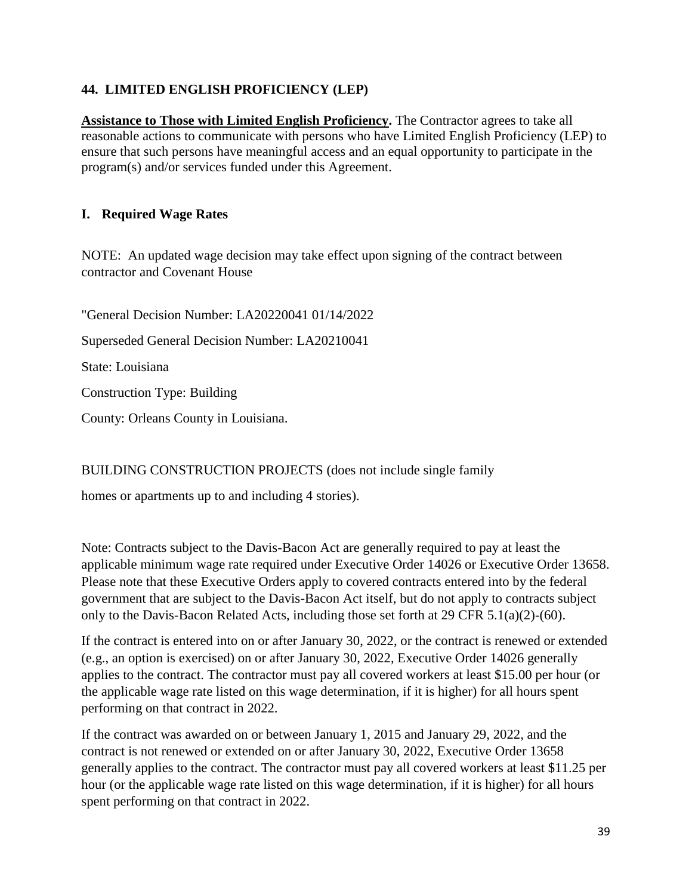## 44. LIMITED ENGLISH PROFICIENCY (LEP)

**Assistance to Those with Limited English Proficiency.** The Contractor agrees to take all reasonable actions to communicate with persons who have Limited English Proficiency (LEP) to ensure that such persons have meaningful access and an equal opportunity to participate in the program(s) and/or services funded under this Agreement.

## I. Required Wage Rates

NOTE: An updated wage decision may take effect upon signing of the contract between contractor and Covenant House

"General Decision Number: LA20220041 01/14/2022

Superseded General Decision Number: LA20210041

State: Louisiana

Construction Type: Building

County: Orleans County in Louisiana.

BUILDING CONSTRUCTION PROJECTS (does not include single family

homes or apartments up to and including 4 stories).

Note: Contracts subject to the Davis-Bacon Act are generally required to pay at least the applicable minimum wage rate required under Executive Order 14026 or Executive Order 13658. Please note that these Executive Orders apply to covered contracts entered into by the federal government that are subject to the Davis-Bacon Act itself, but do not apply to contracts subject only to the Davis-Bacon Related Acts, including those set forth at 29 CFR 5.1(a)(2)-(60).

If the contract is entered into on or after January 30, 2022, or the contract is renewed or extended (e.g., an option is exercised) on or after January 30, 2022, Executive Order 14026 generally applies to the contract. The contractor must pay all covered workers at least $15.00 per hour (or the applicable wage rate listed on this wage determination, if it is higher) for all hours spent performing on that contract in 2022.

If the contract was awarded on or between January 1, 2015 and January 29, 2022, and the contract is not renewed or extended on or after January 30, 2022, Executive Order 13658 generally applies to the contract. The contractor must pay all covered workers at least $11.25 per hour (or the applicable wage rate listed on this wage determination, if it is higher) for all hours spent performing on that contract in 2022.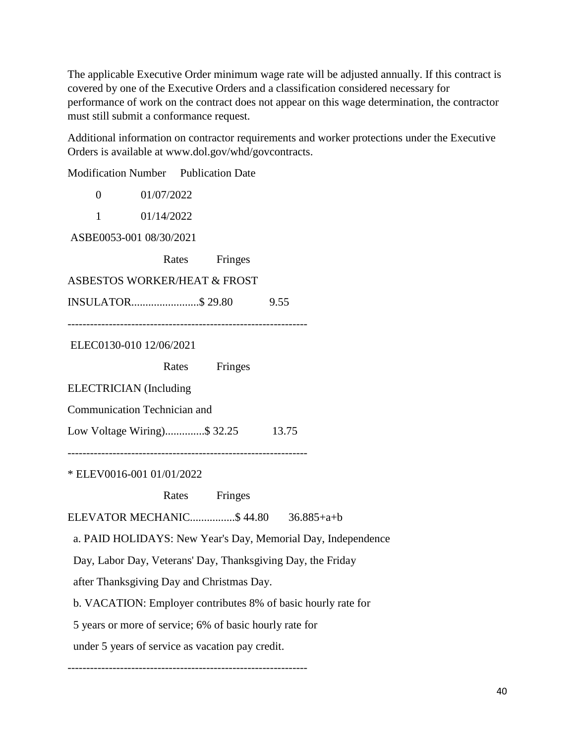The applicable Executive Order minimum wage rate will be adjusted annually. If this contract is covered by one of the Executive Orders and a classification considered necessary for performance of work on the contract does not appear on this wage determination, the contractor must still submit a conformance request.

Additional information on contractor requirements and worker protections under the Executive Orders is available at www.dol.gov/whd/govcontracts.

| Modification Number | Publication Date |
|---|---|
| 0 | 01/07/2022 |
| 1 | 01/14/2022 |

ASBE0053-001 08/30/2021

| | Rates | Fringes |
|---|---|---|
| ASBESTOS WORKER/HEAT & FROST INSULATOR........................ | $ 29.80 | 9.55 |

----------------------------------------------------------------

ELEC0130-010 12/06/2021

| | Rates | Fringes |
|---|---|---|
| ELECTRICIAN (Including Communication Technician and Low Voltage Wiring).............. | $ 32.25 | 13.75 |

----------------------------------------------------------------

* ELEV0016-001 01/01/2022

| | Rates | Fringes |
|---|---|---|
| ELEVATOR MECHANIC................ | $ 44.80 | 36.885+a+b |

a. PAID HOLIDAYS: New Year's Day, Memorial Day, Independence Day, Labor Day, Veterans' Day, Thanksgiving Day, the Friday after Thanksgiving Day and Christmas Day.

b. VACATION: Employer contributes 8% of basic hourly rate for 5 years or more of service; 6% of basic hourly rate for under 5 years of service as vacation pay credit.

----------------------------------------------------------------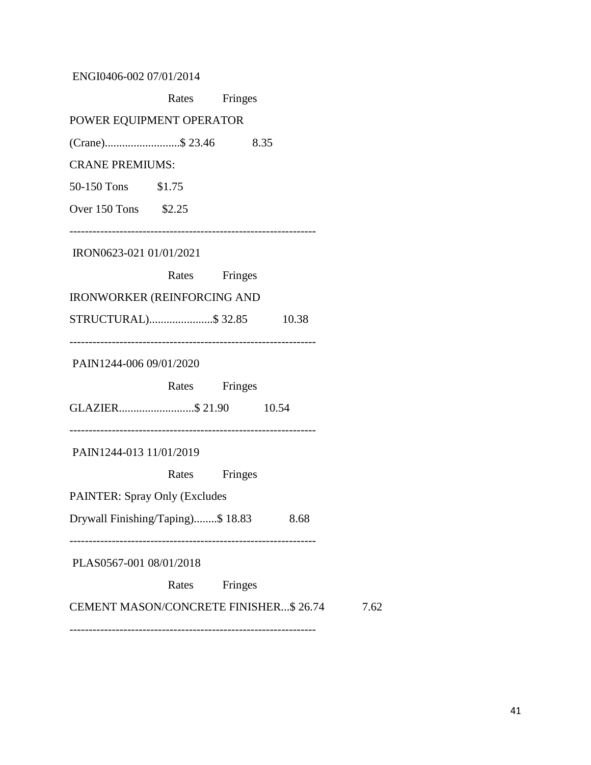ENGI0406-002 07/01/2014

| | Rates | Fringes |
|---|---|---|
| POWER EQUIPMENT OPERATOR | | |
| (Crane) | $ 23.46 | 8.35 |

CRANE PREMIUMS:

50-150 Tons $1.75

Over 150 Tons $2.25

----------------------------------------------------------------

IRON0623-021 01/01/2021

| | Rates | Fringes |
|---|---|---|
| IRONWORKER (REINFORCING AND STRUCTURAL) | $ 32.85 | 10.38 |

----------------------------------------------------------------

PAIN1244-006 09/01/2020

| | Rates | Fringes |
|---|---|---|
| GLAZIER | $ 21.90 | 10.54 |

----------------------------------------------------------------

PAIN1244-013 11/01/2019

| | Rates | Fringes |
|---|---|---|
| PAINTER: Spray Only (Excludes Drywall Finishing/Taping) | $ 18.83 | 8.68 |

----------------------------------------------------------------

PLAS0567-001 08/01/2018

| | Rates | Fringes |
|---|---|---|
| CEMENT MASON/CONCRETE FINISHER | $ 26.74 | 7.62 |

----------------------------------------------------------------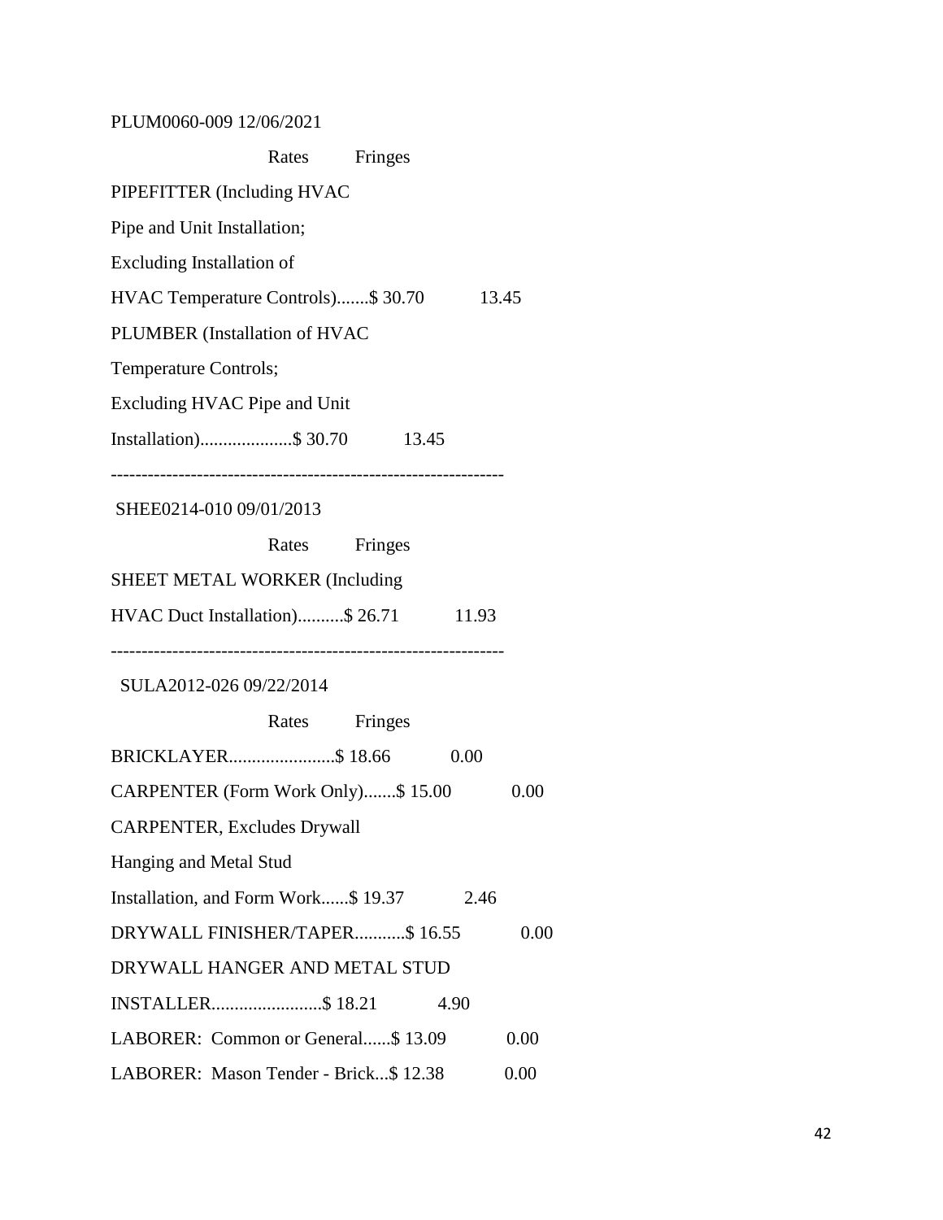PLUM0060-009 12/06/2021

| | Rates | Fringes |
|---|---|---|
| PIPEFITTER (Including HVAC Pipe and Unit Installation; Excluding Installation of HVAC Temperature Controls) | $ 30.70 | 13.45 |
| PLUMBER (Installation of HVAC Temperature Controls; Excluding HVAC Pipe and Unit Installation) | $ 30.70 | 13.45 |

----------------------------------------------------------------

SHEE0214-010 09/01/2013

| | Rates | Fringes |
|---|---|---|
| SHEET METAL WORKER (Including HVAC Duct Installation) | $ 26.71 | 11.93 |

----------------------------------------------------------------

SULA2012-026 09/22/2014

| | Rates | Fringes |
|---|---|---|
| BRICKLAYER | $ 18.66 | 0.00 |
| CARPENTER (Form Work Only) | $ 15.00 | 0.00 |
| CARPENTER, Excludes Drywall Hanging and Metal Stud Installation, and Form Work | $ 19.37 | 2.46 |
| DRYWALL FINISHER/TAPER | $ 16.55 | 0.00 |
| DRYWALL HANGER AND METAL STUD INSTALLER | $ 18.21 | 4.90 |
| LABORER: Common or General | $ 13.09 | 0.00 |
| LABORER: Mason Tender - Brick | $ 12.38 | 0.00 |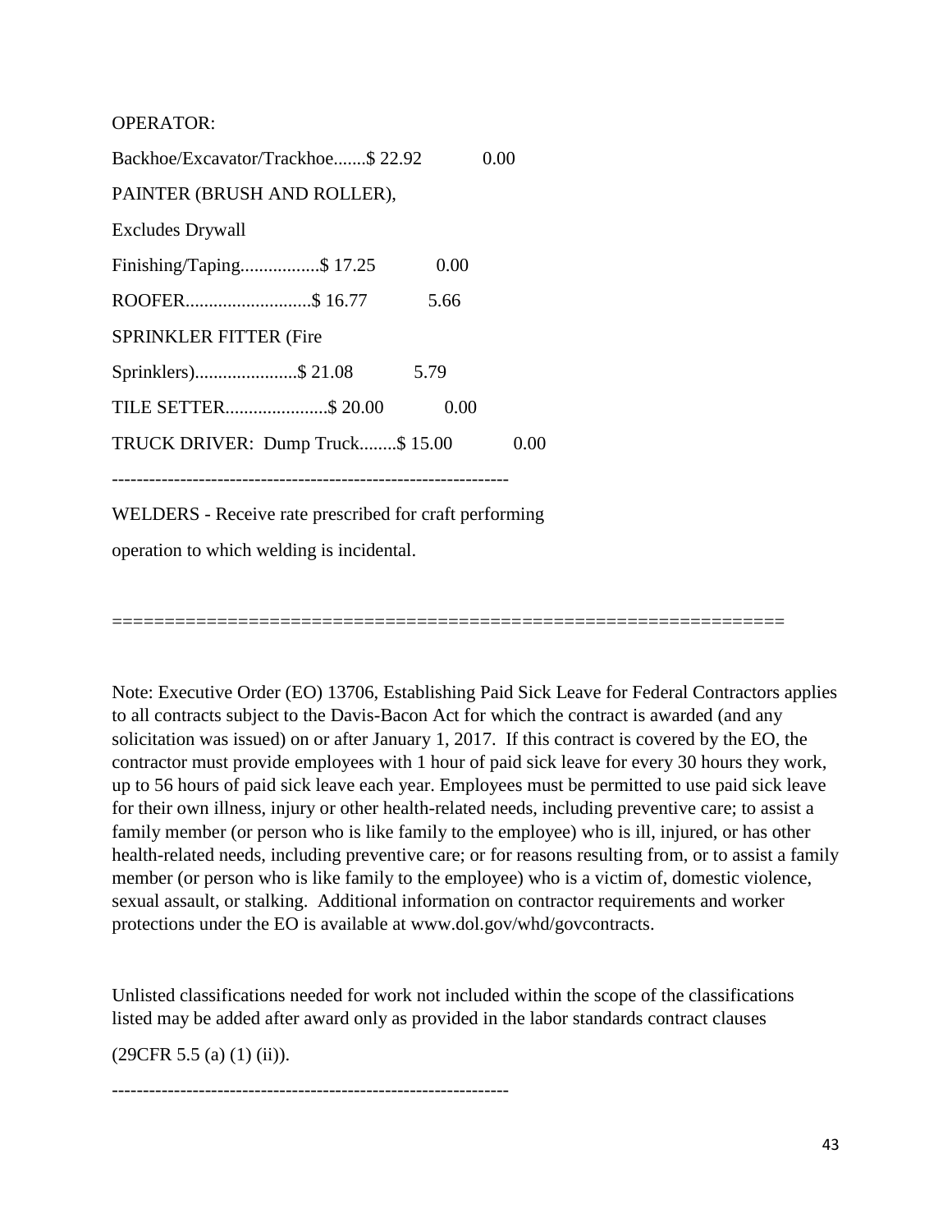OPERATOR:

Backhoe/Excavator/Trackhoe.......$ 22.92 0.00

PAINTER (BRUSH AND ROLLER),

Excludes Drywall

Finishing/Taping.................$ 17.25 0.00

ROOFER...........................$ 16.77 5.66

SPRINKLER FITTER (Fire

Sprinklers)......................$ 21.08 5.79

TILE SETTER......................$ 20.00 0.00

TRUCK DRIVER: Dump Truck........$ 15.00 0.00

----------------------------------------------------------------

WELDERS - Receive rate prescribed for craft performing

operation to which welding is incidental.

================================================================

Note: Executive Order (EO) 13706, Establishing Paid Sick Leave for Federal Contractors applies to all contracts subject to the Davis-Bacon Act for which the contract is awarded (and any solicitation was issued) on or after January 1, 2017. If this contract is covered by the EO, the contractor must provide employees with 1 hour of paid sick leave for every 30 hours they work, up to 56 hours of paid sick leave each year. Employees must be permitted to use paid sick leave for their own illness, injury or other health-related needs, including preventive care; to assist a family member (or person who is like family to the employee) who is ill, injured, or has other health-related needs, including preventive care; or for reasons resulting from, or to assist a family member (or person who is like family to the employee) who is a victim of, domestic violence, sexual assault, or stalking. Additional information on contractor requirements and worker protections under the EO is available at www.dol.gov/whd/govcontracts.

Unlisted classifications needed for work not included within the scope of the classifications listed may be added after award only as provided in the labor standards contract clauses

(29CFR 5.5 (a) (1) (ii)).

----------------------------------------------------------------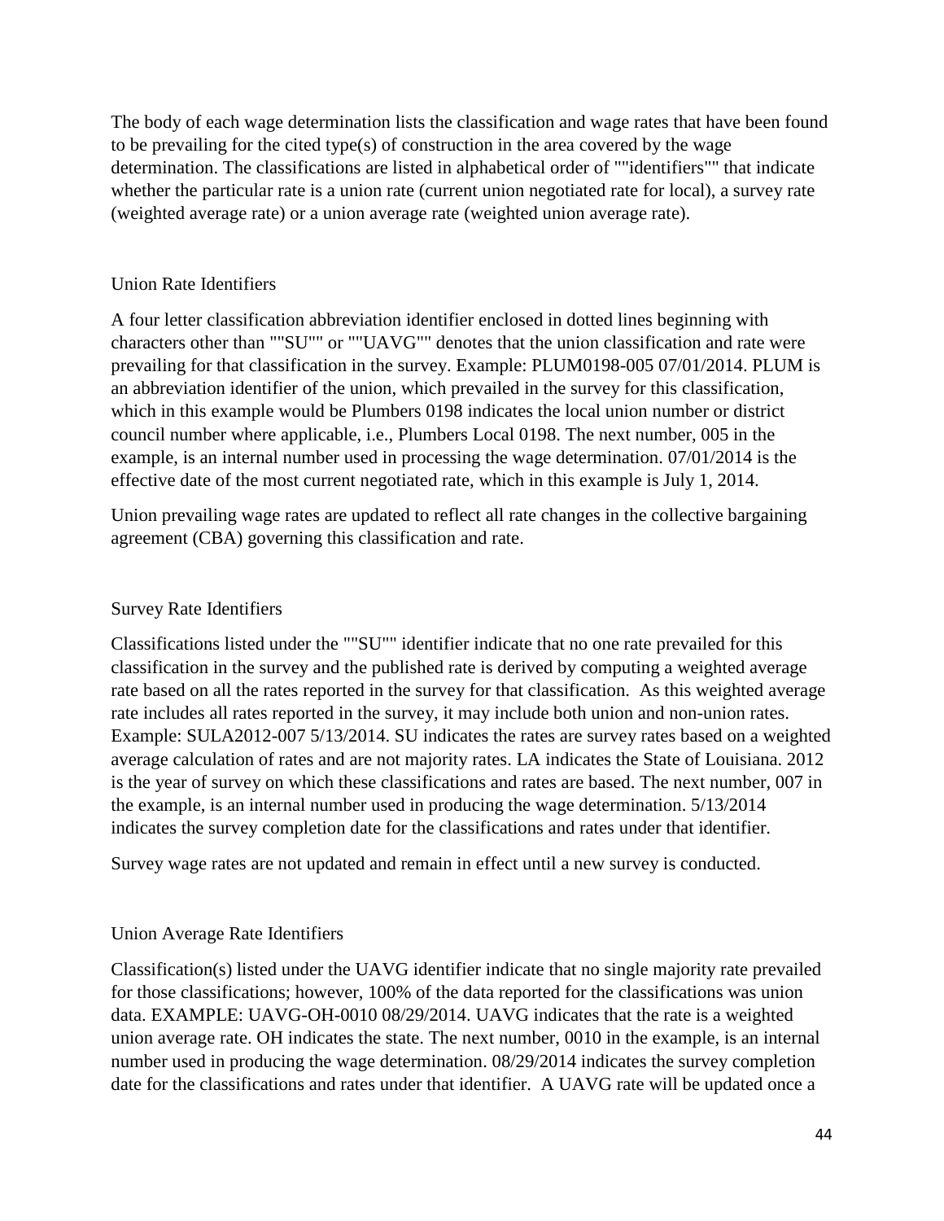The body of each wage determination lists the classification and wage rates that have been found to be prevailing for the cited type(s) of construction in the area covered by the wage determination. The classifications are listed in alphabetical order of ""identifiers"" that indicate whether the particular rate is a union rate (current union negotiated rate for local), a survey rate (weighted average rate) or a union average rate (weighted union average rate).

## Union Rate Identifiers

A four letter classification abbreviation identifier enclosed in dotted lines beginning with characters other than ""SU"" or ""UAVG"" denotes that the union classification and rate were prevailing for that classification in the survey. Example: PLUM0198-005 07/01/2014. PLUM is an abbreviation identifier of the union, which prevailed in the survey for this classification, which in this example would be Plumbers 0198 indicates the local union number or district council number where applicable, i.e., Plumbers Local 0198. The next number, 005 in the example, is an internal number used in processing the wage determination. 07/01/2014 is the effective date of the most current negotiated rate, which in this example is July 1, 2014.

Union prevailing wage rates are updated to reflect all rate changes in the collective bargaining agreement (CBA) governing this classification and rate.

## Survey Rate Identifiers

Classifications listed under the ""SU"" identifier indicate that no one rate prevailed for this classification in the survey and the published rate is derived by computing a weighted average rate based on all the rates reported in the survey for that classification. As this weighted average rate includes all rates reported in the survey, it may include both union and non-union rates. Example: SULA2012-007 5/13/2014. SU indicates the rates are survey rates based on a weighted average calculation of rates and are not majority rates. LA indicates the State of Louisiana. 2012 is the year of survey on which these classifications and rates are based. The next number, 007 in the example, is an internal number used in producing the wage determination. 5/13/2014 indicates the survey completion date for the classifications and rates under that identifier.

Survey wage rates are not updated and remain in effect until a new survey is conducted.

## Union Average Rate Identifiers

Classification(s) listed under the UAVG identifier indicate that no single majority rate prevailed for those classifications; however, 100% of the data reported for the classifications was union data. EXAMPLE: UAVG-OH-0010 08/29/2014. UAVG indicates that the rate is a weighted union average rate. OH indicates the state. The next number, 0010 in the example, is an internal number used in producing the wage determination. 08/29/2014 indicates the survey completion date for the classifications and rates under that identifier. A UAVG rate will be updated once a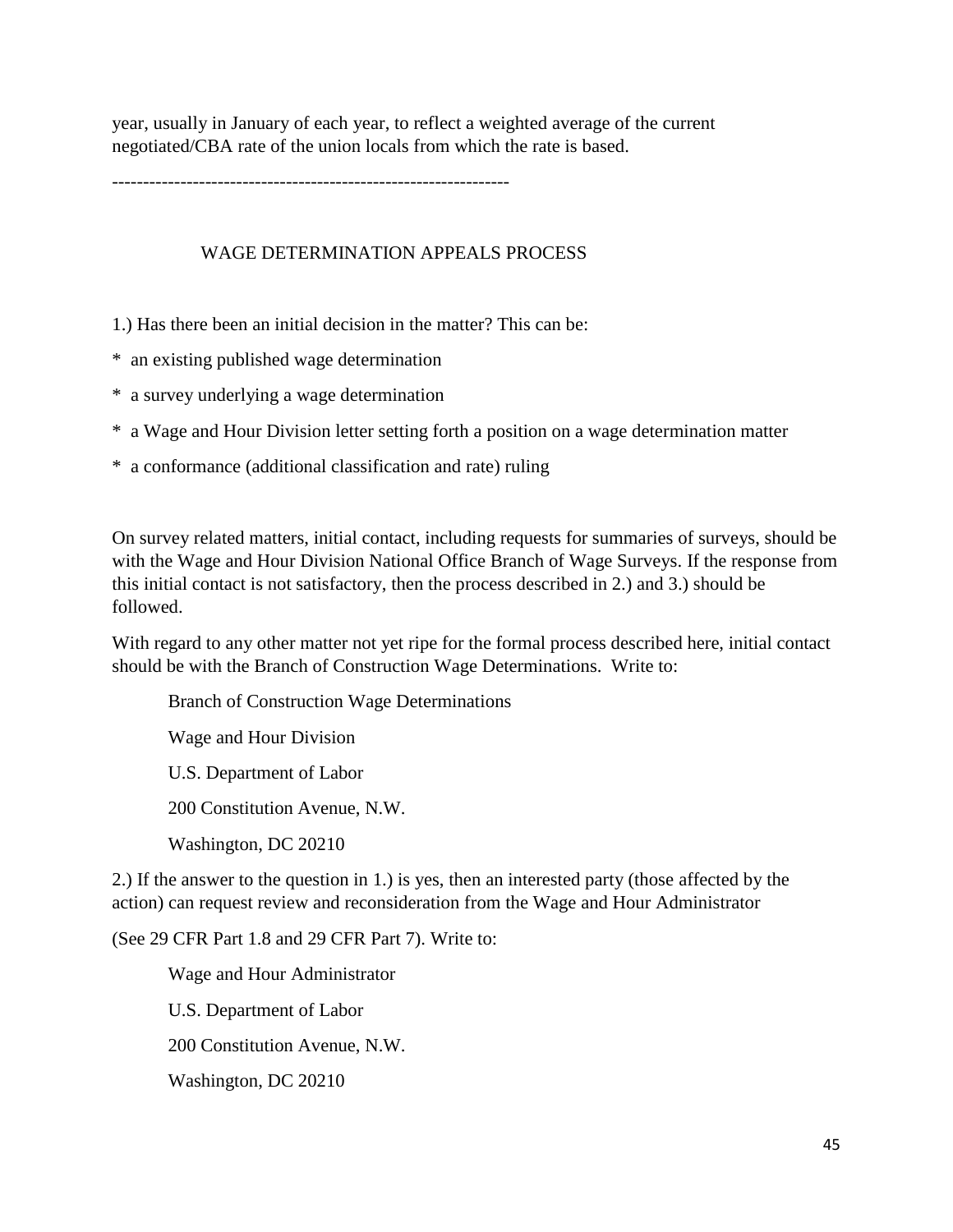year, usually in January of each year, to reflect a weighted average of the current negotiated/CBA rate of the union locals from which the rate is based.

----------------------------------------------------------------

## WAGE DETERMINATION APPEALS PROCESS

1.) Has there been an initial decision in the matter? This can be:

* an existing published wage determination
* a survey underlying a wage determination
* a Wage and Hour Division letter setting forth a position on a wage determination matter
* a conformance (additional classification and rate) ruling

On survey related matters, initial contact, including requests for summaries of surveys, should be with the Wage and Hour Division National Office Branch of Wage Surveys. If the response from this initial contact is not satisfactory, then the process described in 2.) and 3.) should be followed.

With regard to any other matter not yet ripe for the formal process described here, initial contact should be with the Branch of Construction Wage Determinations. Write to:

Branch of Construction Wage Determinations

Wage and Hour Division

U.S. Department of Labor

200 Constitution Avenue, N.W.

Washington, DC 20210

2.) If the answer to the question in 1.) is yes, then an interested party (those affected by the action) can request review and reconsideration from the Wage and Hour Administrator

(See 29 CFR Part 1.8 and 29 CFR Part 7). Write to:

Wage and Hour Administrator

U.S. Department of Labor

200 Constitution Avenue, N.W.

Washington, DC 20210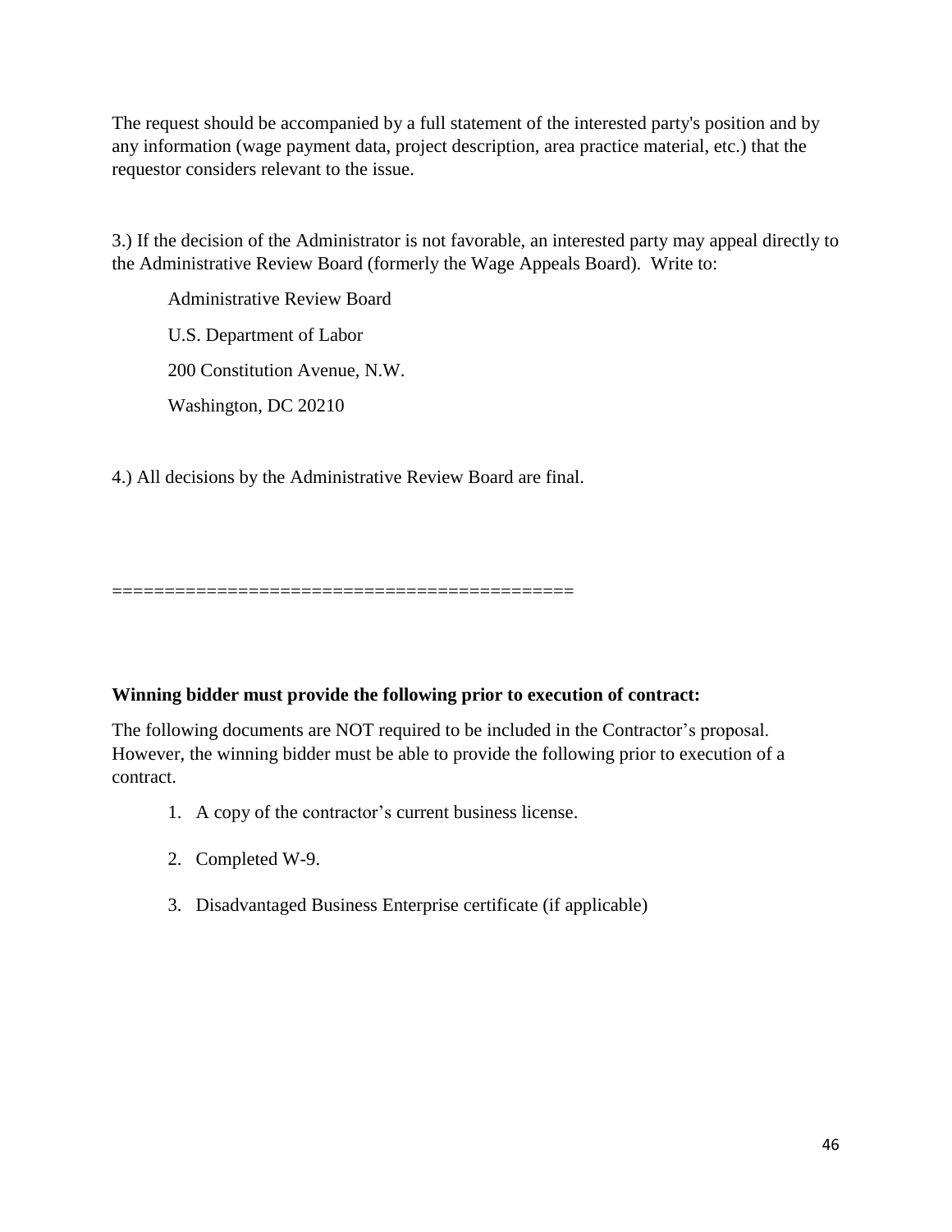The request should be accompanied by a full statement of the interested party's position and by any information (wage payment data, project description, area practice material, etc.) that the requestor considers relevant to the issue.

3.) If the decision of the Administrator is not favorable, an interested party may appeal directly to the Administrative Review Board (formerly the Wage Appeals Board). Write to:

Administrative Review Board

U.S. Department of Labor

200 Constitution Avenue, N.W.

Washington, DC 20210

4.) All decisions by the Administrative Review Board are final.

============================================

**Winning bidder must provide the following prior to execution of contract:**

The following documents are NOT required to be included in the Contractor's proposal. However, the winning bidder must be able to provide the following prior to execution of a contract.

1. A copy of the contractor's current business license.
2. Completed W-9.
3. Disadvantaged Business Enterprise certificate (if applicable)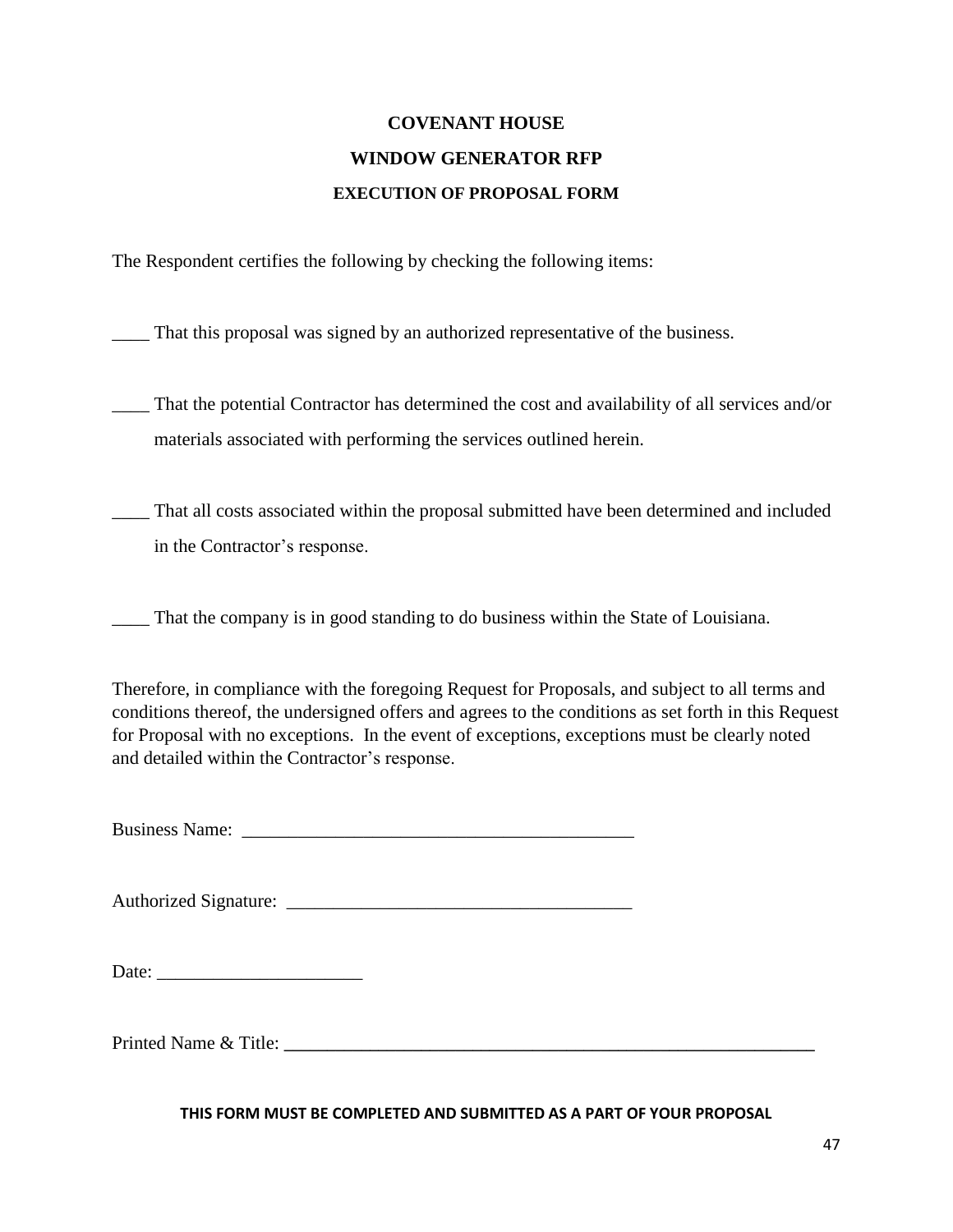# COVENANT HOUSE

## WINDOW GENERATOR RFP

### EXECUTION OF PROPOSAL FORM

The Respondent certifies the following by checking the following items:

____ That this proposal was signed by an authorized representative of the business.

____ That the potential Contractor has determined the cost and availability of all services and/or materials associated with performing the services outlined herein.

____ That all costs associated within the proposal submitted have been determined and included in the Contractor's response.

____ That the company is in good standing to do business within the State of Louisiana.

Therefore, in compliance with the foregoing Request for Proposals, and subject to all terms and conditions thereof, the undersigned offers and agrees to the conditions as set forth in this Request for Proposal with no exceptions. In the event of exceptions, exceptions must be clearly noted and detailed within the Contractor's response.

Business Name: ___________________________________________

Authorized Signature: _____________________________________

Date: ______________________

Printed Name & Title: ____________________________________________________________

**THIS FORM MUST BE COMPLETED AND SUBMITTED AS A PART OF YOUR PROPOSAL**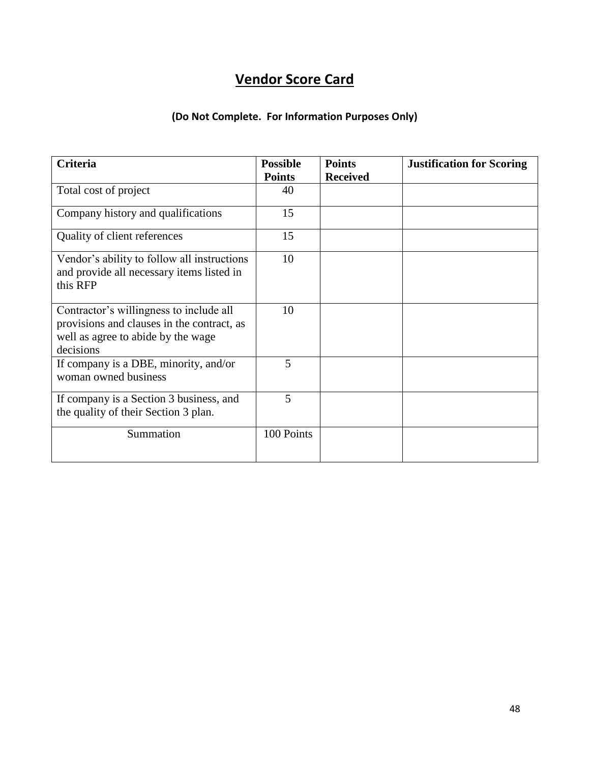# Vendor Score Card

**(Do Not Complete. For Information Purposes Only)**

| **Criteria** | **Possible Points** | **Points Received** | **Justification for Scoring** |
|---|---|---|---|
| Total cost of project | 40 | | |
| Company history and qualifications | 15 | | |
| Quality of client references | 15 | | |
| Vendor's ability to follow all instructions and provide all necessary items listed in this RFP | 10 | | |
| Contractor's willingness to include all provisions and clauses in the contract, as well as agree to abide by the wage decisions | 10 | | |
| If company is a DBE, minority, and/or woman owned business | 5 | | |
| If company is a Section 3 business, and the quality of their Section 3 plan. | 5 | | |
| Summation | 100 Points | | |